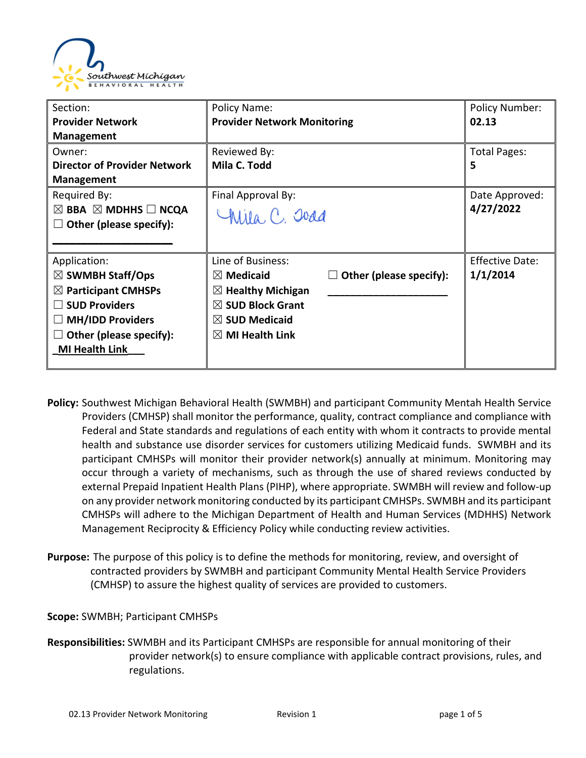| Section: **Provider Network Management** | Policy Name: **Provider Network Monitoring** | | Policy Number: **02.13** |
|---|---|---|---|
| Owner: **Director of Provider Network Management** | Reviewed By: **Mila C. Todd** | | Total Pages: **5** |
| Required By: ☒ **BBA** ☒ **MDHHS** ☐ **NCQA** ☐ **Other (please specify):** ______________________ | Final Approval By: Mila C. Todd | | Date Approved: **4/27/2022** |
| Application: ☒ **SWMBH Staff/Ops** ☒ **Participant CMHSPs** ☐ **SUD Providers** ☐ **MH/IDD Providers** ☐ **Other (please specify):** **_MI Health Link___** | Line of Business: ☒ **Medicaid** ☒ **Healthy Michigan** ☒ **SUD Block Grant** ☒ **SUD Medicaid** ☒ **MI Health Link** | ☐ **Other (please specify):** ______________________ | Effective Date: **1/1/2014** |

**Policy:** Southwest Michigan Behavioral Health (SWMBH) and participant Community Mentah Health Service Providers (CMHSP) shall monitor the performance, quality, contract compliance and compliance with Federal and State standards and regulations of each entity with whom it contracts to provide mental health and substance use disorder services for customers utilizing Medicaid funds. SWMBH and its participant CMHSPs will monitor their provider network(s) annually at minimum. Monitoring may occur through a variety of mechanisms, such as through the use of shared reviews conducted by external Prepaid Inpatient Health Plans (PIHP), where appropriate. SWMBH will review and follow-up on any provider network monitoring conducted by its participant CMHSPs. SWMBH and its participant CMHSPs will adhere to the Michigan Department of Health and Human Services (MDHHS) Network Management Reciprocity & Efficiency Policy while conducting review activities.

**Purpose:** The purpose of this policy is to define the methods for monitoring, review, and oversight of contracted providers by SWMBH and participant Community Mental Health Service Providers (CMHSP) to assure the highest quality of services are provided to customers.

**Scope:** SWMBH; Participant CMHSPs

**Responsibilities:** SWMBH and its Participant CMHSPs are responsible for annual monitoring of their provider network(s) to ensure compliance with applicable contract provisions, rules, and regulations.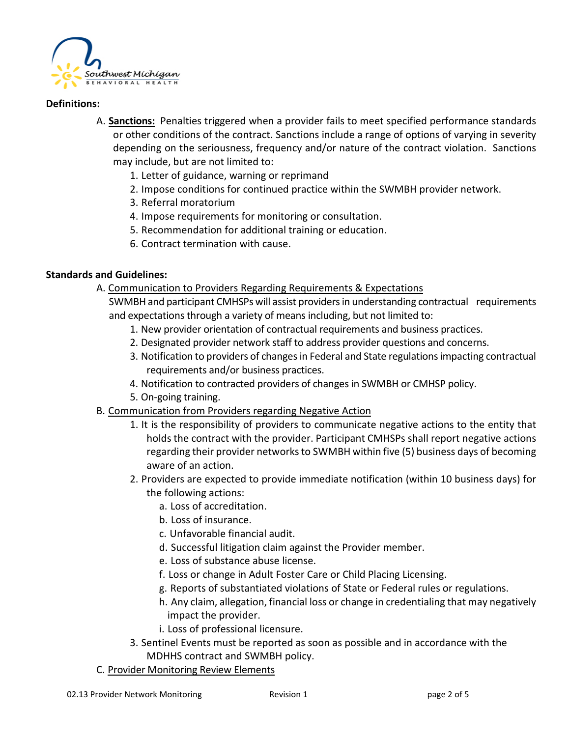**Definitions:**

A. **<u>Sanctions:</u>** Penalties triggered when a provider fails to meet specified performance standards or other conditions of the contract. Sanctions include a range of options of varying in severity depending on the seriousness, frequency and/or nature of the contract violation. Sanctions may include, but are not limited to:
   1. Letter of guidance, warning or reprimand
   2. Impose conditions for continued practice within the SWMBH provider network.
   3. Referral moratorium
   4. Impose requirements for monitoring or consultation.
   5. Recommendation for additional training or education.
   6. Contract termination with cause.

**Standards and Guidelines:**

A. <u>Communication to Providers Regarding Requirements & Expectations</u>
   SWMBH and participant CMHSPs will assist providers in understanding contractual requirements and expectations through a variety of means including, but not limited to:
   1. New provider orientation of contractual requirements and business practices.
   2. Designated provider network staff to address provider questions and concerns.
   3. Notification to providers of changes in Federal and State regulations impacting contractual requirements and/or business practices.
   4. Notification to contracted providers of changes in SWMBH or CMHSP policy.
   5. On-going training.

B. <u>Communication from Providers regarding Negative Action</u>
   1. It is the responsibility of providers to communicate negative actions to the entity that holds the contract with the provider. Participant CMHSPs shall report negative actions regarding their provider networks to SWMBH within five (5) business days of becoming aware of an action.
   2. Providers are expected to provide immediate notification (within 10 business days) for the following actions:
      a. Loss of accreditation.
      b. Loss of insurance.
      c. Unfavorable financial audit.
      d. Successful litigation claim against the Provider member.
      e. Loss of substance abuse license.
      f. Loss or change in Adult Foster Care or Child Placing Licensing.
      g. Reports of substantiated violations of State or Federal rules or regulations.
      h. Any claim, allegation, financial loss or change in credentialing that may negatively impact the provider.
      i. Loss of professional licensure.
   3. Sentinel Events must be reported as soon as possible and in accordance with the MDHHS contract and SWMBH policy.

C. <u>Provider Monitoring Review Elements</u>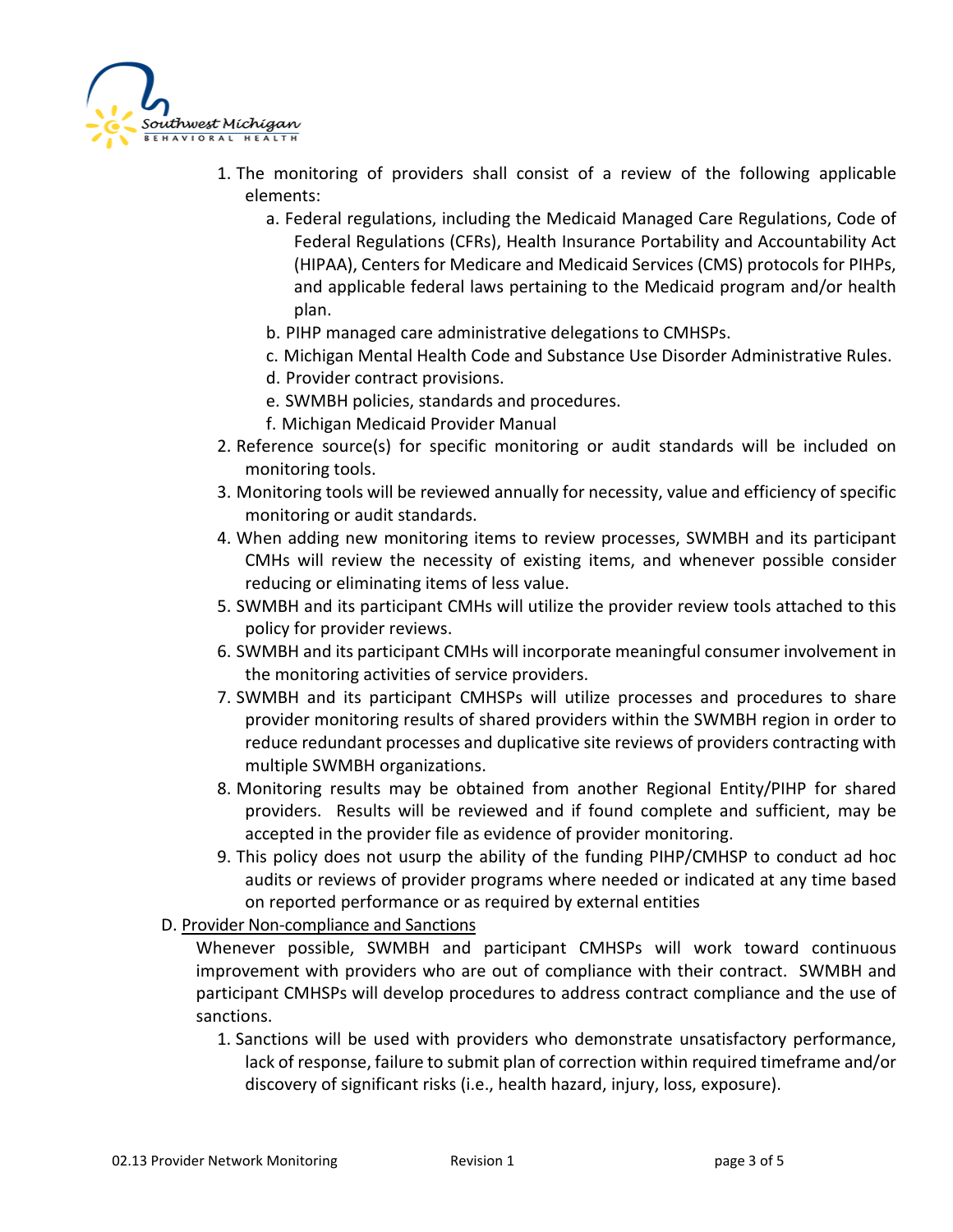1. The monitoring of providers shall consist of a review of the following applicable elements:
   a. Federal regulations, including the Medicaid Managed Care Regulations, Code of Federal Regulations (CFRs), Health Insurance Portability and Accountability Act (HIPAA), Centers for Medicare and Medicaid Services (CMS) protocols for PIHPs, and applicable federal laws pertaining to the Medicaid program and/or health plan.
   b. PIHP managed care administrative delegations to CMHSPs.
   c. Michigan Mental Health Code and Substance Use Disorder Administrative Rules.
   d. Provider contract provisions.
   e. SWMBH policies, standards and procedures.
   f. Michigan Medicaid Provider Manual
2. Reference source(s) for specific monitoring or audit standards will be included on monitoring tools.
3. Monitoring tools will be reviewed annually for necessity, value and efficiency of specific monitoring or audit standards.
4. When adding new monitoring items to review processes, SWMBH and its participant CMHs will review the necessity of existing items, and whenever possible consider reducing or eliminating items of less value.
5. SWMBH and its participant CMHs will utilize the provider review tools attached to this policy for provider reviews.
6. SWMBH and its participant CMHs will incorporate meaningful consumer involvement in the monitoring activities of service providers.
7. SWMBH and its participant CMHSPs will utilize processes and procedures to share provider monitoring results of shared providers within the SWMBH region in order to reduce redundant processes and duplicative site reviews of providers contracting with multiple SWMBH organizations.
8. Monitoring results may be obtained from another Regional Entity/PIHP for shared providers. Results will be reviewed and if found complete and sufficient, may be accepted in the provider file as evidence of provider monitoring.
9. This policy does not usurp the ability of the funding PIHP/CMHSP to conduct ad hoc audits or reviews of provider programs where needed or indicated at any time based on reported performance or as required by external entities

D. <u>Provider Non-compliance and Sanctions</u>

Whenever possible, SWMBH and participant CMHSPs will work toward continuous improvement with providers who are out of compliance with their contract. SWMBH and participant CMHSPs will develop procedures to address contract compliance and the use of sanctions.

1. Sanctions will be used with providers who demonstrate unsatisfactory performance, lack of response, failure to submit plan of correction within required timeframe and/or discovery of significant risks (i.e., health hazard, injury, loss, exposure).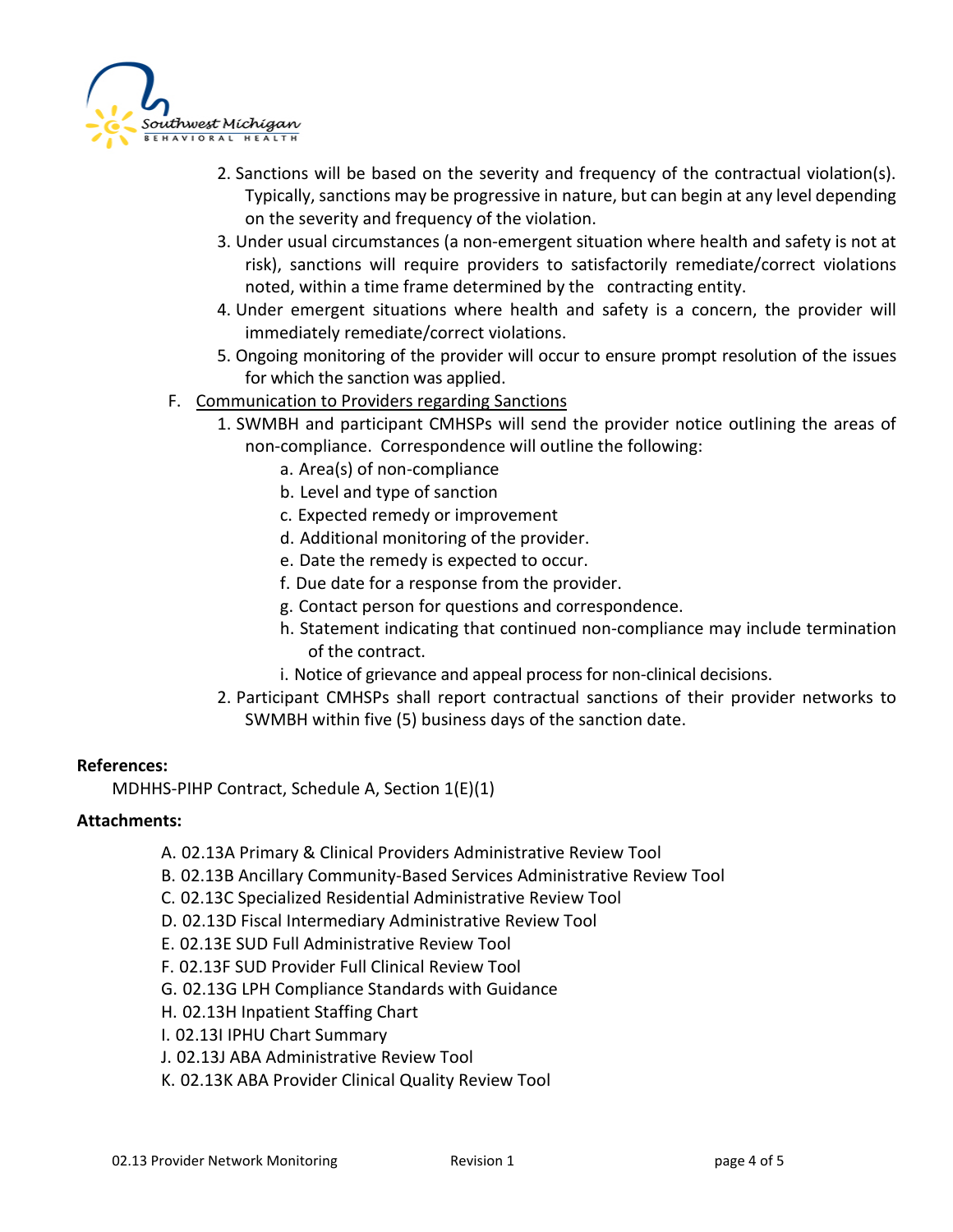2. Sanctions will be based on the severity and frequency of the contractual violation(s). Typically, sanctions may be progressive in nature, but can begin at any level depending on the severity and frequency of the violation.
3. Under usual circumstances (a non-emergent situation where health and safety is not at risk), sanctions will require providers to satisfactorily remediate/correct violations noted, within a time frame determined by the contracting entity.
4. Under emergent situations where health and safety is a concern, the provider will immediately remediate/correct violations.
5. Ongoing monitoring of the provider will occur to ensure prompt resolution of the issues for which the sanction was applied.

F. Communication to Providers regarding Sanctions

1. SWMBH and participant CMHSPs will send the provider notice outlining the areas of non-compliance. Correspondence will outline the following:
   a. Area(s) of non-compliance
   b. Level and type of sanction
   c. Expected remedy or improvement
   d. Additional monitoring of the provider.
   e. Date the remedy is expected to occur.
   f. Due date for a response from the provider.
   g. Contact person for questions and correspondence.
   h. Statement indicating that continued non-compliance may include termination of the contract.
   i. Notice of grievance and appeal process for non-clinical decisions.
2. Participant CMHSPs shall report contractual sanctions of their provider networks to SWMBH within five (5) business days of the sanction date.

**References:**

MDHHS-PIHP Contract, Schedule A, Section 1(E)(1)

**Attachments:**

A. 02.13A Primary & Clinical Providers Administrative Review Tool
B. 02.13B Ancillary Community-Based Services Administrative Review Tool
C. 02.13C Specialized Residential Administrative Review Tool
D. 02.13D Fiscal Intermediary Administrative Review Tool
E. 02.13E SUD Full Administrative Review Tool
F. 02.13F SUD Provider Full Clinical Review Tool
G. 02.13G LPH Compliance Standards with Guidance
H. 02.13H Inpatient Staffing Chart
I. 02.13I IPHU Chart Summary
J. 02.13J ABA Administrative Review Tool
K. 02.13K ABA Provider Clinical Quality Review Tool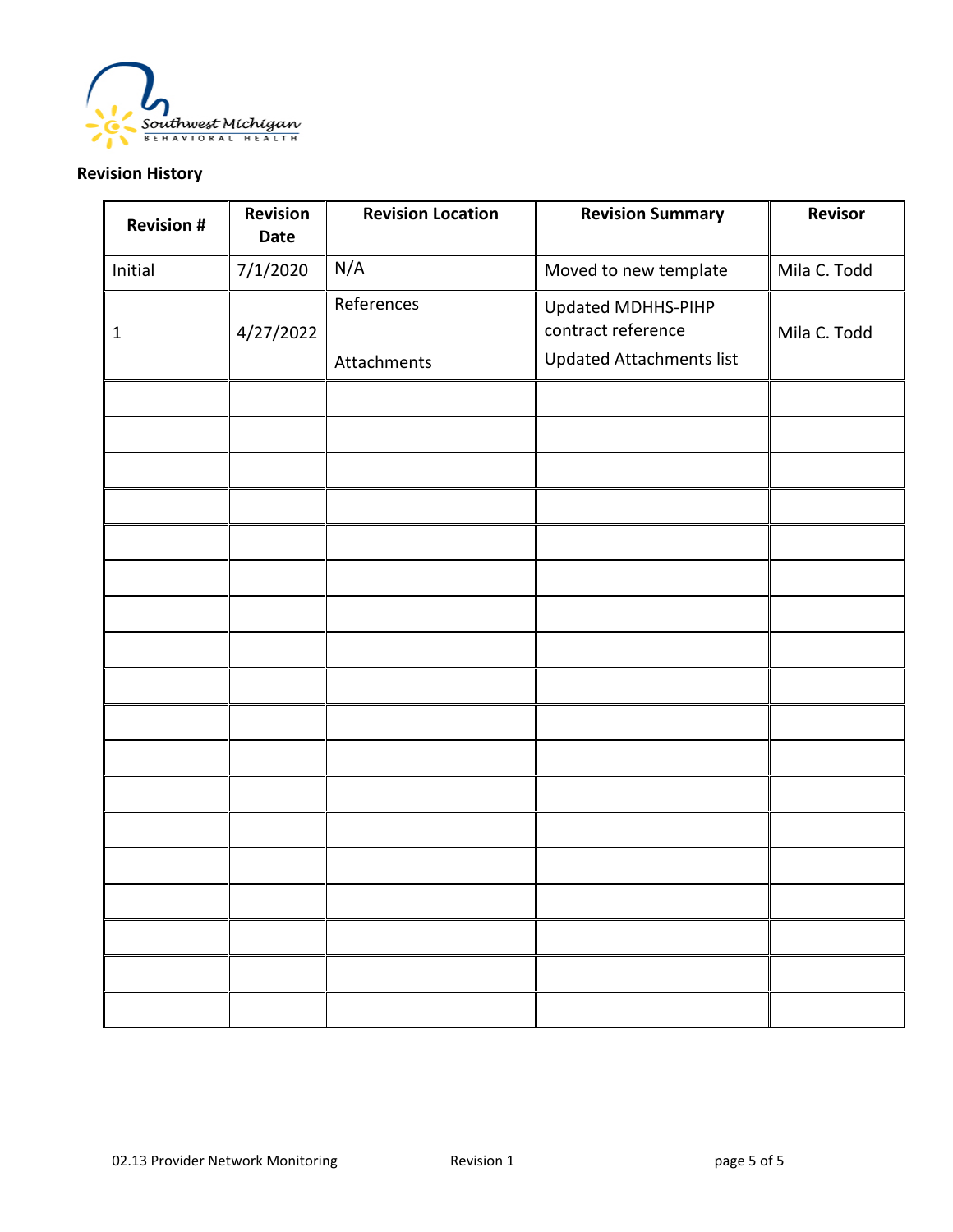**Revision History**

| Revision # | Revision Date | Revision Location | Revision Summary | Revisor |
|---|---|---|---|---|
| Initial | 7/1/2020 | N/A | Moved to new template | Mila C. Todd |
| 1 | 4/27/2022 | References<br><br>Attachments | Updated MDHHS-PIHP contract reference<br>Updated Attachments list | Mila C. Todd |
| | | | | |
| | | | | |
| | | | | |
| | | | | |
| | | | | |
| | | | | |
| | | | | |
| | | | | |
| | | | | |
| | | | | |
| | | | | |
| | | | | |
| | | | | |
| | | | | |
| | | | | |
| | | | | |
| | | | | |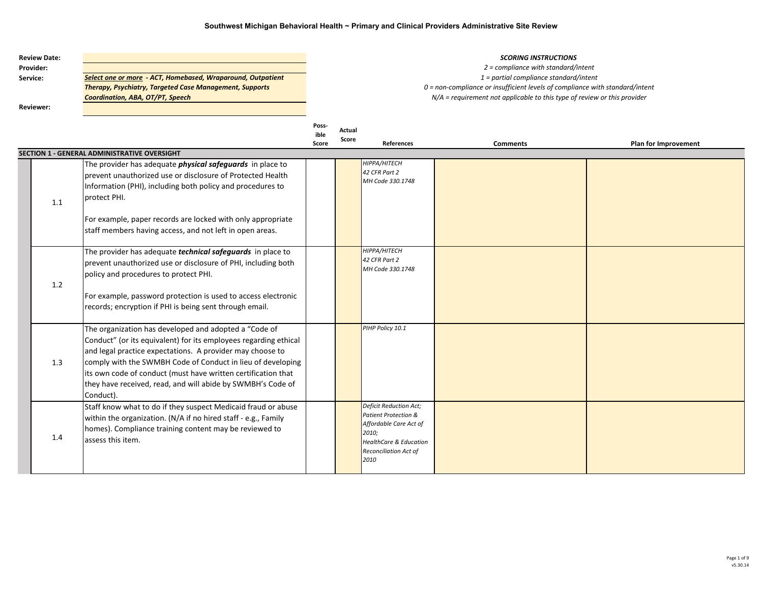**Southwest Michigan Behavioral Health ~ Primary and Clinical Providers Administrative Site Review**

**Review Date:**
**Provider:**
**Service:** ***Select one or more** - ACT, Homebased, Wraparound, Outpatient Therapy, Psychiatry, Targeted Case Management, Supports Coordination, ABA, OT/PT, Speech*
**Reviewer:**

***SCORING INSTRUCTIONS***
*2 = compliance with standard/intent*
*1 = partial compliance standard/intent*
*0 = non-compliance or insufficient levels of compliance with standard/intent*
*N/A = requirement not applicable to this type of review or this provider*

| | | Possible Score | Actual Score | References | Comments | Plan for Improvement |
|---|---|---|---|---|---|---|
| **SECTION 1 - GENERAL ADMINISTRATIVE OVERSIGHT** | | | | | | |
| 1.1 | The provider has adequate ***physical safeguards*** in place to prevent unauthorized use or disclosure of Protected Health Information (PHI), including both policy and procedures to protect PHI.<br><br>For example, paper records are locked with only appropriate staff members having access, and not left in open areas. | | | *HIPPA/HITECH*<br>*42 CFR Part 2*<br>*MH Code 330.1748* | | |
| 1.2 | The provider has adequate ***technical safeguards*** in place to prevent unauthorized use or disclosure of PHI, including both policy and procedures to protect PHI.<br><br>For example, password protection is used to access electronic records; encryption if PHI is being sent through email. | | | *HIPPA/HITECH*<br>*42 CFR Part 2*<br>*MH Code 330.1748* | | |
| 1.3 | The organization has developed and adopted a "Code of Conduct" (or its equivalent) for its employees regarding ethical and legal practice expectations. A provider may choose to comply with the SWMBH Code of Conduct in lieu of developing its own code of conduct (must have written certification that they have received, read, and will abide by SWMBH's Code of Conduct). | | | *PIHP Policy 10.1* | | |
| 1.4 | Staff know what to do if they suspect Medicaid fraud or abuse within the organization. (N/A if no hired staff - e.g., Family homes). Compliance training content may be reviewed to assess this item. | | | *Deficit Reduction Act;*<br>*Patient Protection & Affordable Care Act of 2010;*<br>*HealthCare & Education Reconciliation Act of 2010* | | |

v5.30.14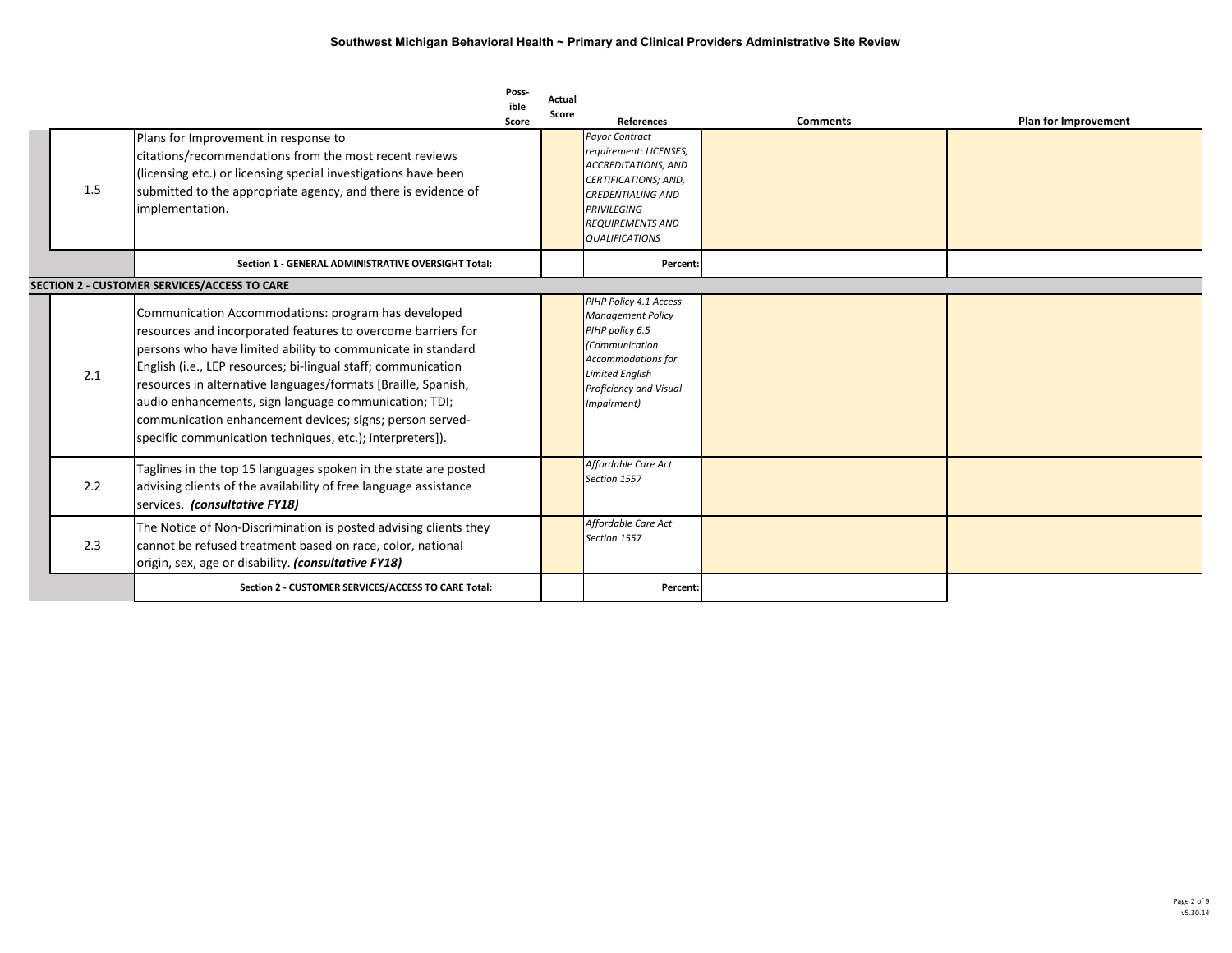## Southwest Michigan Behavioral Health ~ Primary and Clinical Providers Administrative Site Review

| | | Possible Score | Actual Score | References | Comments | Plan for Improvement |
|---|---|---|---|---|---|---|
| 1.5 | Plans for Improvement in response to citations/recommendations from the most recent reviews (licensing etc.) or licensing special investigations have been submitted to the appropriate agency, and there is evidence of implementation. | | | *Payor Contract requirement: LICENSES, ACCREDITATIONS, AND CERTIFICATIONS; AND, CREDENTIALING AND PRIVILEGING REQUIREMENTS AND QUALIFICATIONS* | | |
| | **Section 1 - GENERAL ADMINISTRATIVE OVERSIGHT Total:** | | | **Percent:** | | |
| **SECTION 2 - CUSTOMER SERVICES/ACCESS TO CARE** | | | | | | |
| 2.1 | Communication Accommodations: program has developed resources and incorporated features to overcome barriers for persons who have limited ability to communicate in standard English (i.e., LEP resources; bi-lingual staff; communication resources in alternative languages/formats [Braille, Spanish, audio enhancements, sign language communication; TDI; communication enhancement devices; signs; person served-specific communication techniques, etc.); interpreters]). | | | *PIHP Policy 4.1 Access Management Policy PIHP policy 6.5 (Communication Accommodations for Limited English Proficiency and Visual Impairment)* | | |
| 2.2 | Taglines in the top 15 languages spoken in the state are posted advising clients of the availability of free language assistance services. ***(consultative FY18)*** | | | *Affordable Care Act Section 1557* | | |
| 2.3 | The Notice of Non-Discrimination is posted advising clients they cannot be refused treatment based on race, color, national origin, sex, age or disability. ***(consultative FY18)*** | | | *Affordable Care Act Section 1557* | | |
| | **Section 2 - CUSTOMER SERVICES/ACCESS TO CARE Total:** | | | **Percent:** | | |

v5.30.14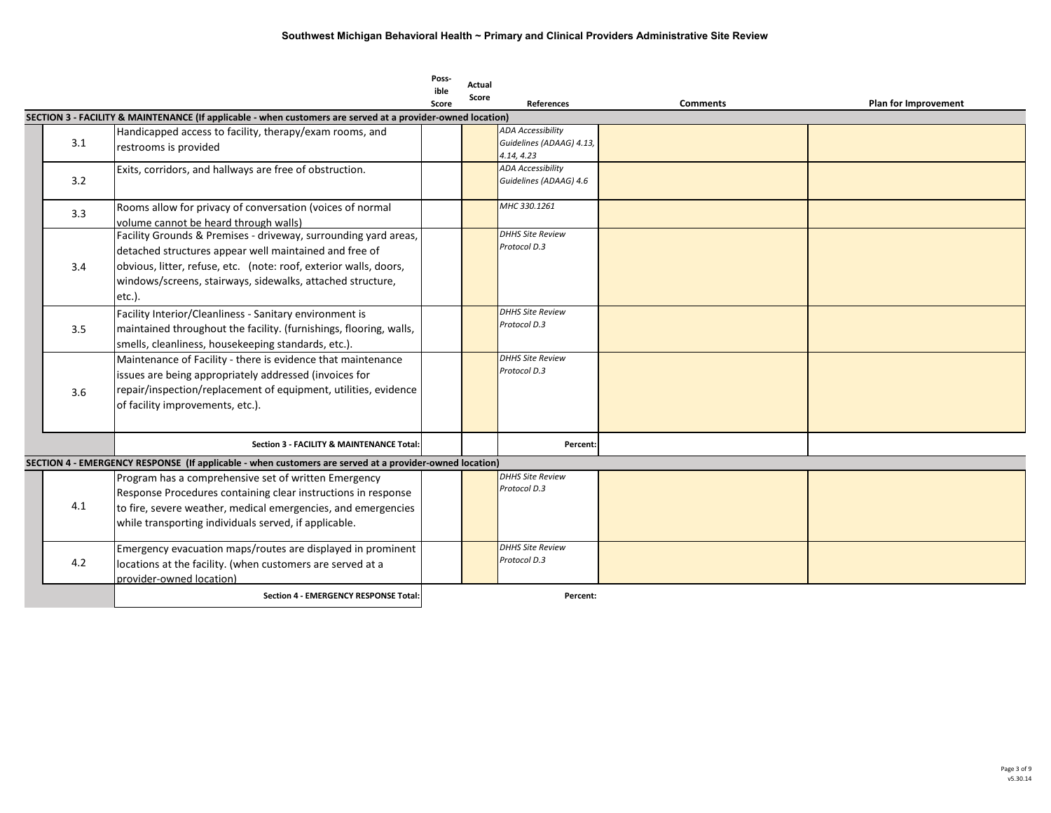## Southwest Michigan Behavioral Health ~ Primary and Clinical Providers Administrative Site Review

| | | Possible Score | Actual Score | References | Comments | Plan for Improvement |
|---|---|---|---|---|---|---|
| **SECTION 3 - FACILITY & MAINTENANCE (If applicable - when customers are served at a provider-owned location)** | | | | | | |
| 3.1 | Handicapped access to facility, therapy/exam rooms, and restrooms is provided | | | *ADA Accessibility Guidelines (ADAAG) 4.13, 4.14, 4.23* | | |
| 3.2 | Exits, corridors, and hallways are free of obstruction. | | | *ADA Accessibility Guidelines (ADAAG) 4.6* | | |
| 3.3 | Rooms allow for privacy of conversation (voices of normal volume cannot be heard through walls) | | | *MHC 330.1261* | | |
| 3.4 | Facility Grounds & Premises - driveway, surrounding yard areas, detached structures appear well maintained and free of obvious, litter, refuse, etc. (note: roof, exterior walls, doors, windows/screens, stairways, sidewalks, attached structure, etc.). | | | *DHHS Site Review Protocol D.3* | | |
| 3.5 | Facility Interior/Cleanliness - Sanitary environment is maintained throughout the facility. (furnishings, flooring, walls, smells, cleanliness, housekeeping standards, etc.). | | | *DHHS Site Review Protocol D.3* | | |
| 3.6 | Maintenance of Facility - there is evidence that maintenance issues are being appropriately addressed (invoices for repair/inspection/replacement of equipment, utilities, evidence of facility improvements, etc.). | | | *DHHS Site Review Protocol D.3* | | |
| | **Section 3 - FACILITY & MAINTENANCE Total:** | | | **Percent:** | | |
| **SECTION 4 - EMERGENCY RESPONSE (If applicable - when customers are served at a provider-owned location)** | | | | | | |
| 4.1 | Program has a comprehensive set of written Emergency Response Procedures containing clear instructions in response to fire, severe weather, medical emergencies, and emergencies while transporting individuals served, if applicable. | | | *DHHS Site Review Protocol D.3* | | |
| 4.2 | Emergency evacuation maps/routes are displayed in prominent locations at the facility. (when customers are served at a provider-owned location) | | | *DHHS Site Review Protocol D.3* | | |
| | **Section 4 - EMERGENCY RESPONSE Total:** | | | **Percent:** | | |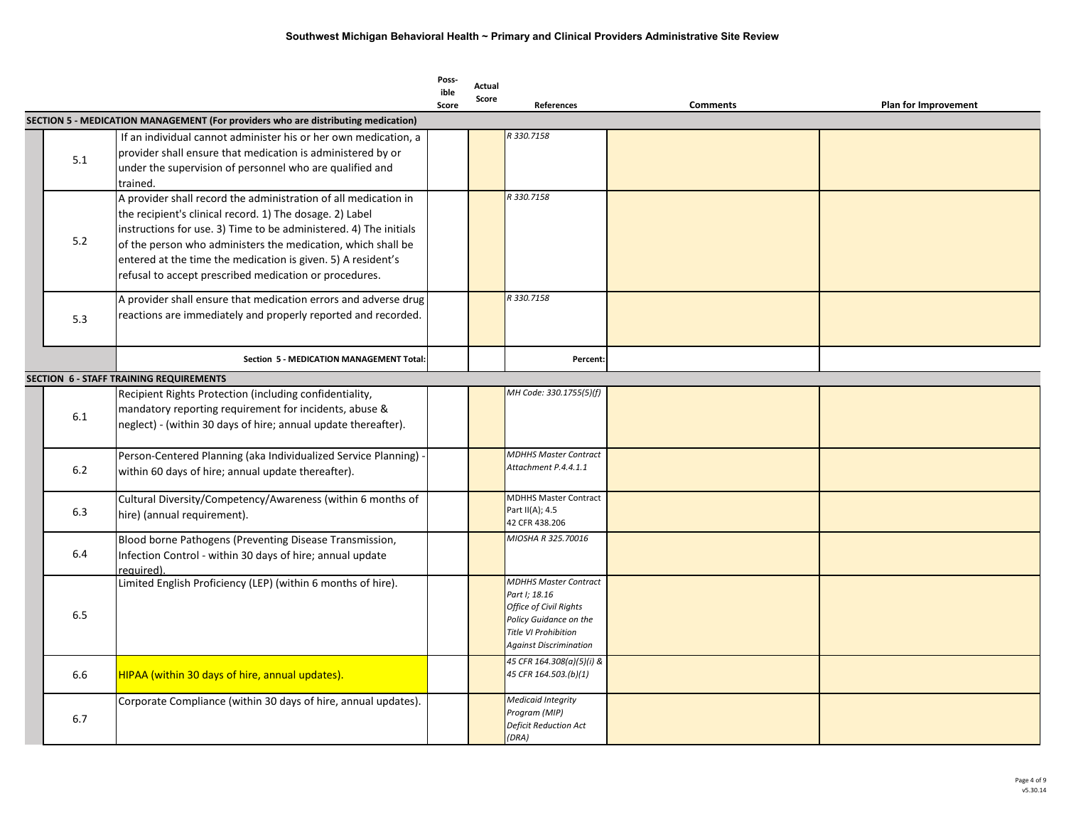## Southwest Michigan Behavioral Health ~ Primary and Clinical Providers Administrative Site Review

| | | Possible Score | Actual Score | References | Comments | Plan for Improvement |
|---|---|---|---|---|---|---|
| **SECTION 5 - MEDICATION MANAGEMENT (For providers who are distributing medication)** | | | | | | |
| 5.1 | If an individual cannot administer his or her own medication, a provider shall ensure that medication is administered by or under the supervision of personnel who are qualified and trained. | | | *R 330.7158* | | |
| 5.2 | A provider shall record the administration of all medication in the recipient's clinical record. 1) The dosage. 2) Label instructions for use. 3) Time to be administered. 4) The initials of the person who administers the medication, which shall be entered at the time the medication is given. 5) A resident's refusal to accept prescribed medication or procedures. | | | *R 330.7158* | | |
| 5.3 | A provider shall ensure that medication errors and adverse drug reactions are immediately and properly reported and recorded. | | | *R 330.7158* | | |
| | **Section 5 - MEDICATION MANAGEMENT Total:** | | | **Percent:** | | |
| **SECTION 6 - STAFF TRAINING REQUIREMENTS** | | | | | | |
| 6.1 | Recipient Rights Protection (including confidentiality, mandatory reporting requirement for incidents, abuse & neglect) - (within 30 days of hire; annual update thereafter). | | | *MH Code: 330.1755(5)(f)* | | |
| 6.2 | Person-Centered Planning (aka Individualized Service Planning) - within 60 days of hire; annual update thereafter). | | | *MDHHS Master Contract Attachment P.4.4.1.1* | | |
| 6.3 | Cultural Diversity/Competency/Awareness (within 6 months of hire) (annual requirement). | | | MDHHS Master Contract Part II(A); 4.5 42 CFR 438.206 | | |
| 6.4 | Blood borne Pathogens (Preventing Disease Transmission, Infection Control - within 30 days of hire; annual update required). | | | *MIOSHA R 325.70016* | | |
| 6.5 | Limited English Proficiency (LEP) (within 6 months of hire). | | | *MDHHS Master Contract Part I; 18.16 Office of Civil Rights Policy Guidance on the Title VI Prohibition Against Discrimination* | | |
| 6.6 | HIPAA (within 30 days of hire, annual updates). | | | *45 CFR 164.308(a)(5)(i) & 45 CFR 164.503.(b)(1)* | | |
| 6.7 | Corporate Compliance (within 30 days of hire, annual updates). | | | *Medicaid Integrity Program (MIP) Deficit Reduction Act (DRA)* | | |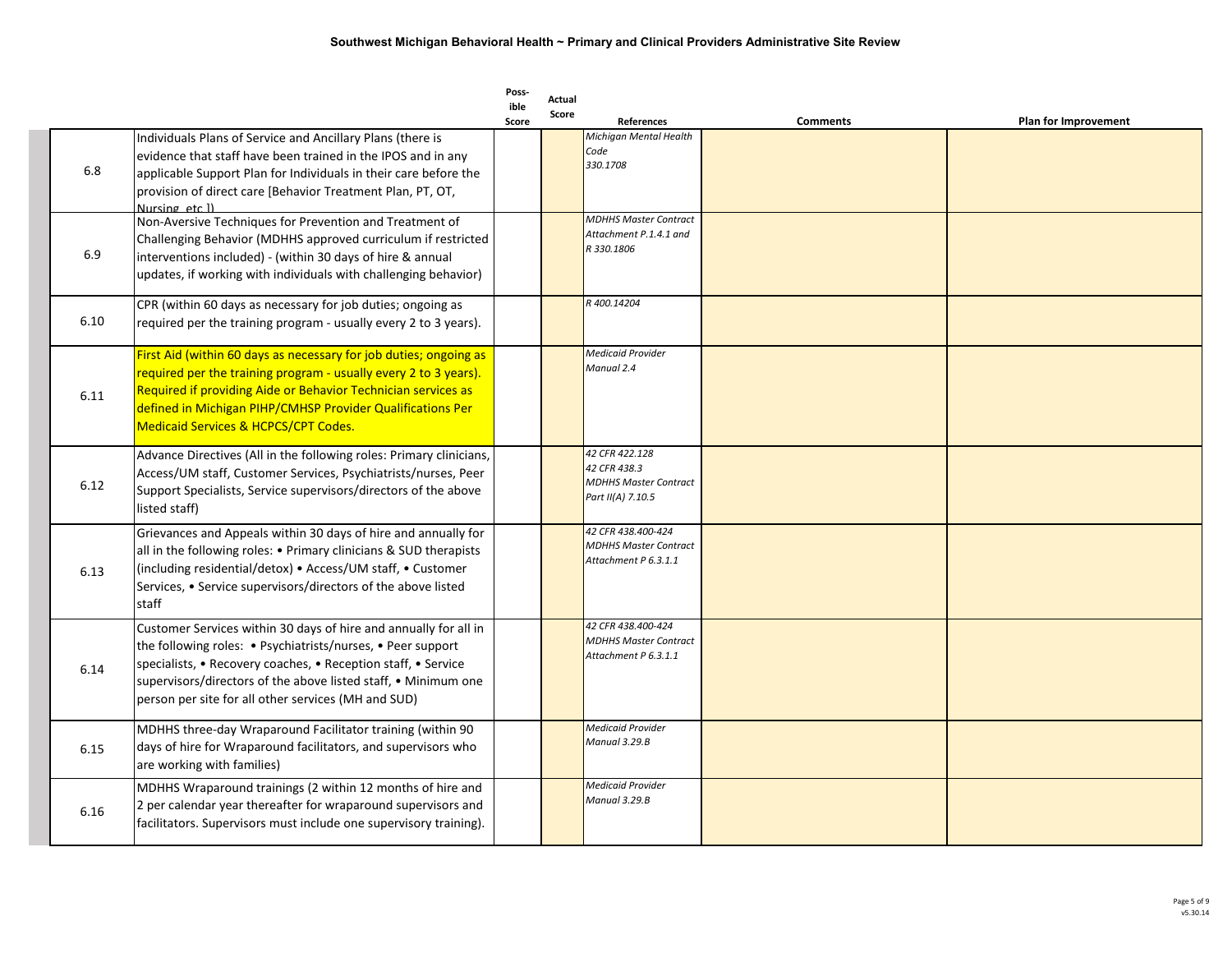| | | Possible Score | Actual Score | References | Comments | Plan for Improvement |
|---|---|---|---|---|---|---|
| 6.8 | Individuals Plans of Service and Ancillary Plans (there is evidence that staff have been trained in the IPOS and in any applicable Support Plan for Individuals in their care before the provision of direct care [Behavior Treatment Plan, PT, OT, Nursing, etc.]) | | | *Michigan Mental Health Code 330.1708* | | |
| 6.9 | Non-Aversive Techniques for Prevention and Treatment of Challenging Behavior (MDHHS approved curriculum if restricted interventions included) - (within 30 days of hire & annual updates, if working with individuals with challenging behavior) | | | *MDHHS Master Contract Attachment P.1.4.1 and R 330.1806* | | |
| 6.10 | CPR (within 60 days as necessary for job duties; ongoing as required per the training program - usually every 2 to 3 years). | | | *R 400.14204* | | |
| 6.11 | First Aid (within 60 days as necessary for job duties; ongoing as required per the training program - usually every 2 to 3 years). Required if providing Aide or Behavior Technician services as defined in Michigan PIHP/CMHSP Provider Qualifications Per Medicaid Services & HCPCS/CPT Codes. | | | *Medicaid Provider Manual 2.4* | | |
| 6.12 | Advance Directives (All in the following roles: Primary clinicians, Access/UM staff, Customer Services, Psychiatrists/nurses, Peer Support Specialists, Service supervisors/directors of the above listed staff) | | | *42 CFR 422.128* *42 CFR 438.3* *MDHHS Master Contract Part II(A) 7.10.5* | | |
| 6.13 | Grievances and Appeals within 30 days of hire and annually for all in the following roles: • Primary clinicians & SUD therapists (including residential/detox) • Access/UM staff, • Customer Services, • Service supervisors/directors of the above listed staff | | | *42 CFR 438.400-424* *MDHHS Master Contract Attachment P 6.3.1.1* | | |
| 6.14 | Customer Services within 30 days of hire and annually for all in the following roles: • Psychiatrists/nurses, • Peer support specialists, • Recovery coaches, • Reception staff, • Service supervisors/directors of the above listed staff, • Minimum one person per site for all other services (MH and SUD) | | | *42 CFR 438.400-424* *MDHHS Master Contract Attachment P 6.3.1.1* | | |
| 6.15 | MDHHS three-day Wraparound Facilitator training (within 90 days of hire for Wraparound facilitators, and supervisors who are working with families) | | | *Medicaid Provider Manual 3.29.B* | | |
| 6.16 | MDHHS Wraparound trainings (2 within 12 months of hire and 2 per calendar year thereafter for wraparound supervisors and facilitators. Supervisors must include one supervisory training). | | | *Medicaid Provider Manual 3.29.B* | | |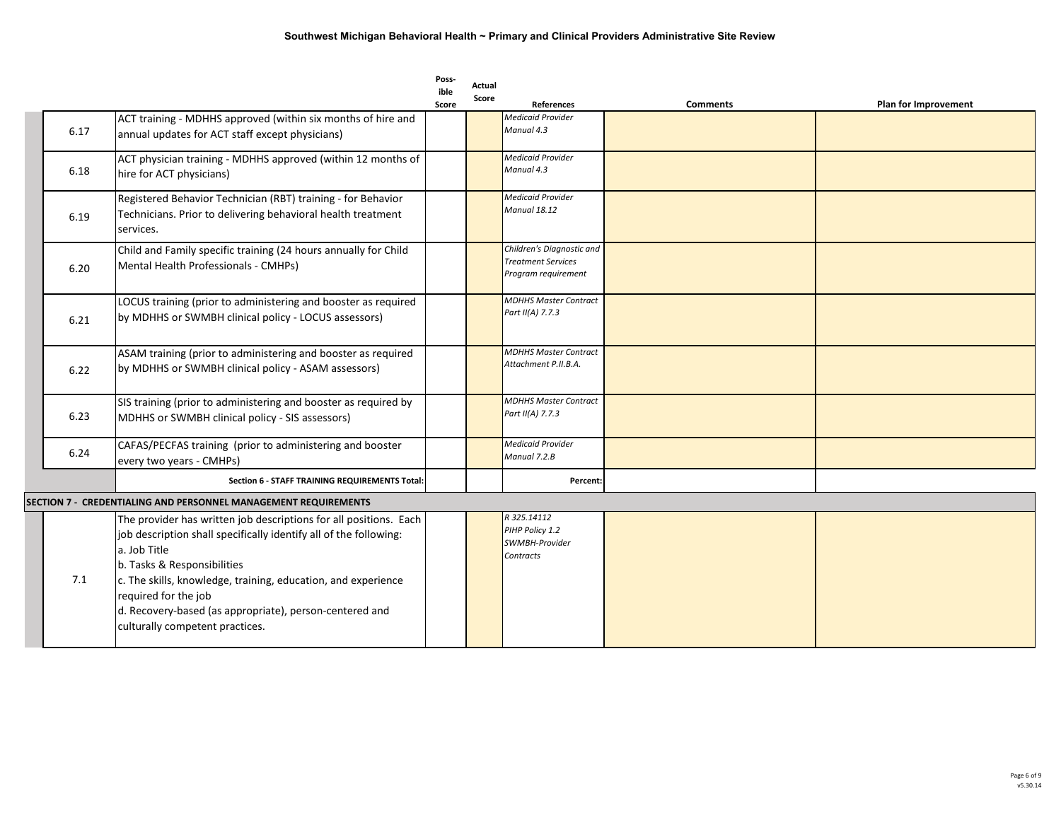## Southwest Michigan Behavioral Health ~ Primary and Clinical Providers Administrative Site Review

| | | Possible Score | Actual Score | References | Comments | Plan for Improvement |
|---|---|---|---|---|---|---|
| 6.17 | ACT training - MDHHS approved (within six months of hire and annual updates for ACT staff except physicians) | | | *Medicaid Provider Manual 4.3* | | |
| 6.18 | ACT physician training - MDHHS approved (within 12 months of hire for ACT physicians) | | | *Medicaid Provider Manual 4.3* | | |
| 6.19 | Registered Behavior Technician (RBT) training - for Behavior Technicians. Prior to delivering behavioral health treatment services. | | | *Medicaid Provider Manual 18.12* | | |
| 6.20 | Child and Family specific training (24 hours annually for Child Mental Health Professionals - CMHPs) | | | *Children's Diagnostic and Treatment Services Program requirement* | | |
| 6.21 | LOCUS training (prior to administering and booster as required by MDHHS or SWMBH clinical policy - LOCUS assessors) | | | *MDHHS Master Contract Part II(A) 7.7.3* | | |
| 6.22 | ASAM training (prior to administering and booster as required by MDHHS or SWMBH clinical policy - ASAM assessors) | | | *MDHHS Master Contract Attachment P.II.B.A.* | | |
| 6.23 | SIS training (prior to administering and booster as required by MDHHS or SWMBH clinical policy - SIS assessors) | | | *MDHHS Master Contract Part II(A) 7.7.3* | | |
| 6.24 | CAFAS/PECFAS training (prior to administering and booster every two years - CMHPs) | | | *Medicaid Provider Manual 7.2.B* | | |
| | **Section 6 - STAFF TRAINING REQUIREMENTS Total:** | | | **Percent:** | | |
| **SECTION 7 - CREDENTIALING AND PERSONNEL MANAGEMENT REQUIREMENTS** | | | | | | |
| 7.1 | The provider has written job descriptions for all positions. Each job description shall specifically identify all of the following:<br>a. Job Title<br>b. Tasks & Responsibilities<br>c. The skills, knowledge, training, education, and experience required for the job<br>d. Recovery-based (as appropriate), person-centered and culturally competent practices. | | | *R 325.14112<br>PIHP Policy 1.2<br>SWMBH-Provider Contracts* | | |

v5.30.14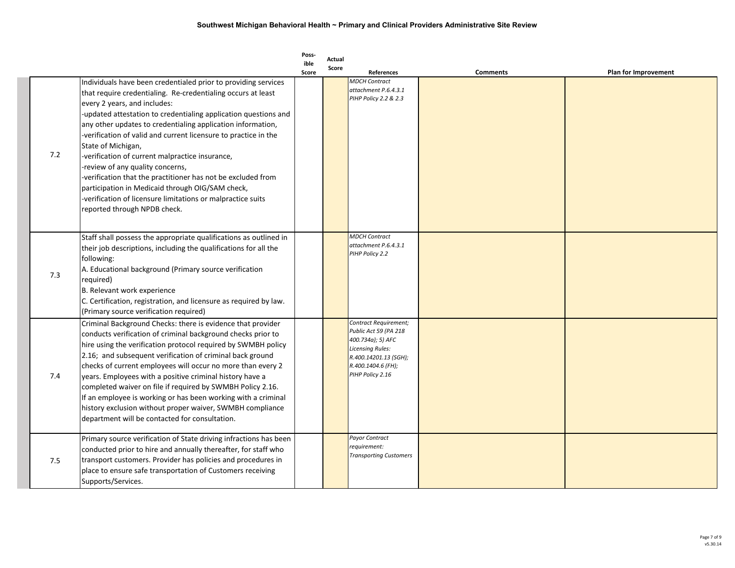### Southwest Michigan Behavioral Health ~ Primary and Clinical Providers Administrative Site Review

| | | Possible Score | Actual Score | References | Comments | Plan for Improvement |
|---|---|---|---|---|---|---|
| 7.2 | Individuals have been credentialed prior to providing services that require credentialing. Re-credentialing occurs at least every 2 years, and includes:<br>-updated attestation to credentialing application questions and any other updates to credentialing application information,<br>-verification of valid and current licensure to practice in the State of Michigan,<br>-verification of current malpractice insurance,<br>-review of any quality concerns,<br>-verification that the practitioner has not be excluded from participation in Medicaid through OIG/SAM check,<br>-verification of licensure limitations or malpractice suits reported through NPDB check. | | | *MDCH Contract attachment P.6.4.3.1 PIHP Policy 2.2 & 2.3* | | |
| 7.3 | Staff shall possess the appropriate qualifications as outlined in their job descriptions, including the qualifications for all the following:<br>A. Educational background (Primary source verification required)<br>B. Relevant work experience<br>C. Certification, registration, and licensure as required by law. (Primary source verification required) | | | *MDCH Contract attachment P.6.4.3.1 PIHP Policy 2.2* | | |
| 7.4 | Criminal Background Checks: there is evidence that provider conducts verification of criminal background checks prior to hire using the verification protocol required by SWMBH policy 2.16; and subsequent verification of criminal back ground checks of current employees will occur no more than every 2 years. Employees with a positive criminal history have a completed waiver on file if required by SWMBH Policy 2.16. If an employee is working or has been working with a criminal history exclusion without proper waiver, SWMBH compliance department will be contacted for consultation. | | | *Contract Requirement; Public Act 59 (PA 218 400.734a); 5) AFC Licensing Rules: R.400.14201.13 (SGH); R.400.1404.6 (FH); PIHP Policy 2.16* | | |
| 7.5 | Primary source verification of State driving infractions has been conducted prior to hire and annually thereafter, for staff who transport customers. Provider has policies and procedures in place to ensure safe transportation of Customers receiving Supports/Services. | | | *Payor Contract requirement: Transporting Customers* | | |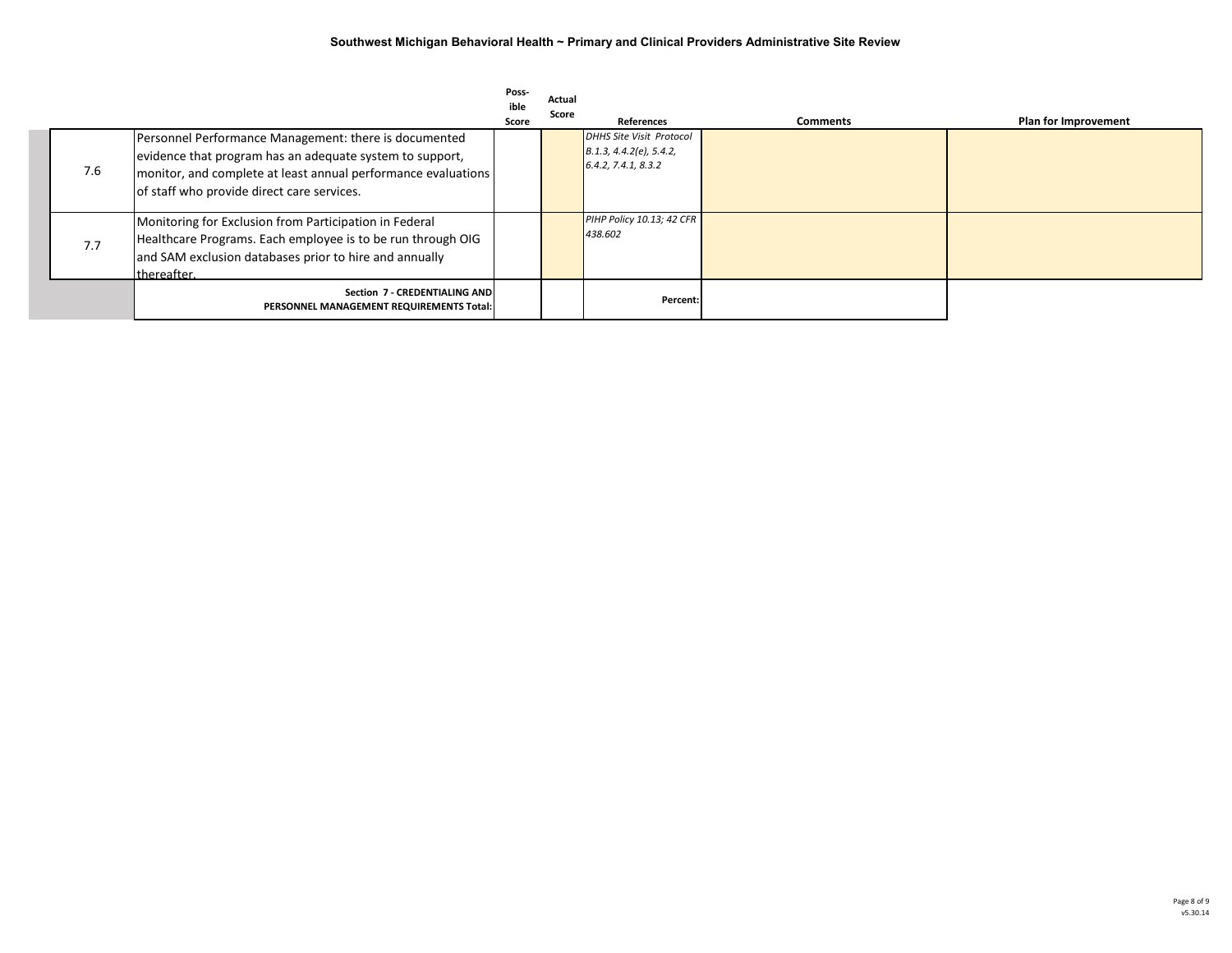### Southwest Michigan Behavioral Health ~ Primary and Clinical Providers Administrative Site Review

| | | Possible Score | Actual Score | References | Comments | Plan for Improvement |
|---|---|---|---|---|---|---|
| 7.6 | Personnel Performance Management: there is documented evidence that program has an adequate system to support, monitor, and complete at least annual performance evaluations of staff who provide direct care services. | | | *DHHS Site Visit Protocol B.1.3, 4.4.2(e), 5.4.2, 6.4.2, 7.4.1, 8.3.2* | | |
| 7.7 | Monitoring for Exclusion from Participation in Federal Healthcare Programs. Each employee is to be run through OIG and SAM exclusion databases prior to hire and annually thereafter. | | | *PIHP Policy 10.13; 42 CFR 438.602* | | |
| | **Section 7 - CREDENTIALING AND PERSONNEL MANAGEMENT REQUIREMENTS Total:** | | | **Percent:** | | |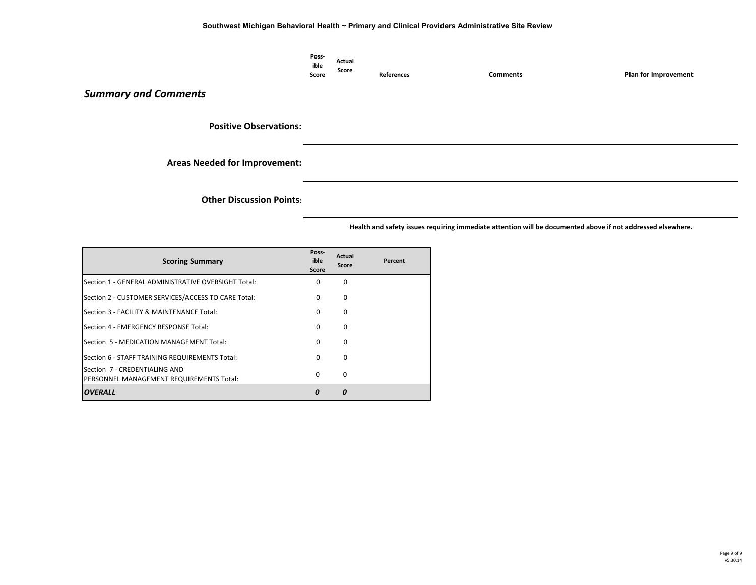| | Possible Score | Actual Score | References | Comments | Plan for Improvement |
|---|---|---|---|---|---|

## ***Summary and Comments***

**Positive Observations:**

**Areas Needed for Improvement:**

**Other Discussion Points:**

**Health and safety issues requiring immediate attention will be documented above if not addressed elsewhere.**

| Scoring Summary | Possible Score | Actual Score | Percent |
|---|---|---|---|
| Section 1 - GENERAL ADMINISTRATIVE OVERSIGHT Total: | 0 | 0 | |
| Section 2 - CUSTOMER SERVICES/ACCESS TO CARE Total: | 0 | 0 | |
| Section 3 - FACILITY & MAINTENANCE Total: | 0 | 0 | |
| Section 4 - EMERGENCY RESPONSE Total: | 0 | 0 | |
| Section 5 - MEDICATION MANAGEMENT Total: | 0 | 0 | |
| Section 6 - STAFF TRAINING REQUIREMENTS Total: | 0 | 0 | |
| Section 7 - CREDENTIALING AND PERSONNEL MANAGEMENT REQUIREMENTS Total: | 0 | 0 | |
| ***OVERALL*** | ***0*** | ***0*** | |

v5.30.14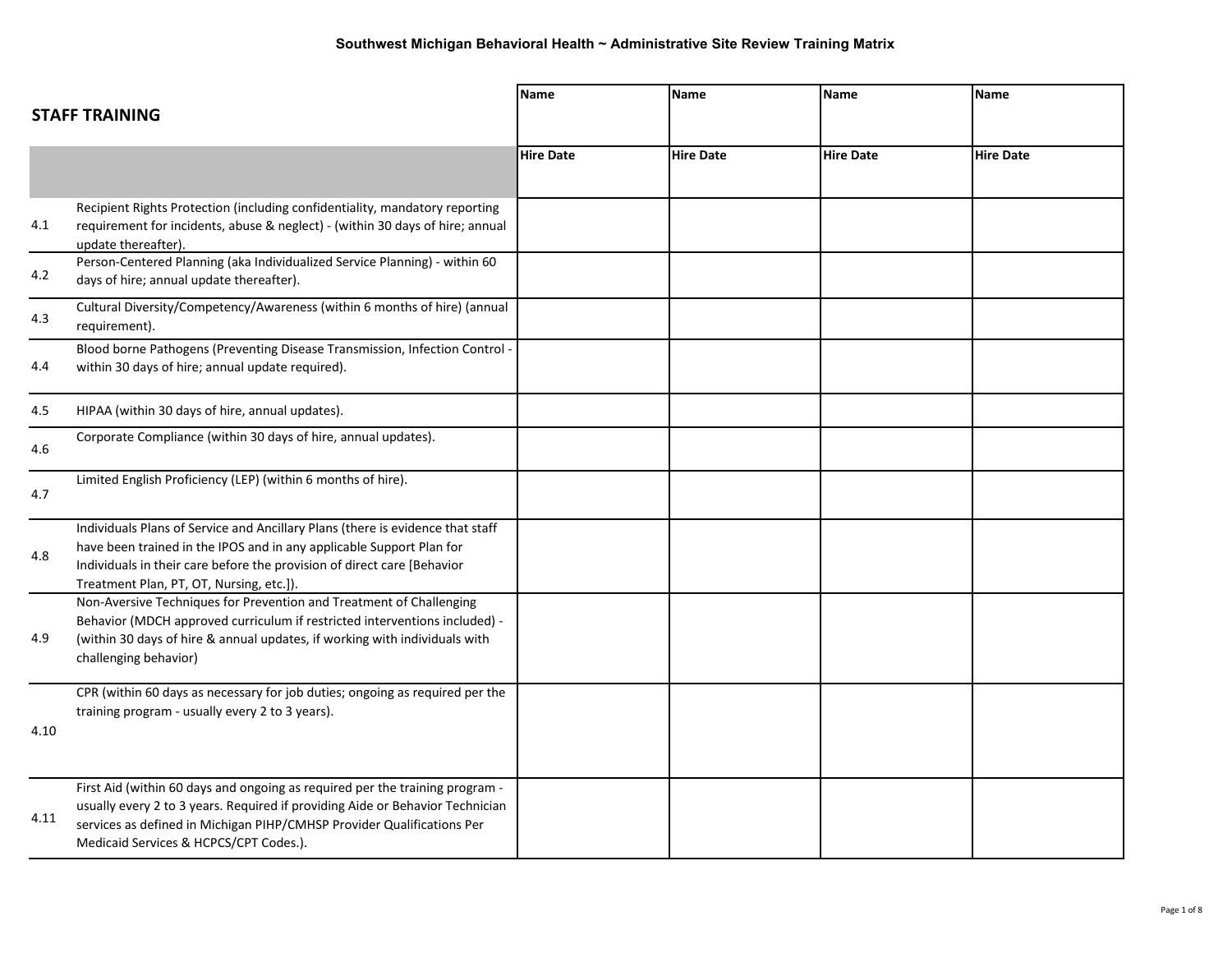# Southwest Michigan Behavioral Health ~ Administrative Site Review Training Matrix

| STAFF TRAINING | | Name | Name | Name | Name |
|---|---|---|---|---|---|
| | | Hire Date | Hire Date | Hire Date | Hire Date |
| 4.1 | Recipient Rights Protection (including confidentiality, mandatory reporting requirement for incidents, abuse & neglect) - (within 30 days of hire; annual update thereafter). | | | | |
| 4.2 | Person-Centered Planning (aka Individualized Service Planning) - within 60 days of hire; annual update thereafter). | | | | |
| 4.3 | Cultural Diversity/Competency/Awareness (within 6 months of hire) (annual requirement). | | | | |
| 4.4 | Blood borne Pathogens (Preventing Disease Transmission, Infection Control - within 30 days of hire; annual update required). | | | | |
| 4.5 | HIPAA (within 30 days of hire, annual updates). | | | | |
| 4.6 | Corporate Compliance (within 30 days of hire, annual updates). | | | | |
| 4.7 | Limited English Proficiency (LEP) (within 6 months of hire). | | | | |
| 4.8 | Individuals Plans of Service and Ancillary Plans (there is evidence that staff have been trained in the IPOS and in any applicable Support Plan for Individuals in their care before the provision of direct care [Behavior Treatment Plan, PT, OT, Nursing, etc.]). | | | | |
| 4.9 | Non-Aversive Techniques for Prevention and Treatment of Challenging Behavior (MDCH approved curriculum if restricted interventions included) - (within 30 days of hire & annual updates, if working with individuals with challenging behavior) | | | | |
| 4.10 | CPR (within 60 days as necessary for job duties; ongoing as required per the training program - usually every 2 to 3 years). | | | | |
| 4.11 | First Aid (within 60 days and ongoing as required per the training program - usually every 2 to 3 years. Required if providing Aide or Behavior Technician services as defined in Michigan PIHP/CMHSP Provider Qualifications Per Medicaid Services & HCPCS/CPT Codes.). | | | | |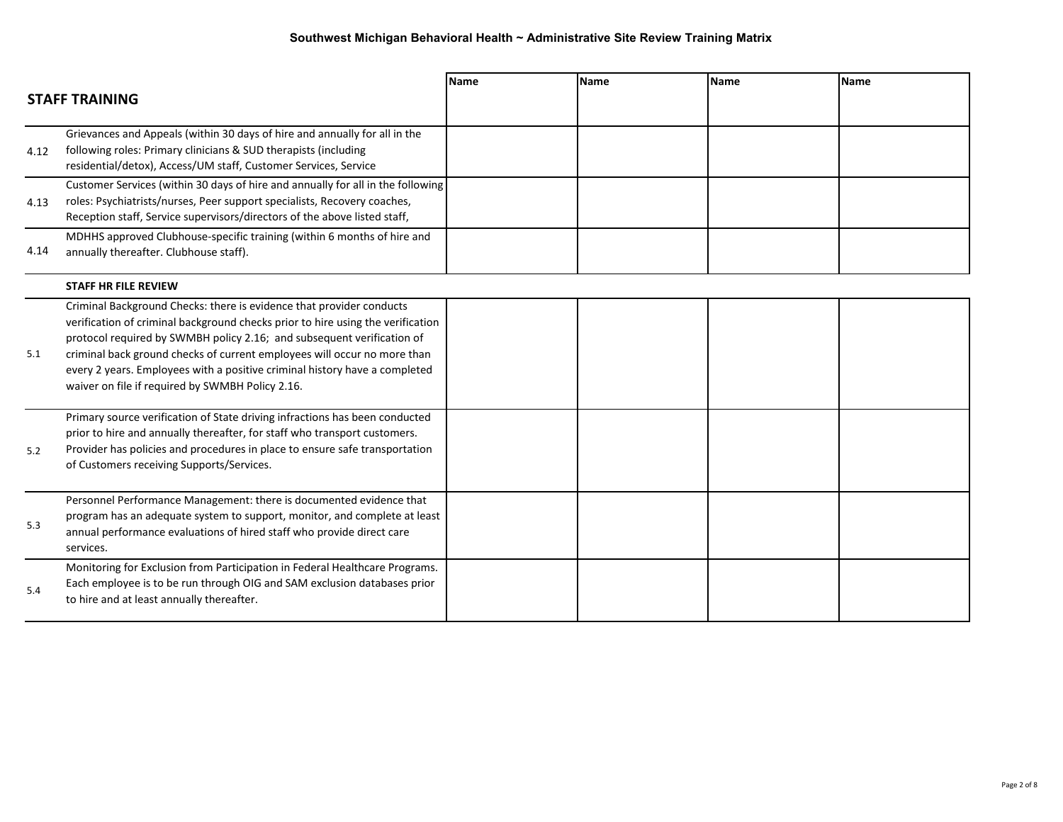**Southwest Michigan Behavioral Health ~ Administrative Site Review Training Matrix**

| | **STAFF TRAINING** | **Name** | **Name** | **Name** | **Name** |
|---|---|---|---|---|---|
| 4.12 | Grievances and Appeals (within 30 days of hire and annually for all in the following roles: Primary clinicians & SUD therapists (including residential/detox), Access/UM staff, Customer Services, Service | | | | |
| 4.13 | Customer Services (within 30 days of hire and annually for all in the following roles: Psychiatrists/nurses, Peer support specialists, Recovery coaches, Reception staff, Service supervisors/directors of the above listed staff, | | | | |
| 4.14 | MDHHS approved Clubhouse-specific training (within 6 months of hire and annually thereafter. Clubhouse staff). | | | | |
| | **STAFF HR FILE REVIEW** | | | | |
| 5.1 | Criminal Background Checks: there is evidence that provider conducts verification of criminal background checks prior to hire using the verification protocol required by SWMBH policy 2.16; and subsequent verification of criminal back ground checks of current employees will occur no more than every 2 years. Employees with a positive criminal history have a completed waiver on file if required by SWMBH Policy 2.16. | | | | |
| 5.2 | Primary source verification of State driving infractions has been conducted prior to hire and annually thereafter, for staff who transport customers. Provider has policies and procedures in place to ensure safe transportation of Customers receiving Supports/Services. | | | | |
| 5.3 | Personnel Performance Management: there is documented evidence that program has an adequate system to support, monitor, and complete at least annual performance evaluations of hired staff who provide direct care services. | | | | |
| 5.4 | Monitoring for Exclusion from Participation in Federal Healthcare Programs. Each employee is to be run through OIG and SAM exclusion databases prior to hire and at least annually thereafter. | | | | |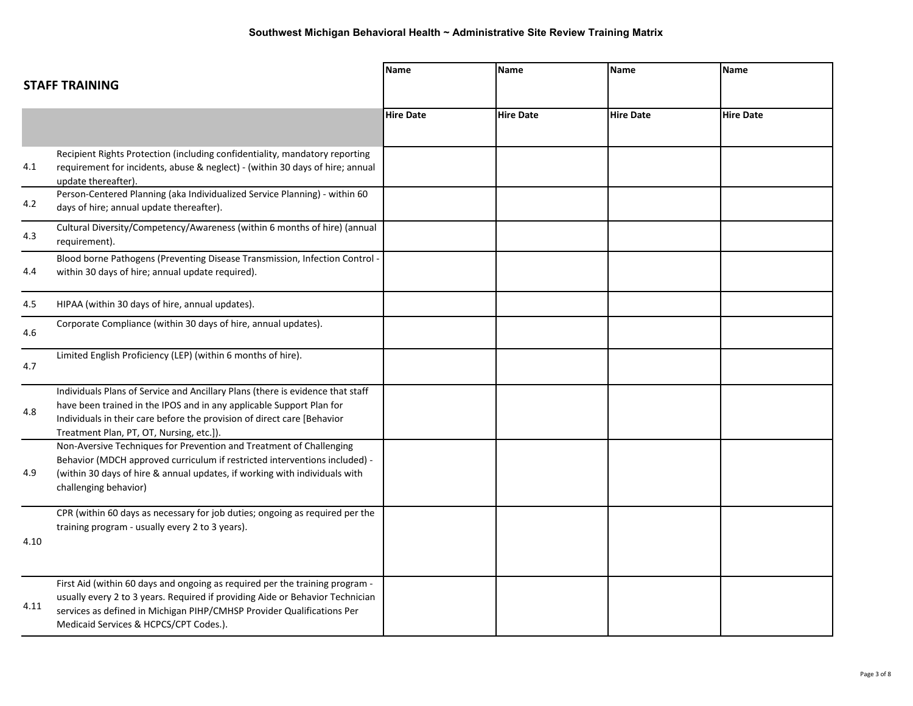**Southwest Michigan Behavioral Health ~ Administrative Site Review Training Matrix**

## STAFF TRAINING

| | | Name | Name | Name | Name |
|---|---|---|---|---|---|
| | | Hire Date | Hire Date | Hire Date | Hire Date |
| 4.1 | Recipient Rights Protection (including confidentiality, mandatory reporting requirement for incidents, abuse & neglect) - (within 30 days of hire; annual update thereafter). | | | | |
| 4.2 | Person-Centered Planning (aka Individualized Service Planning) - within 60 days of hire; annual update thereafter). | | | | |
| 4.3 | Cultural Diversity/Competency/Awareness (within 6 months of hire) (annual requirement). | | | | |
| 4.4 | Blood borne Pathogens (Preventing Disease Transmission, Infection Control - within 30 days of hire; annual update required). | | | | |
| 4.5 | HIPAA (within 30 days of hire, annual updates). | | | | |
| 4.6 | Corporate Compliance (within 30 days of hire, annual updates). | | | | |
| 4.7 | Limited English Proficiency (LEP) (within 6 months of hire). | | | | |
| 4.8 | Individuals Plans of Service and Ancillary Plans (there is evidence that staff have been trained in the IPOS and in any applicable Support Plan for Individuals in their care before the provision of direct care [Behavior Treatment Plan, PT, OT, Nursing, etc.]). | | | | |
| 4.9 | Non-Aversive Techniques for Prevention and Treatment of Challenging Behavior (MDCH approved curriculum if restricted interventions included) - (within 30 days of hire & annual updates, if working with individuals with challenging behavior) | | | | |
| 4.10 | CPR (within 60 days as necessary for job duties; ongoing as required per the training program - usually every 2 to 3 years). | | | | |
| 4.11 | First Aid (within 60 days and ongoing as required per the training program - usually every 2 to 3 years. Required if providing Aide or Behavior Technician services as defined in Michigan PIHP/CMHSP Provider Qualifications Per Medicaid Services & HCPCS/CPT Codes.). | | | | |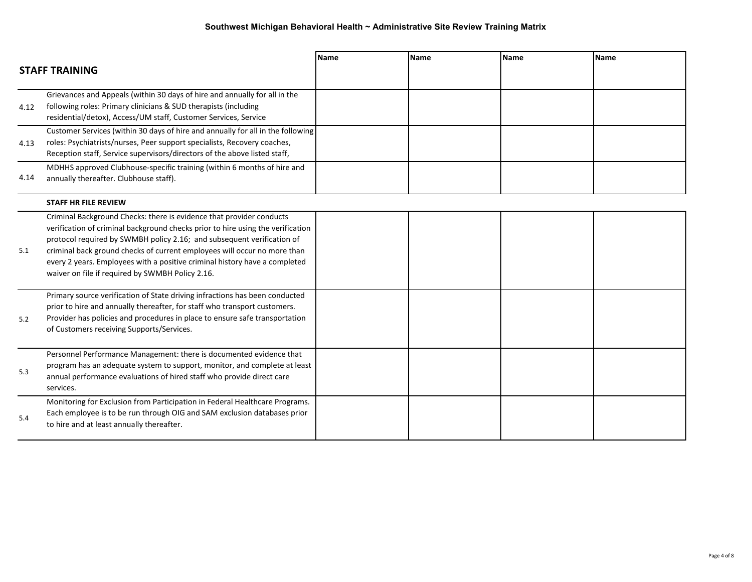**Southwest Michigan Behavioral Health ~ Administrative Site Review Training Matrix**

| | **STAFF TRAINING** | **Name** | **Name** | **Name** | **Name** |
|---|---|---|---|---|---|
| 4.12 | Grievances and Appeals (within 30 days of hire and annually for all in the following roles: Primary clinicians & SUD therapists (including residential/detox), Access/UM staff, Customer Services, Service | | | | |
| 4.13 | Customer Services (within 30 days of hire and annually for all in the following roles: Psychiatrists/nurses, Peer support specialists, Recovery coaches, Reception staff, Service supervisors/directors of the above listed staff, | | | | |
| 4.14 | MDHHS approved Clubhouse-specific training (within 6 months of hire and annually thereafter. Clubhouse staff). | | | | |
| | **STAFF HR FILE REVIEW** | | | | |
| 5.1 | Criminal Background Checks: there is evidence that provider conducts verification of criminal background checks prior to hire using the verification protocol required by SWMBH policy 2.16; and subsequent verification of criminal back ground checks of current employees will occur no more than every 2 years. Employees with a positive criminal history have a completed waiver on file if required by SWMBH Policy 2.16. | | | | |
| 5.2 | Primary source verification of State driving infractions has been conducted prior to hire and annually thereafter, for staff who transport customers. Provider has policies and procedures in place to ensure safe transportation of Customers receiving Supports/Services. | | | | |
| 5.3 | Personnel Performance Management: there is documented evidence that program has an adequate system to support, monitor, and complete at least annual performance evaluations of hired staff who provide direct care services. | | | | |
| 5.4 | Monitoring for Exclusion from Participation in Federal Healthcare Programs. Each employee is to be run through OIG and SAM exclusion databases prior to hire and at least annually thereafter. | | | | |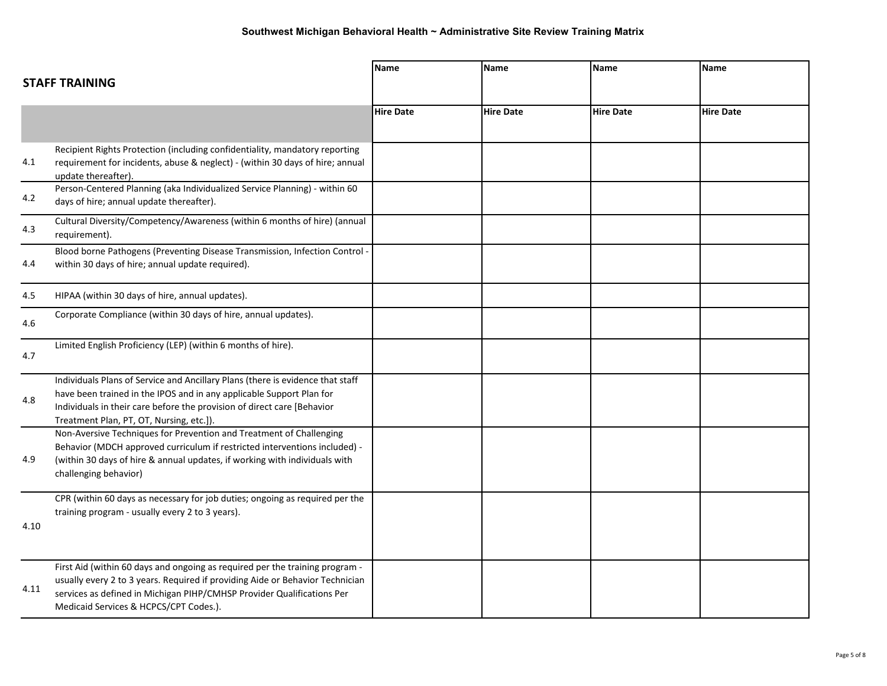**Southwest Michigan Behavioral Health ~ Administrative Site Review Training Matrix**

## STAFF TRAINING

| | | Name | Name | Name | Name |
|---|---|---|---|---|---|
| | | **Hire Date** | **Hire Date** | **Hire Date** | **Hire Date** |
| 4.1 | Recipient Rights Protection (including confidentiality, mandatory reporting requirement for incidents, abuse & neglect) - (within 30 days of hire; annual update thereafter). | | | | |
| 4.2 | Person-Centered Planning (aka Individualized Service Planning) - within 60 days of hire; annual update thereafter). | | | | |
| 4.3 | Cultural Diversity/Competency/Awareness (within 6 months of hire) (annual requirement). | | | | |
| 4.4 | Blood borne Pathogens (Preventing Disease Transmission, Infection Control - within 30 days of hire; annual update required). | | | | |
| 4.5 | HIPAA (within 30 days of hire, annual updates). | | | | |
| 4.6 | Corporate Compliance (within 30 days of hire, annual updates). | | | | |
| 4.7 | Limited English Proficiency (LEP) (within 6 months of hire). | | | | |
| 4.8 | Individuals Plans of Service and Ancillary Plans (there is evidence that staff have been trained in the IPOS and in any applicable Support Plan for Individuals in their care before the provision of direct care [Behavior Treatment Plan, PT, OT, Nursing, etc.]). | | | | |
| 4.9 | Non-Aversive Techniques for Prevention and Treatment of Challenging Behavior (MDCH approved curriculum if restricted interventions included) - (within 30 days of hire & annual updates, if working with individuals with challenging behavior) | | | | |
| 4.10 | CPR (within 60 days as necessary for job duties; ongoing as required per the training program - usually every 2 to 3 years). | | | | |
| 4.11 | First Aid (within 60 days and ongoing as required per the training program - usually every 2 to 3 years. Required if providing Aide or Behavior Technician services as defined in Michigan PIHP/CMHSP Provider Qualifications Per Medicaid Services & HCPCS/CPT Codes.). | | | | |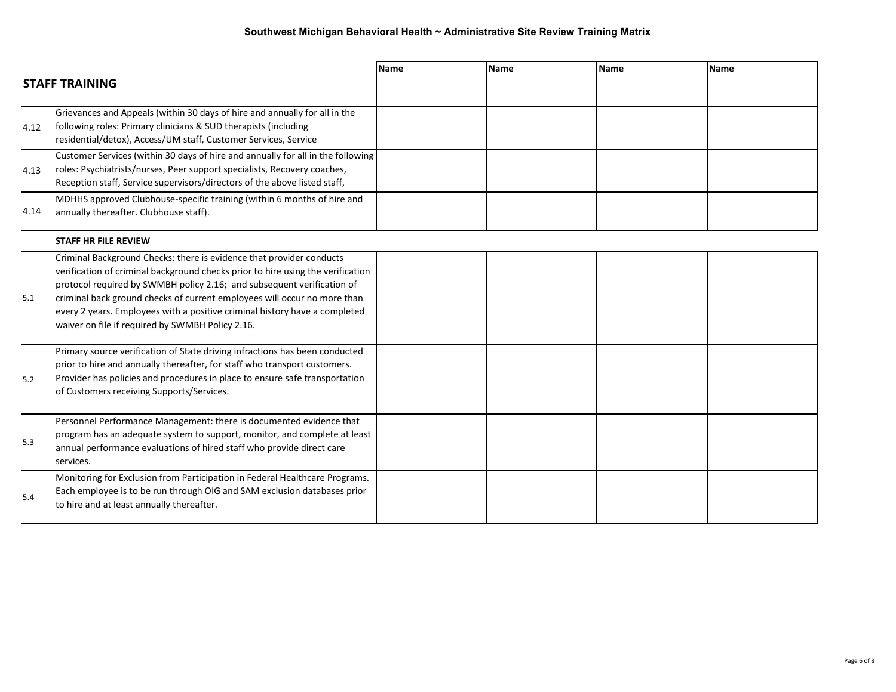# Southwest Michigan Behavioral Health ~ Administrative Site Review Training Matrix

| | STAFF TRAINING | Name | Name | Name | Name |
|---|---|---|---|---|---|
| 4.12 | Grievances and Appeals (within 30 days of hire and annually for all in the following roles: Primary clinicians & SUD therapists (including residential/detox), Access/UM staff, Customer Services, Service | | | | |
| 4.13 | Customer Services (within 30 days of hire and annually for all in the following roles: Psychiatrists/nurses, Peer support specialists, Recovery coaches, Reception staff, Service supervisors/directors of the above listed staff, | | | | |
| 4.14 | MDHHS approved Clubhouse-specific training (within 6 months of hire and annually thereafter. Clubhouse staff). | | | | |
| | **STAFF HR FILE REVIEW** | | | | |
| 5.1 | Criminal Background Checks: there is evidence that provider conducts verification of criminal background checks prior to hire using the verification protocol required by SWMBH policy 2.16; and subsequent verification of criminal back ground checks of current employees will occur no more than every 2 years. Employees with a positive criminal history have a completed waiver on file if required by SWMBH Policy 2.16. | | | | |
| 5.2 | Primary source verification of State driving infractions has been conducted prior to hire and annually thereafter, for staff who transport customers. Provider has policies and procedures in place to ensure safe transportation of Customers receiving Supports/Services. | | | | |
| 5.3 | Personnel Performance Management: there is documented evidence that program has an adequate system to support, monitor, and complete at least annual performance evaluations of hired staff who provide direct care services. | | | | |
| 5.4 | Monitoring for Exclusion from Participation in Federal Healthcare Programs. Each employee is to be run through OIG and SAM exclusion databases prior to hire and at least annually thereafter. | | | | |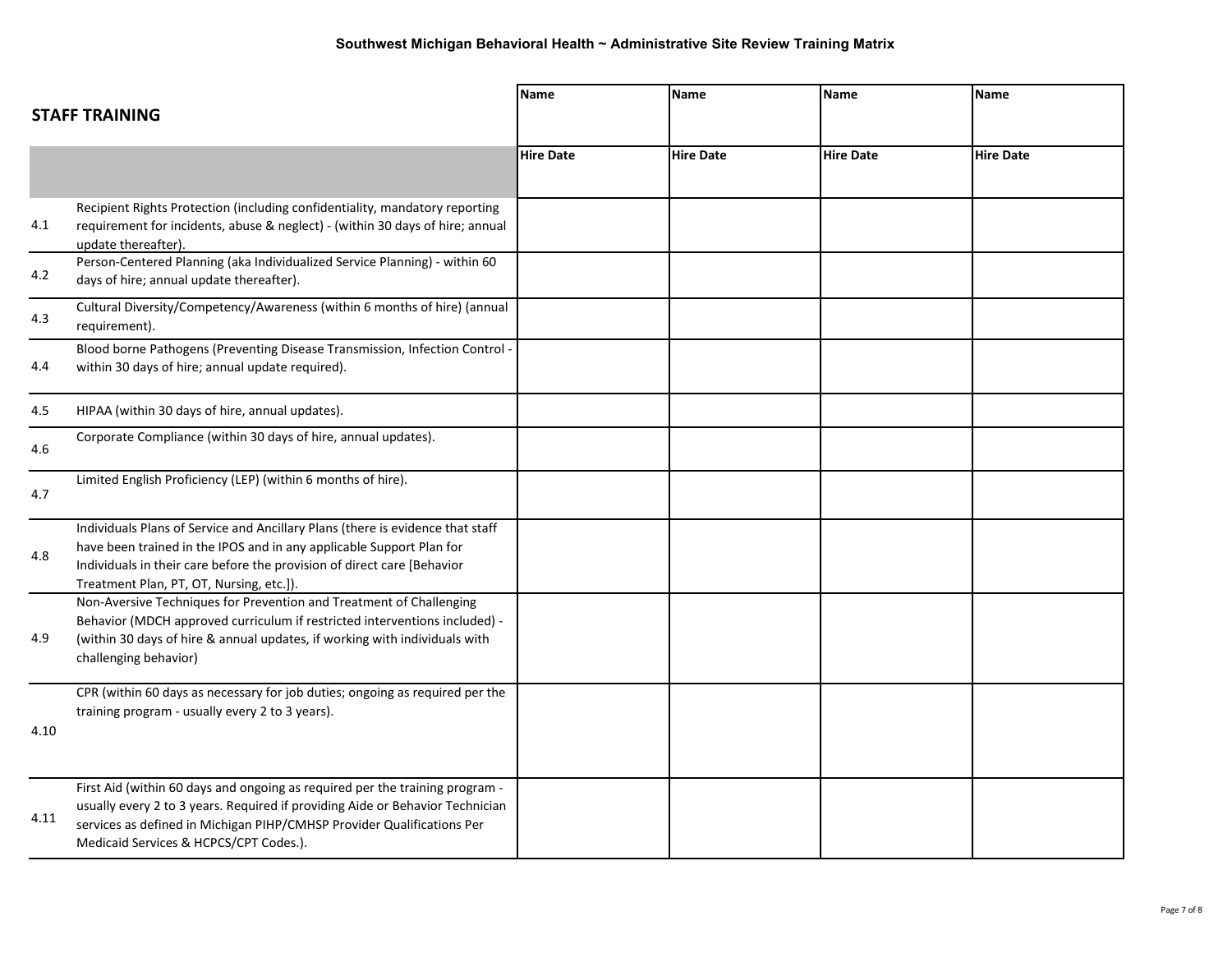**Southwest Michigan Behavioral Health ~ Administrative Site Review Training Matrix**

## STAFF TRAINING

| | | Name | Name | Name | Name |
|---|---|---|---|---|---|
| | | Hire Date | Hire Date | Hire Date | Hire Date |
| 4.1 | Recipient Rights Protection (including confidentiality, mandatory reporting requirement for incidents, abuse & neglect) - (within 30 days of hire; annual update thereafter). | | | | |
| 4.2 | Person-Centered Planning (aka Individualized Service Planning) - within 60 days of hire; annual update thereafter). | | | | |
| 4.3 | Cultural Diversity/Competency/Awareness (within 6 months of hire) (annual requirement). | | | | |
| 4.4 | Blood borne Pathogens (Preventing Disease Transmission, Infection Control - within 30 days of hire; annual update required). | | | | |
| 4.5 | HIPAA (within 30 days of hire, annual updates). | | | | |
| 4.6 | Corporate Compliance (within 30 days of hire, annual updates). | | | | |
| 4.7 | Limited English Proficiency (LEP) (within 6 months of hire). | | | | |
| 4.8 | Individuals Plans of Service and Ancillary Plans (there is evidence that staff have been trained in the IPOS and in any applicable Support Plan for Individuals in their care before the provision of direct care [Behavior Treatment Plan, PT, OT, Nursing, etc.]). | | | | |
| 4.9 | Non-Aversive Techniques for Prevention and Treatment of Challenging Behavior (MDCH approved curriculum if restricted interventions included) - (within 30 days of hire & annual updates, if working with individuals with challenging behavior) | | | | |
| 4.10 | CPR (within 60 days as necessary for job duties; ongoing as required per the training program - usually every 2 to 3 years). | | | | |
| 4.11 | First Aid (within 60 days and ongoing as required per the training program - usually every 2 to 3 years. Required if providing Aide or Behavior Technician services as defined in Michigan PIHP/CMHSP Provider Qualifications Per Medicaid Services & HCPCS/CPT Codes.). | | | | |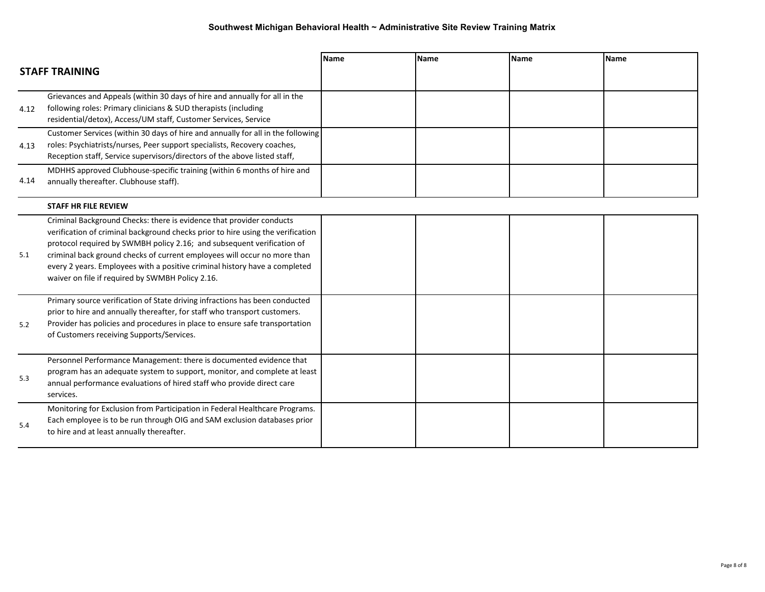## Southwest Michigan Behavioral Health ~ Administrative Site Review Training Matrix

| | STAFF TRAINING | Name | Name | Name | Name |
|---|---|---|---|---|---|
| 4.12 | Grievances and Appeals (within 30 days of hire and annually for all in the following roles: Primary clinicians & SUD therapists (including residential/detox), Access/UM staff, Customer Services, Service | | | | |
| 4.13 | Customer Services (within 30 days of hire and annually for all in the following roles: Psychiatrists/nurses, Peer support specialists, Recovery coaches, Reception staff, Service supervisors/directors of the above listed staff, | | | | |
| 4.14 | MDHHS approved Clubhouse-specific training (within 6 months of hire and annually thereafter. Clubhouse staff). | | | | |
| | **STAFF HR FILE REVIEW** | | | | |
| 5.1 | Criminal Background Checks: there is evidence that provider conducts verification of criminal background checks prior to hire using the verification protocol required by SWMBH policy 2.16; and subsequent verification of criminal back ground checks of current employees will occur no more than every 2 years. Employees with a positive criminal history have a completed waiver on file if required by SWMBH Policy 2.16. | | | | |
| 5.2 | Primary source verification of State driving infractions has been conducted prior to hire and annually thereafter, for staff who transport customers. Provider has policies and procedures in place to ensure safe transportation of Customers receiving Supports/Services. | | | | |
| 5.3 | Personnel Performance Management: there is documented evidence that program has an adequate system to support, monitor, and complete at least annual performance evaluations of hired staff who provide direct care services. | | | | |
| 5.4 | Monitoring for Exclusion from Participation in Federal Healthcare Programs. Each employee is to be run through OIG and SAM exclusion databases prior to hire and at least annually thereafter. | | | | |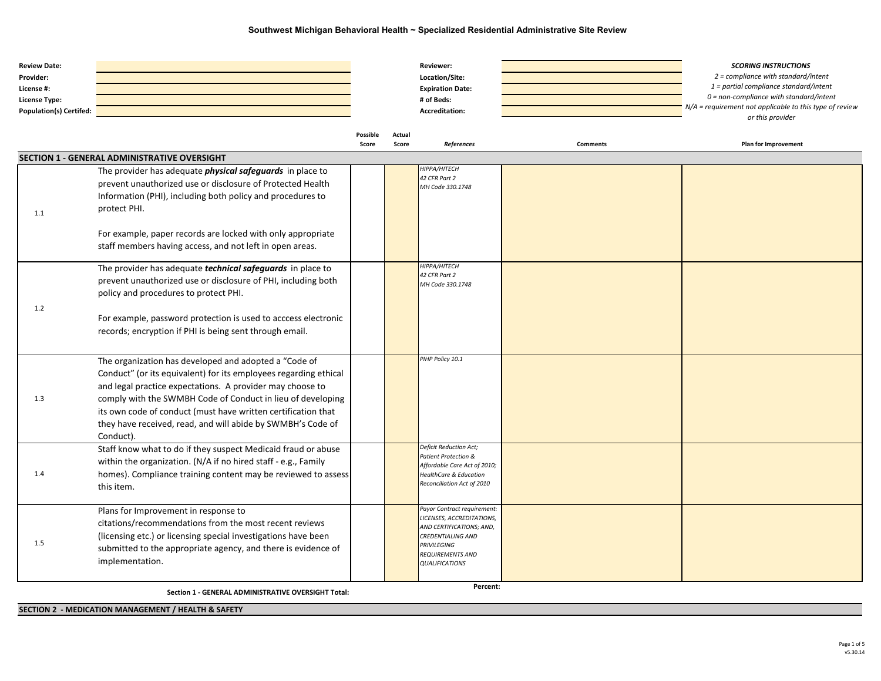# Southwest Michigan Behavioral Health ~ Specialized Residential Administrative Site Review

| | | | |
|---|---|---|---|
| **Review Date:** | | **Reviewer:** | |
| **Provider:** | | **Location/Site:** | |
| **License #:** | | **Expiration Date:** | |
| **License Type:** | | **# of Beds:** | |
| **Population(s) Certifed:** | | **Accreditation:** | |

***SCORING INSTRUCTIONS***

*2 = compliance with standard/intent*
*1 = partial compliance standard/intent*
*0 = non-compliance with standard/intent*
*N/A = requirement not applicable to this type of review or this provider*

| | | Possible Score | Actual Score | *References* | Comments | Plan for Improvement |
|---|---|---|---|---|---|---|
| **SECTION 1 - GENERAL ADMINISTRATIVE OVERSIGHT** | | | | | | |
| 1.1 | The provider has adequate ***physical safeguards*** in place to prevent unauthorized use or disclosure of Protected Health Information (PHI), including both policy and procedures to protect PHI.<br><br>For example, paper records are locked with only appropriate staff members having access, and not left in open areas. | | | *HIPPA/HITECH*<br>*42 CFR Part 2*<br>*MH Code 330.1748* | | |
| 1.2 | The provider has adequate ***technical safeguards*** in place to prevent unauthorized use or disclosure of PHI, including both policy and procedures to protect PHI.<br><br>For example, password protection is used to acccess electronic records; encryption if PHI is being sent through email. | | | *HIPPA/HITECH*<br>*42 CFR Part 2*<br>*MH Code 330.1748* | | |
| 1.3 | The organization has developed and adopted a "Code of Conduct" (or its equivalent) for its employees regarding ethical and legal practice expectations. A provider may choose to comply with the SWMBH Code of Conduct in lieu of developing its own code of conduct (must have written certification that they have received, read, and will abide by SWMBH's Code of Conduct). | | | *PIHP Policy 10.1* | | |
| 1.4 | Staff know what to do if they suspect Medicaid fraud or abuse within the organization. (N/A if no hired staff - e.g., Family homes). Compliance training content may be reviewed to assess this item. | | | *Deficit Reduction Act; Patient Protection & Affordable Care Act of 2010; HealthCare & Education Reconciliation Act of 2010* | | |
| 1.5 | Plans for Improvement in response to citations/recommendations from the most recent reviews (licensing etc.) or licensing special investigations have been submitted to the appropriate agency, and there is evidence of implementation. | | | *Payor Contract requirement: LICENSES, ACCREDITATIONS, AND CERTIFICATIONS; AND, CREDENTIALING AND PRIVILEGING REQUIREMENTS AND QUALIFICATIONS* | | |
| | **Section 1 - GENERAL ADMINISTRATIVE OVERSIGHT Total:** | | | **Percent:** | | |
| **SECTION 2 - MEDICATION MANAGEMENT / HEALTH & SAFETY** | | | | | | |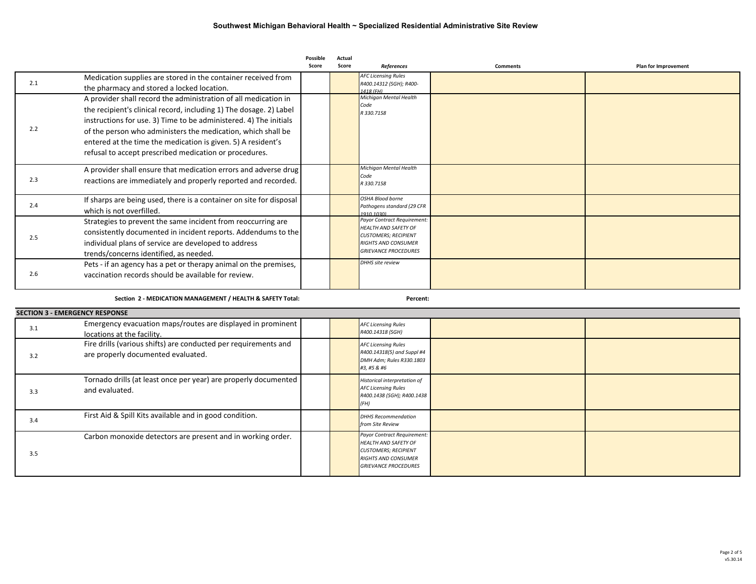## Southwest Michigan Behavioral Health ~ Specialized Residential Administrative Site Review

| | | Possible Score | Actual Score | References | Comments | Plan for Improvement |
|---|---|---|---|---|---|---|
| 2.1 | Medication supplies are stored in the container received from the pharmacy and stored a locked location. | | | *AFC Licensing Rules R400.14312 (SGH); R400-1418 (FH)* | | |
| 2.2 | A provider shall record the administration of all medication in the recipient's clinical record, including 1) The dosage. 2) Label instructions for use. 3) Time to be administered. 4) The initials of the person who administers the medication, which shall be entered at the time the medication is given. 5) A resident's refusal to accept prescribed medication or procedures. | | | *Michigan Mental Health Code R 330.7158* | | |
| 2.3 | A provider shall ensure that medication errors and adverse drug reactions are immediately and properly reported and recorded. | | | *Michigan Mental Health Code R 330.7158* | | |
| 2.4 | If sharps are being used, there is a container on site for disposal which is not overfilled. | | | *OSHA Blood borne Pathogens standard (29 CFR 1910.1030)* | | |
| 2.5 | Strategies to prevent the same incident from reoccurring are consistently documented in incident reports. Addendums to the individual plans of service are developed to address trends/concerns identified, as needed. | | | *Payor Contract Requirement: HEALTH AND SAFETY OF CUSTOMERS; RECIPIENT RIGHTS AND CONSUMER GRIEVANCE PROCEDURES* | | |
| 2.6 | Pets - if an agency has a pet or therapy animal on the premises, vaccination records should be available for review. | | | *DHHS site review* | | |
| | **Section 2 - MEDICATION MANAGEMENT / HEALTH & SAFETY Total:** | | | **Percent:** | | |
| **SECTION 3 - EMERGENCY RESPONSE** | | | | | | |
| 3.1 | Emergency evacuation maps/routes are displayed in prominent locations at the facility. | | | *AFC Licensing Rules R400.14318 (SGH)* | | |
| 3.2 | Fire drills (various shifts) are conducted per requirements and are properly documented evaluated. | | | *AFC Licensing Rules R400.14318(5) and Suppl #4 DMH Adm; Rules R330.1803 #3, #5 & #6* | | |
| 3.3 | Tornado drills (at least once per year) are properly documented and evaluated. | | | *Historical interpretation of AFC Licensing Rules R400.1438 (SGH); R400.1438 (FH)* | | |
| 3.4 | First Aid & Spill Kits available and in good condition. | | | *DHHS Recommendation from Site Review* | | |
| 3.5 | Carbon monoxide detectors are present and in working order. | | | *Payor Contract Requirement: HEALTH AND SAFETY OF CUSTOMERS; RECIPIENT RIGHTS AND CONSUMER GRIEVANCE PROCEDURES* | | |

v5.30.14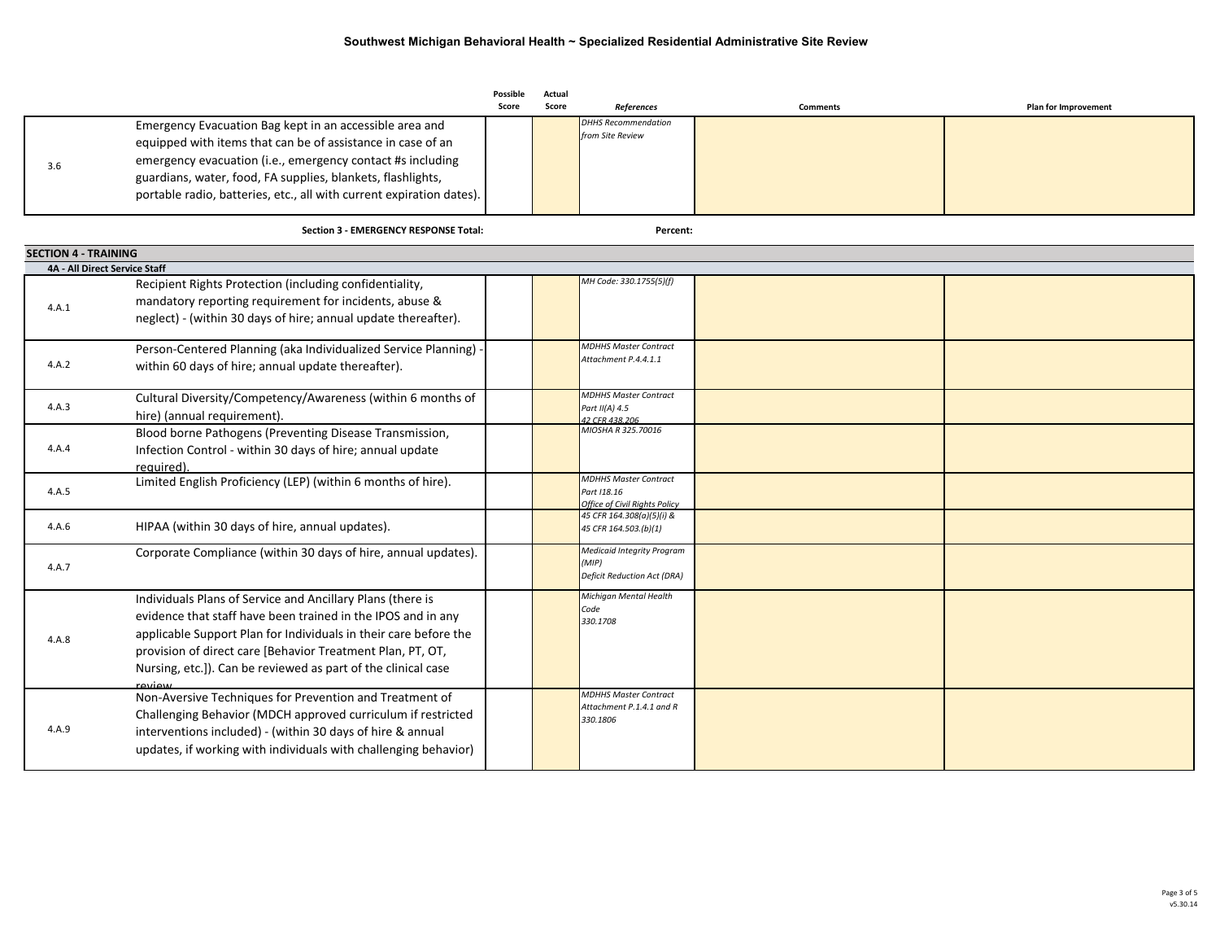**Southwest Michigan Behavioral Health ~ Specialized Residential Administrative Site Review**

| | | Possible Score | Actual Score | References | Comments | Plan for Improvement |
|---|---|---|---|---|---|---|
| 3.6 | Emergency Evacuation Bag kept in an accessible area and equipped with items that can be of assistance in case of an emergency evacuation (i.e., emergency contact #s including guardians, water, food, FA supplies, blankets, flashlights, portable radio, batteries, etc., all with current expiration dates). | | | *DHHS Recommendation from Site Review* | | |
| | **Section 3 - EMERGENCY RESPONSE Total:** | | | **Percent:** | | |
| **SECTION 4 - TRAINING** | | | | | | |
| **4A - All Direct Service Staff** | | | | | | |
| 4.A.1 | Recipient Rights Protection (including confidentiality, mandatory reporting requirement for incidents, abuse & neglect) - (within 30 days of hire; annual update thereafter). | | | *MH Code: 330.1755(5)(f)* | | |
| 4.A.2 | Person-Centered Planning (aka Individualized Service Planning) - within 60 days of hire; annual update thereafter). | | | *MDHHS Master Contract Attachment P.4.4.1.1* | | |
| 4.A.3 | Cultural Diversity/Competency/Awareness (within 6 months of hire) (annual requirement). | | | *MDHHS Master Contract Part II(A) 4.5 42 CFR 438.206* | | |
| 4.A.4 | Blood borne Pathogens (Preventing Disease Transmission, Infection Control - within 30 days of hire; annual update required). | | | *MIOSHA R 325.70016* | | |
| 4.A.5 | Limited English Proficiency (LEP) (within 6 months of hire). | | | *MDHHS Master Contract Part I18.16 Office of Civil Rights Policy* | | |
| 4.A.6 | HIPAA (within 30 days of hire, annual updates). | | | *45 CFR 164.308(a)(5)(i) & 45 CFR 164.503.(b)(1)* | | |
| 4.A.7 | Corporate Compliance (within 30 days of hire, annual updates). | | | *Medicaid Integrity Program (MIP) Deficit Reduction Act (DRA)* | | |
| 4.A.8 | Individuals Plans of Service and Ancillary Plans (there is evidence that staff have been trained in the IPOS and in any applicable Support Plan for Individuals in their care before the provision of direct care [Behavior Treatment Plan, PT, OT, Nursing, etc.]). Can be reviewed as part of the clinical case review. | | | *Michigan Mental Health Code 330.1708* | | |
| 4.A.9 | Non-Aversive Techniques for Prevention and Treatment of Challenging Behavior (MDCH approved curriculum if restricted interventions included) - (within 30 days of hire & annual updates, if working with individuals with challenging behavior) | | | *MDHHS Master Contract Attachment P.1.4.1 and R 330.1806* | | |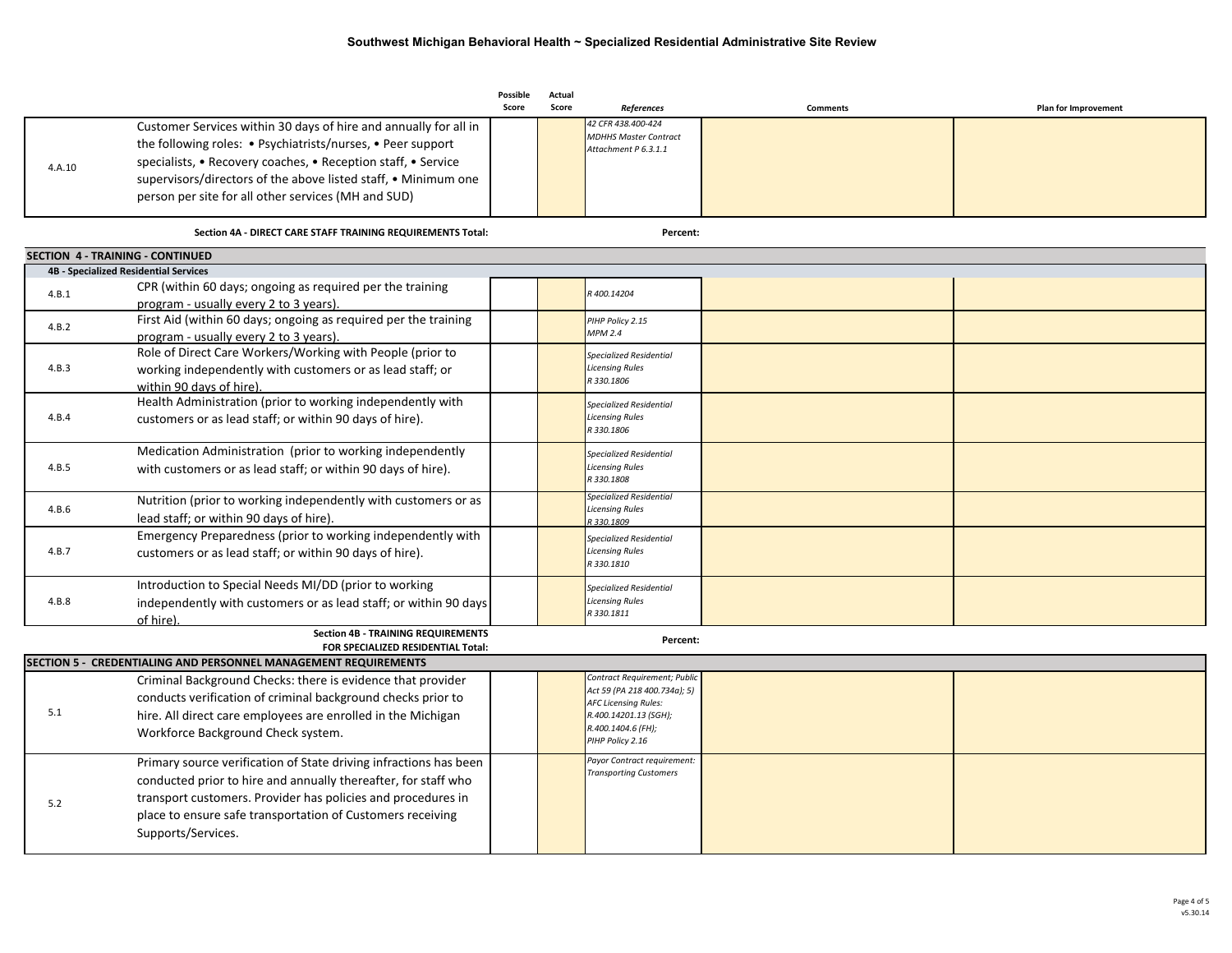| | | Possible Score | Actual Score | References | Comments | Plan for Improvement |
|---|---|---|---|---|---|---|
| 4.A.10 | Customer Services within 30 days of hire and annually for all in the following roles: • Psychiatrists/nurses, • Peer support specialists, • Recovery coaches, • Reception staff, • Service supervisors/directors of the above listed staff, • Minimum one person per site for all other services (MH and SUD) | | | *42 CFR 438.400-424 MDHHS Master Contract Attachment P 6.3.1.1* | | |
| | **Section 4A - DIRECT CARE STAFF TRAINING REQUIREMENTS Total:** | | | | **Percent:** | |
| **SECTION 4 - TRAINING - CONTINUED** | | | | | | |
| **4B - Specialized Residential Services** | | | | | | |
| 4.B.1 | CPR (within 60 days; ongoing as required per the training program - usually every 2 to 3 years). | | | *R 400.14204* | | |
| 4.B.2 | First Aid (within 60 days; ongoing as required per the training program - usually every 2 to 3 years). | | | *PIHP Policy 2.15 MPM 2.4* | | |
| 4.B.3 | Role of Direct Care Workers/Working with People (prior to working independently with customers or as lead staff; or within 90 days of hire). | | | *Specialized Residential Licensing Rules R 330.1806* | | |
| 4.B.4 | Health Administration (prior to working independently with customers or as lead staff; or within 90 days of hire). | | | *Specialized Residential Licensing Rules R 330.1806* | | |
| 4.B.5 | Medication Administration (prior to working independently with customers or as lead staff; or within 90 days of hire). | | | *Specialized Residential Licensing Rules R 330.1808* | | |
| 4.B.6 | Nutrition (prior to working independently with customers or as lead staff; or within 90 days of hire). | | | *Specialized Residential Licensing Rules R 330.1809* | | |
| 4.B.7 | Emergency Preparedness (prior to working independently with customers or as lead staff; or within 90 days of hire). | | | *Specialized Residential Licensing Rules R 330.1810* | | |
| 4.B.8 | Introduction to Special Needs MI/DD (prior to working independently with customers or as lead staff; or within 90 days of hire). | | | *Specialized Residential Licensing Rules R 330.1811* | | |
| | **Section 4B - TRAINING REQUIREMENTS FOR SPECIALIZED RESIDENTIAL Total:** | | | | **Percent:** | |
| **SECTION 5 - CREDENTIALING AND PERSONNEL MANAGEMENT REQUIREMENTS** | | | | | | |
| 5.1 | Criminal Background Checks: there is evidence that provider conducts verification of criminal background checks prior to hire. All direct care employees are enrolled in the Michigan Workforce Background Check system. | | | *Contract Requirement; Public Act 59 (PA 218 400.734a); 5) AFC Licensing Rules: R.400.14201.13 (SGH); R.400.1404.6 (FH); PIHP Policy 2.16* | | |
| 5.2 | Primary source verification of State driving infractions has been conducted prior to hire and annually thereafter, for staff who transport customers. Provider has policies and procedures in place to ensure safe transportation of Customers receiving Supports/Services. | | | *Payor Contract requirement: Transporting Customers* | | |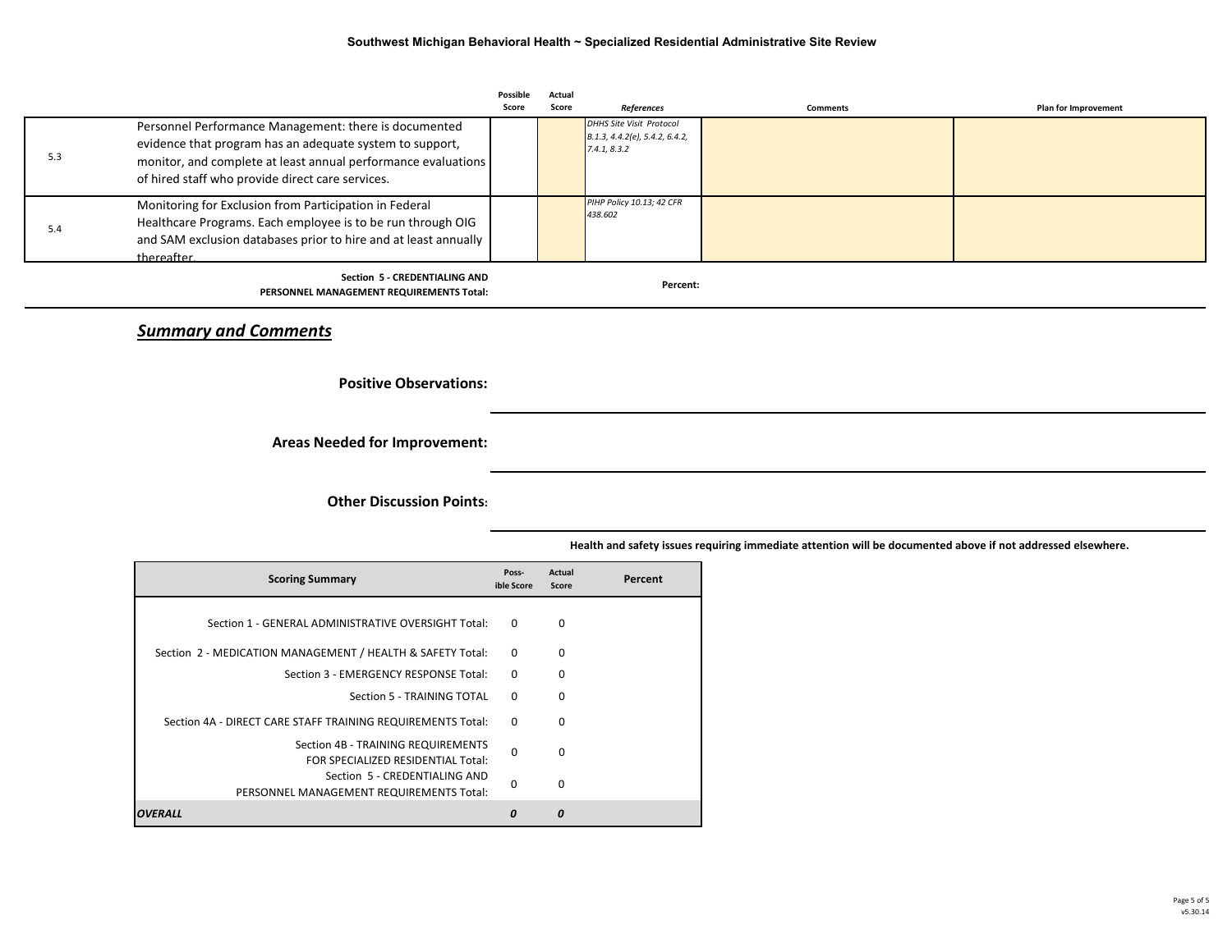# Southwest Michigan Behavioral Health ~ Specialized Residential Administrative Site Review

| | | Possible Score | Actual Score | References | Comments | Plan for Improvement |
|---|---|---|---|---|---|---|
| 5.3 | Personnel Performance Management: there is documented evidence that program has an adequate system to support, monitor, and complete at least annual performance evaluations of hired staff who provide direct care services. | | | *DHHS Site Visit Protocol B.1.3, 4.4.2(e), 5.4.2, 6.4.2, 7.4.1, 8.3.2* | | |
| 5.4 | Monitoring for Exclusion from Participation in Federal Healthcare Programs. Each employee is to be run through OIG and SAM exclusion databases prior to hire and at least annually thereafter. | | | *PIHP Policy 10.13; 42 CFR 438.602* | | |
| | **Section 5 - CREDENTIALING AND PERSONNEL MANAGEMENT REQUIREMENTS Total:** | | | **Percent:** | | |

## *Summary and Comments*

**Positive Observations:**

**Areas Needed for Improvement:**

**Other Discussion Points:**

**Health and safety issues requiring immediate attention will be documented above if not addressed elsewhere.**

| Scoring Summary | Possible Score | Actual Score | Percent |
|---|---|---|---|
| Section 1 - GENERAL ADMINISTRATIVE OVERSIGHT Total: | 0 | 0 | |
| Section 2 - MEDICATION MANAGEMENT / HEALTH & SAFETY Total: | 0 | 0 | |
| Section 3 - EMERGENCY RESPONSE Total: | 0 | 0 | |
| Section 5 - TRAINING TOTAL | 0 | 0 | |
| Section 4A - DIRECT CARE STAFF TRAINING REQUIREMENTS Total: | 0 | 0 | |
| Section 4B - TRAINING REQUIREMENTS FOR SPECIALIZED RESIDENTIAL Total: | 0 | 0 | |
| Section 5 - CREDENTIALING AND PERSONNEL MANAGEMENT REQUIREMENTS Total: | 0 | 0 | |
| ***OVERALL*** | ***0*** | ***0*** | |

v5.30.14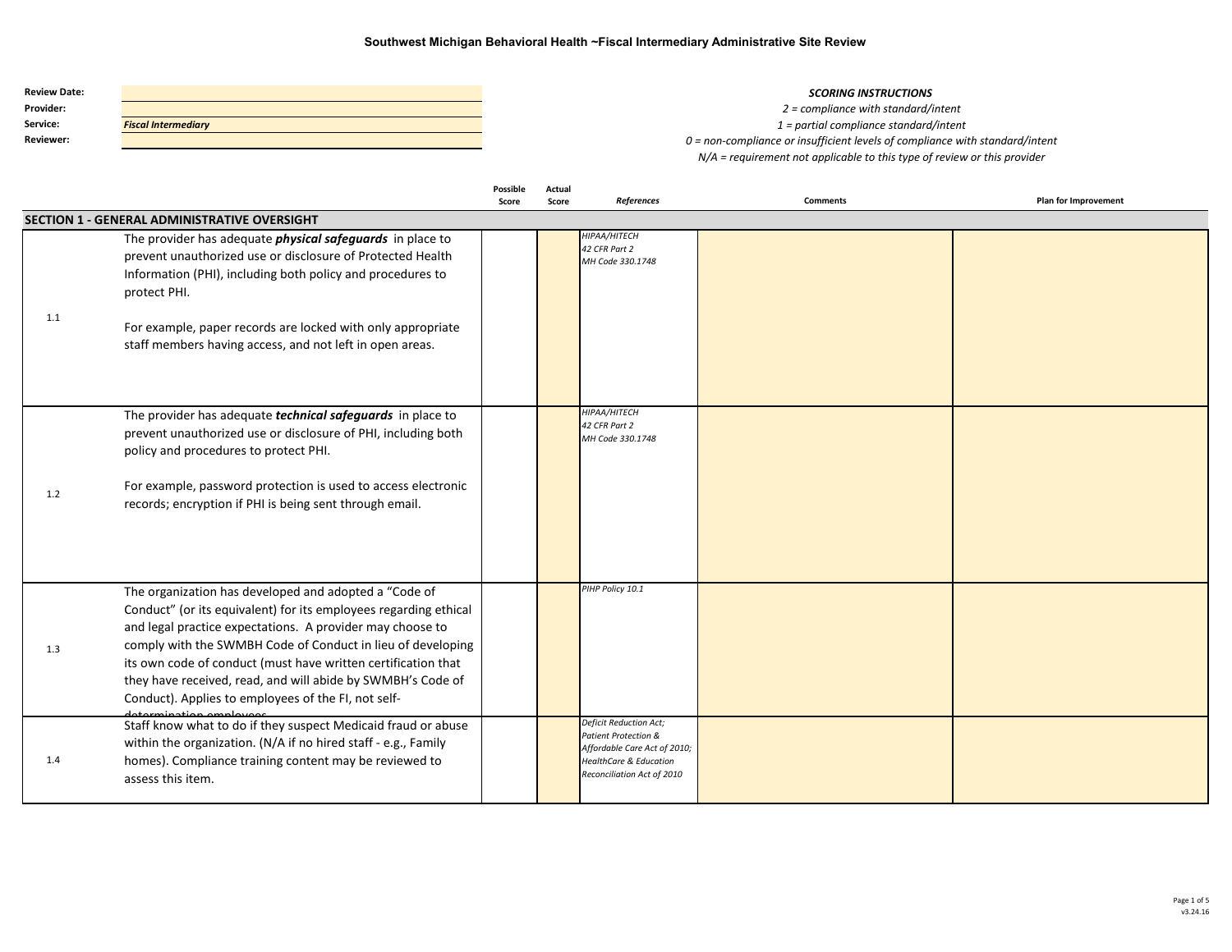**Southwest Michigan Behavioral Health ~Fiscal Intermediary Administrative Site Review**

| | |
|---|---|
| **Review Date:** | |
| **Provider:** | |
| **Service:** | ***Fiscal Intermediary*** |
| **Reviewer:** | |

***SCORING INSTRUCTIONS***

*2 = compliance with standard/intent*

*1 = partial compliance standard/intent*

*0 = non-compliance or insufficient levels of compliance with standard/intent*

*N/A = requirement not applicable to this type of review or this provider*

| | | Possible Score | Actual Score | *References* | Comments | Plan for Improvement |
|---|---|---|---|---|---|---|
| **SECTION 1 - GENERAL ADMINISTRATIVE OVERSIGHT** | | | | | | |
| 1.1 | The provider has adequate ***physical safeguards*** in place to prevent unauthorized use or disclosure of Protected Health Information (PHI), including both policy and procedures to protect PHI.<br><br>For example, paper records are locked with only appropriate staff members having access, and not left in open areas. | | | *HIPAA/HITECH<br>42 CFR Part 2<br>MH Code 330.1748* | | |
| 1.2 | The provider has adequate ***technical safeguards*** in place to prevent unauthorized use or disclosure of PHI, including both policy and procedures to protect PHI.<br><br>For example, password protection is used to access electronic records; encryption if PHI is being sent through email. | | | *HIPAA/HITECH<br>42 CFR Part 2<br>MH Code 330.1748* | | |
| 1.3 | The organization has developed and adopted a "Code of Conduct" (or its equivalent) for its employees regarding ethical and legal practice expectations. A provider may choose to comply with the SWMBH Code of Conduct in lieu of developing its own code of conduct (must have written certification that they have received, read, and will abide by SWMBH's Code of Conduct). Applies to employees of the FI, not self-determination employees. | | | *PIHP Policy 10.1* | | |
| 1.4 | Staff know what to do if they suspect Medicaid fraud or abuse within the organization. (N/A if no hired staff - e.g., Family homes). Compliance training content may be reviewed to assess this item. | | | *Deficit Reduction Act;<br>Patient Protection & Affordable Care Act of 2010;<br>HealthCare & Education Reconciliation Act of 2010* | | |

v3.24.16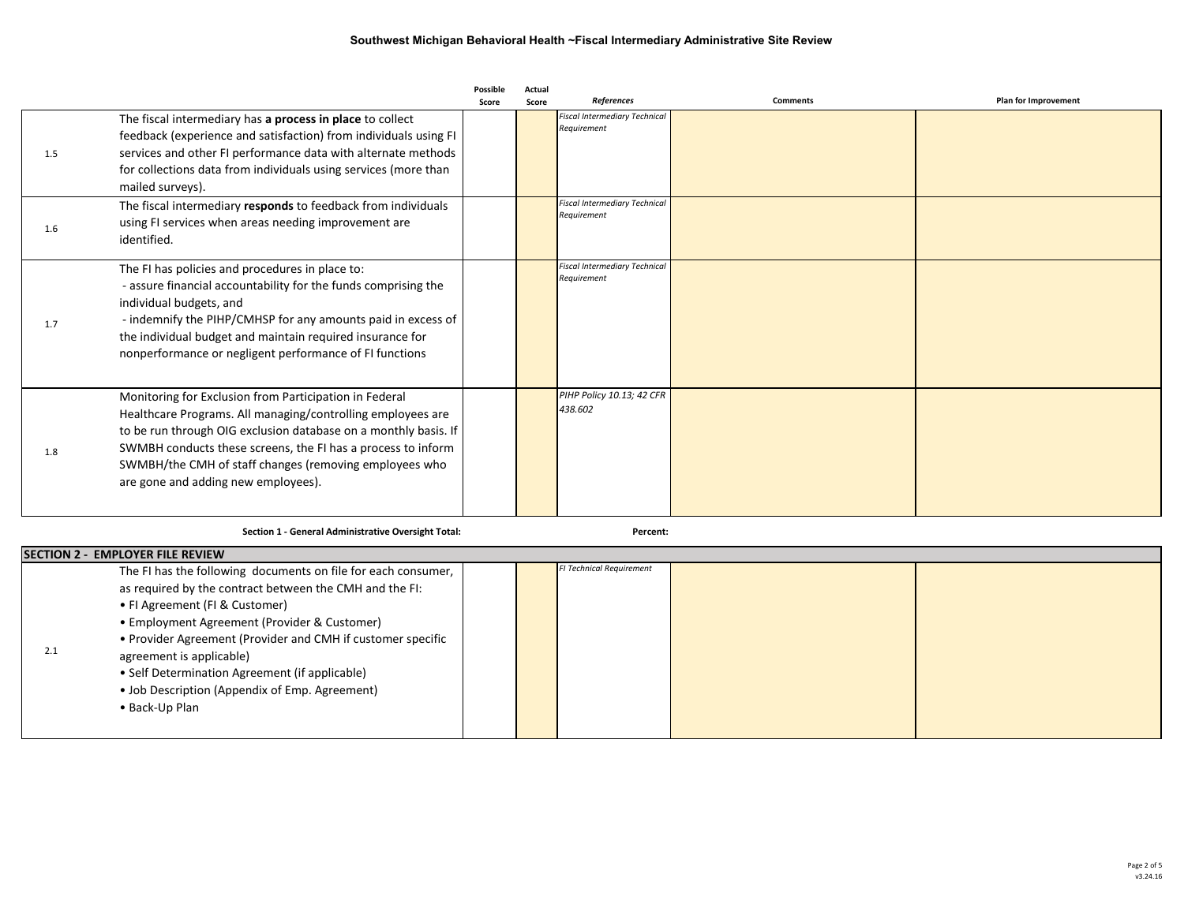# Southwest Michigan Behavioral Health ~Fiscal Intermediary Administrative Site Review

| | | Possible Score | Actual Score | References | Comments | Plan for Improvement |
|---|---|---|---|---|---|---|
| 1.5 | The fiscal intermediary has **a process in place** to collect feedback (experience and satisfaction) from individuals using FI services and other FI performance data with alternate methods for collections data from individuals using services (more than mailed surveys). | | | *Fiscal Intermediary Technical Requirement* | | |
| 1.6 | The fiscal intermediary **responds** to feedback from individuals using FI services when areas needing improvement are identified. | | | *Fiscal Intermediary Technical Requirement* | | |
| 1.7 | The FI has policies and procedures in place to:<br>- assure financial accountability for the funds comprising the individual budgets, and<br>- indemnify the PIHP/CMHSP for any amounts paid in excess of the individual budget and maintain required insurance for nonperformance or negligent performance of FI functions | | | *Fiscal Intermediary Technical Requirement* | | |
| 1.8 | Monitoring for Exclusion from Participation in Federal Healthcare Programs. All managing/controlling employees are to be run through OIG exclusion database on a monthly basis. If SWMBH conducts these screens, the FI has a process to inform SWMBH/the CMH of staff changes (removing employees who are gone and adding new employees). | | | *PIHP Policy 10.13; 42 CFR 438.602* | | |

**Section 1 - General Administrative Oversight Total:** **Percent:**

| SECTION 2 - EMPLOYER FILE REVIEW | | | | | | |
|---|---|---|---|---|---|---|
| 2.1 | The FI has the following documents on file for each consumer, as required by the contract between the CMH and the FI:<br>• FI Agreement (FI & Customer)<br>• Employment Agreement (Provider & Customer)<br>• Provider Agreement (Provider and CMH if customer specific agreement is applicable)<br>• Self Determination Agreement (if applicable)<br>• Job Description (Appendix of Emp. Agreement)<br>• Back-Up Plan | | | *FI Technical Requirement* | | |

v3.24.16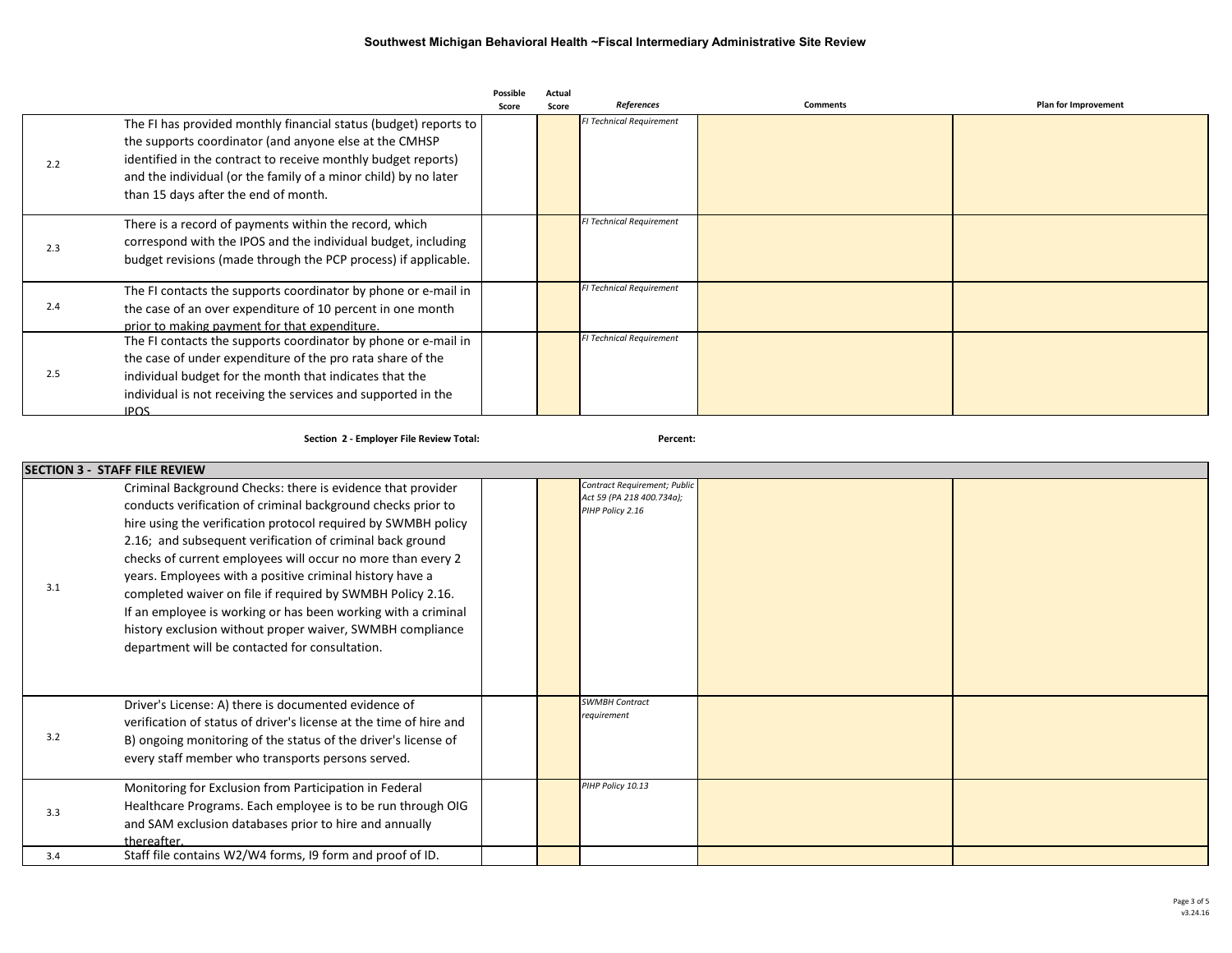**Southwest Michigan Behavioral Health ~Fiscal Intermediary Administrative Site Review**

| | | Possible Score | Actual Score | References | Comments | Plan for Improvement |
|---|---|---|---|---|---|---|
| 2.2 | The FI has provided monthly financial status (budget) reports to the supports coordinator (and anyone else at the CMHSP identified in the contract to receive monthly budget reports) and the individual (or the family of a minor child) by no later than 15 days after the end of month. | | | *FI Technical Requirement* | | |
| 2.3 | There is a record of payments within the record, which correspond with the IPOS and the individual budget, including budget revisions (made through the PCP process) if applicable. | | | *FI Technical Requirement* | | |
| 2.4 | The FI contacts the supports coordinator by phone or e-mail in the case of an over expenditure of 10 percent in one month prior to making payment for that expenditure. | | | *FI Technical Requirement* | | |
| 2.5 | The FI contacts the supports coordinator by phone or e-mail in the case of under expenditure of the pro rata share of the individual budget for the month that indicates that the individual is not receiving the services and supported in the IPOS | | | *FI Technical Requirement* | | |

**Section 2 - Employer File Review Total:** **Percent:**

| | | Possible Score | Actual Score | References | Comments | Plan for Improvement |
|---|---|---|---|---|---|---|
| **SECTION 3 - STAFF FILE REVIEW** | | | | | | |
| 3.1 | Criminal Background Checks: there is evidence that provider conducts verification of criminal background checks prior to hire using the verification protocol required by SWMBH policy 2.16; and subsequent verification of criminal back ground checks of current employees will occur no more than every 2 years. Employees with a positive criminal history have a completed waiver on file if required by SWMBH Policy 2.16. If an employee is working or has been working with a criminal history exclusion without proper waiver, SWMBH compliance department will be contacted for consultation. | | | *Contract Requirement; Public Act 59 (PA 218 400.734a); PIHP Policy 2.16* | | |
| 3.2 | Driver's License: A) there is documented evidence of verification of status of driver's license at the time of hire and B) ongoing monitoring of the status of the driver's license of every staff member who transports persons served. | | | *SWMBH Contract requirement* | | |
| 3.3 | Monitoring for Exclusion from Participation in Federal Healthcare Programs. Each employee is to be run through OIG and SAM exclusion databases prior to hire and annually thereafter. | | | *PIHP Policy 10.13* | | |
| 3.4 | Staff file contains W2/W4 forms, I9 form and proof of ID. | | | | | |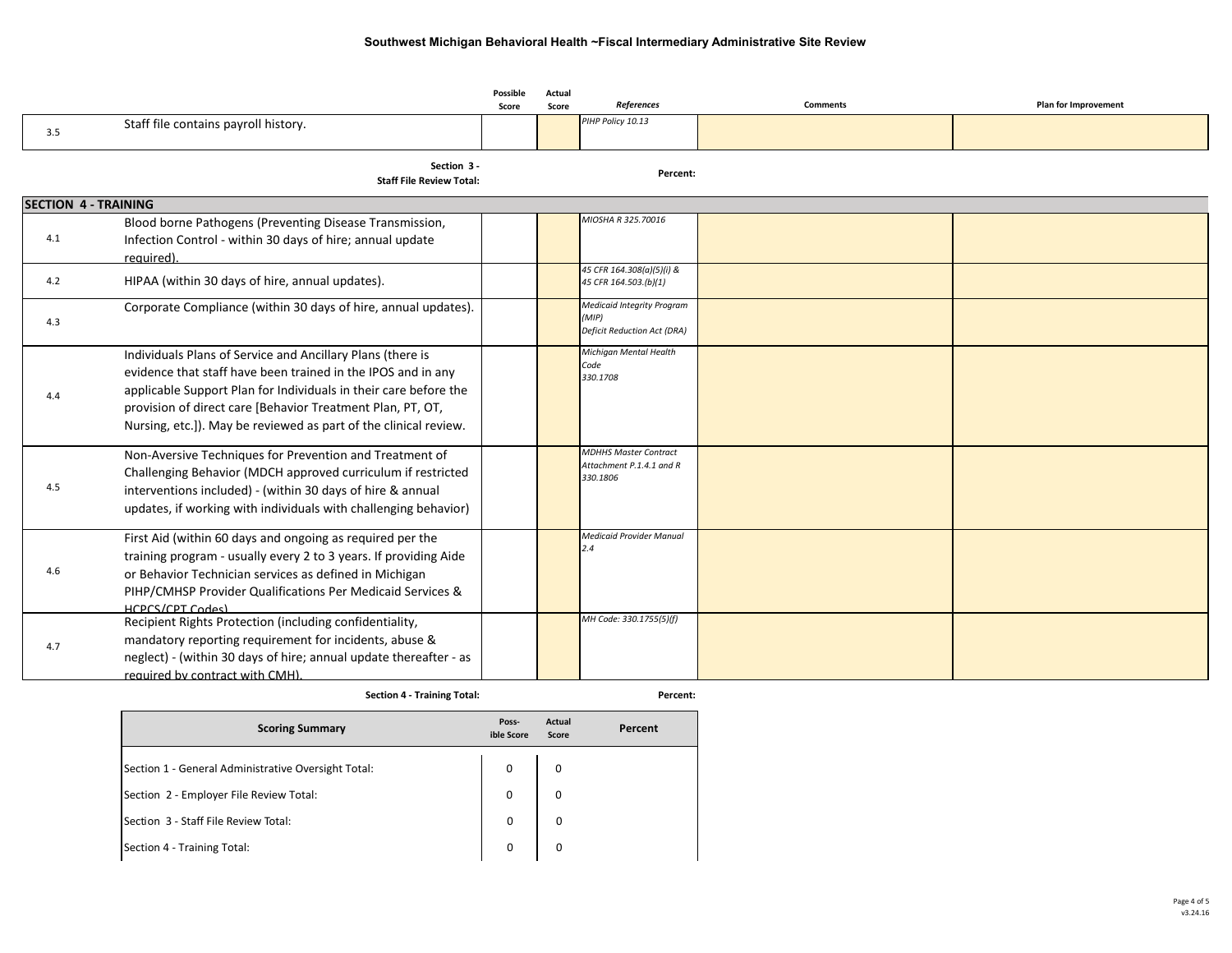**Southwest Michigan Behavioral Health ~Fiscal Intermediary Administrative Site Review**

| | | Possible Score | Actual Score | References | Comments | Plan for Improvement |
|---|---|---|---|---|---|---|
| 3.5 | Staff file contains payroll history. | | | *PIHP Policy 10.13* | | |

| | Section 3 - Staff File Review Total: | | | Percent: | | |
|---|---|---|---|---|---|---|

**SECTION 4 - TRAINING**

| | | Possible Score | Actual Score | References | Comments | Plan for Improvement |
|---|---|---|---|---|---|---|
| 4.1 | Blood borne Pathogens (Preventing Disease Transmission, Infection Control - within 30 days of hire; annual update required). | | | *MIOSHA R 325.70016* | | |
| 4.2 | HIPAA (within 30 days of hire, annual updates). | | | *45 CFR 164.308(a)(5)(i) & 45 CFR 164.503.(b)(1)* | | |
| 4.3 | Corporate Compliance (within 30 days of hire, annual updates). | | | *Medicaid Integrity Program (MIP) Deficit Reduction Act (DRA)* | | |
| 4.4 | Individuals Plans of Service and Ancillary Plans (there is evidence that staff have been trained in the IPOS and in any applicable Support Plan for Individuals in their care before the provision of direct care [Behavior Treatment Plan, PT, OT, Nursing, etc.]). May be reviewed as part of the clinical review. | | | *Michigan Mental Health Code 330.1708* | | |
| 4.5 | Non-Aversive Techniques for Prevention and Treatment of Challenging Behavior (MDCH approved curriculum if restricted interventions included) - (within 30 days of hire & annual updates, if working with individuals with challenging behavior) | | | *MDHHS Master Contract Attachment P.1.4.1 and R 330.1806* | | |
| 4.6 | First Aid (within 60 days and ongoing as required per the training program - usually every 2 to 3 years. If providing Aide or Behavior Technician services as defined in Michigan PIHP/CMHSP Provider Qualifications Per Medicaid Services & HCPCS/CPT Codes) | | | *Medicaid Provider Manual 2.4* | | |
| 4.7 | Recipient Rights Protection (including confidentiality, mandatory reporting requirement for incidents, abuse & neglect) - (within 30 days of hire; annual update thereafter - as required by contract with CMH). | | | *MH Code: 330.1755(5)(f)* | | |

| | Section 4 - Training Total: | | | Percent: |
|---|---|---|---|---|

| Scoring Summary | Possible Score | Actual Score | Percent |
|---|---|---|---|
| Section 1 - General Administrative Oversight Total: | 0 | 0 | |
| Section 2 - Employer File Review Total: | 0 | 0 | |
| Section 3 - Staff File Review Total: | 0 | 0 | |
| Section 4 - Training Total: | 0 | 0 | |

v3.24.16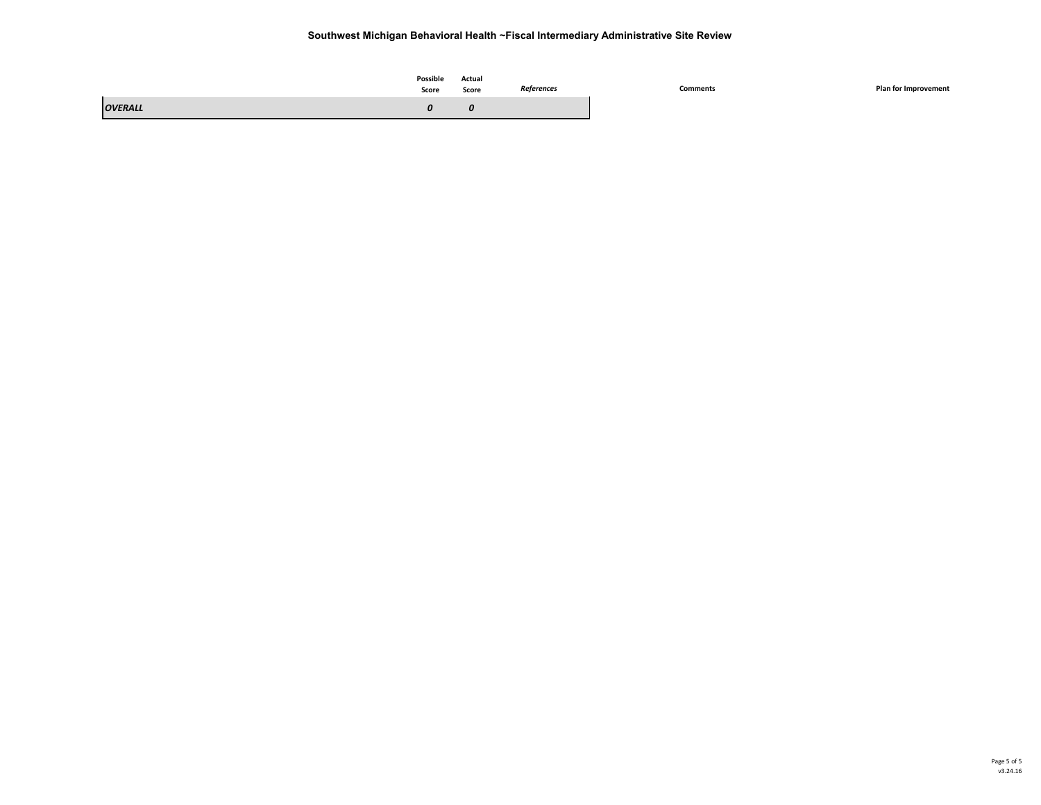# Southwest Michigan Behavioral Health ~Fiscal Intermediary Administrative Site Review

| | Possible Score | Actual Score | *References* | Comments | Plan for Improvement |
|---|---|---|---|---|---|
| ***OVERALL*** | ***0*** | ***0*** | | | |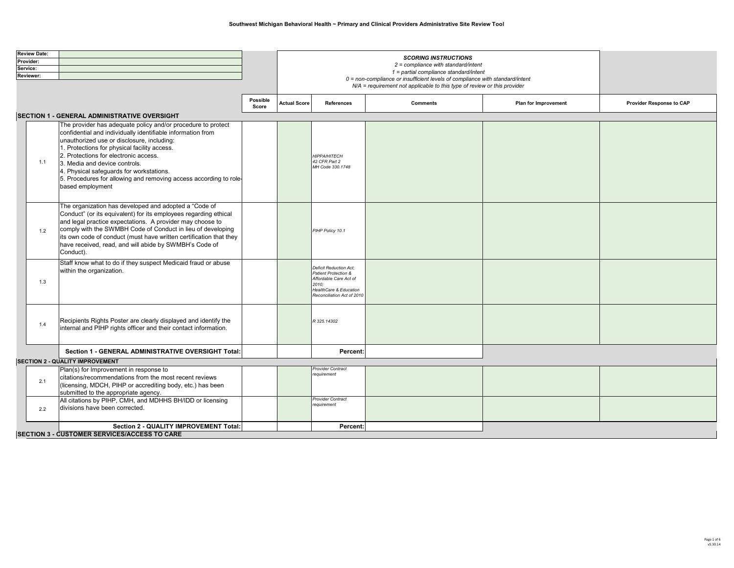# Southwest Michigan Behavioral Health ~ Primary and Clinical Providers Administrative Site Review Tool

| | |
|---|---|
| **Review Date:** | |
| **Provider:** | |
| **Service:** | |
| **Reviewer:** | |

***SCORING INSTRUCTIONS***

*2 = compliance with standard/intent*
*1 = partial compliance standard/intent*
*0 = non-compliance or insufficient levels of compliance with standard/intent*
*N/A = requirement not applicable to this type of review or this provider*

| | | Possible Score | Actual Score | References | Comments | Plan for Improvement | Provider Response to CAP |
|---|---|---|---|---|---|---|---|
| **SECTION 1 - GENERAL ADMINISTRATIVE OVERSIGHT** | | | | | | | |
| 1.1 | The provider has adequate policy and/or procedure to protect confidential and individually identifiable information from unauthorized use or disclosure, including:<br>1. Protections for physical facility access.<br>2. Protections for electronic access.<br>3. Media and device controls.<br>4. Physical safeguards for workstations.<br>5. Procedures for allowing and removing access according to role-based employment | | | *HIPPA/HITECH<br>42 CFR Part 2<br>MH Code 330.1748* | | | |
| 1.2 | The organization has developed and adopted a "Code of Conduct" (or its equivalent) for its employees regarding ethical and legal practice expectations. A provider may choose to comply with the SWMBH Code of Conduct in lieu of developing its own code of conduct (must have written certification that they have received, read, and will abide by SWMBH's Code of Conduct). | | | *PIHP Policy 10.1* | | | |
| 1.3 | Staff know what to do if they suspect Medicaid fraud or abuse within the organization. | | | *Deficit Reduction Act;<br>Patient Protection & Affordable Care Act of 2010;<br>HealthCare & Education Reconciliation Act of 2010* | | | |
| 1.4 | Recipients Rights Poster are clearly displayed and identify the internal and PIHP rights officer and their contact information. | | | *R 325.14302* | | | |
| | **Section 1 - GENERAL ADMINISTRATIVE OVERSIGHT Total:** | | | **Percent:** | | | |
| **SECTION 2 - QUALITY IMPROVEMENT** | | | | | | | |
| 2.1 | Plan(s) for Improvement in response to citations/recommendations from the most recent reviews (licensing, MDCH, PIHP or accrediting body, etc.) has been submitted to the appropriate agency. | | | *Provider Contract requirement* | | | |
| 2.2 | All citations by PIHP, CMH, and MDHHS BH/IDD or licensing divisions have been corrected. | | | *Provider Contract requirement* | | | |
| | **Section 2 - QUALITY IMPROVEMENT Total:** | | | **Percent:** | | | |
| **SECTION 3 - CUSTOMER SERVICES/ACCESS TO CARE** | | | | | | | |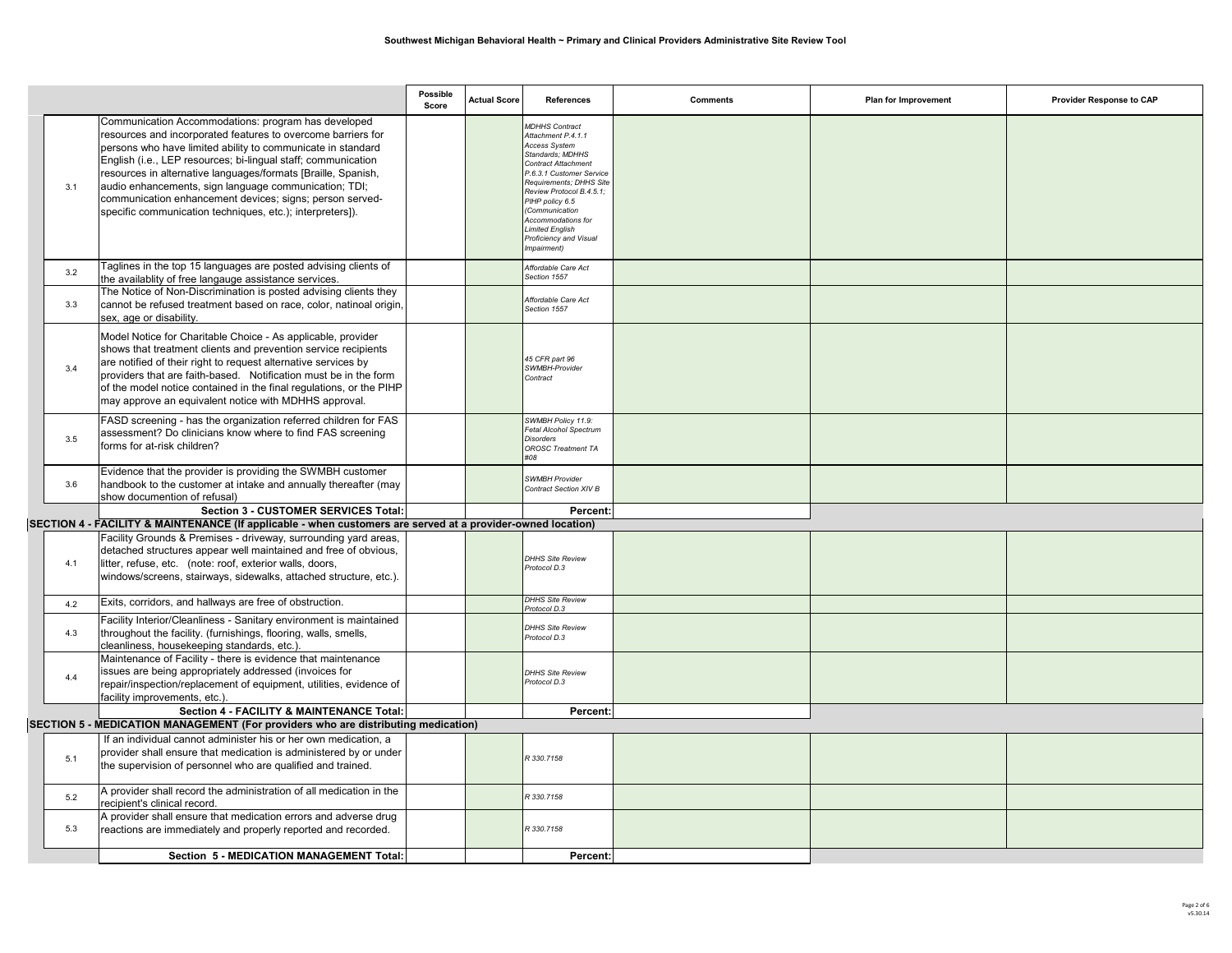**Southwest Michigan Behavioral Health ~ Primary and Clinical Providers Administrative Site Review Tool**

| | | Possible Score | Actual Score | References | Comments | Plan for Improvement | Provider Response to CAP |
|---|---|---|---|---|---|---|---|
| 3.1 | Communication Accommodations: program has developed resources and incorporated features to overcome barriers for persons who have limited ability to communicate in standard English (i.e., LEP resources; bi-lingual staff; communication resources in alternative languages/formats [Braille, Spanish, audio enhancements, sign language communication; TDI; communication enhancement devices; signs; person served-specific communication techniques, etc.); interpreters]). | | | *MDHHS Contract Attachment P.4.1.1 Access System Standards; MDHHS Contract Attachment P.6.3.1 Customer Service Requirements; DHHS Site Review Protocol B.4.5.1; PIHP policy 6.5 (Communication Accommodations for Limited English Proficiency and Visual Impairment)* | | | |
| 3.2 | Taglines in the top 15 languages are posted advising clients of the availablity of free langauge assistance services. | | | *Affordable Care Act Section 1557* | | | |
| 3.3 | The Notice of Non-Discrimination is posted advising clients they cannot be refused treatment based on race, color, natinoal origin, sex, age or disability. | | | *Affordable Care Act Section 1557* | | | |
| 3.4 | Model Notice for Charitable Choice - As applicable, provider shows that treatment clients and prevention service recipients are notified of their right to request alternative services by providers that are faith-based. Notification must be in the form of the model notice contained in the final regulations, or the PIHP may approve an equivalent notice with MDHHS approval. | | | *45 CFR part 96 SWMBH-Provider Contract* | | | |
| 3.5 | FASD screening - has the organization referred children for FAS assessment? Do clinicians know where to find FAS screening forms for at-risk children? | | | *SWMBH Policy 11.9: Fetal Alcohol Spectrum Disorders OROSC Treatment TA #08* | | | |
| 3.6 | Evidence that the provider is providing the SWMBH customer handbook to the customer at intake and annually thereafter (may show documentation of refusal) | | | *SWMBH Provider Contract Section XIV B* | | | |
| | **Section 3 - CUSTOMER SERVICES Total:** | | | **Percent:** | | | |
| **SECTION 4 - FACILITY & MAINTENANCE (If applicable - when customers are served at a provider-owned location)** | | | | | | | |
| 4.1 | Facility Grounds & Premises - driveway, surrounding yard areas, detached structures appear well maintained and free of obvious, litter, refuse, etc. (note: roof, exterior walls, doors, windows/screens, stairways, sidewalks, attached structure, etc.). | | | *DHHS Site Review Protocol D.3* | | | |
| 4.2 | Exits, corridors, and hallways are free of obstruction. | | | *DHHS Site Review Protocol D.3* | | | |
| 4.3 | Facility Interior/Cleanliness - Sanitary environment is maintained throughout the facility. (furnishings, flooring, walls, smells, cleanliness, housekeeping standards, etc.). | | | *DHHS Site Review Protocol D.3* | | | |
| 4.4 | Maintenance of Facility - there is evidence that maintenance issues are being appropriately addressed (invoices for repair/inspection/replacement of equipment, utilities, evidence of facility improvements, etc.). | | | *DHHS Site Review Protocol D.3* | | | |
| | **Section 4 - FACILITY & MAINTENANCE Total:** | | | **Percent:** | | | |
| **SECTION 5 - MEDICATION MANAGEMENT (For providers who are distributing medication)** | | | | | | | |
| 5.1 | If an individual cannot administer his or her own medication, a provider shall ensure that medication is administered by or under the supervision of personnel who are qualified and trained. | | | *R 330.7158* | | | |
| 5.2 | A provider shall record the administration of all medication in the recipient's clinical record. | | | *R 330.7158* | | | |
| 5.3 | A provider shall ensure that medication errors and adverse drug reactions are immediately and properly reported and recorded. | | | *R 330.7158* | | | |
| | **Section 5 - MEDICATION MANAGEMENT Total:** | | | **Percent:** | | | |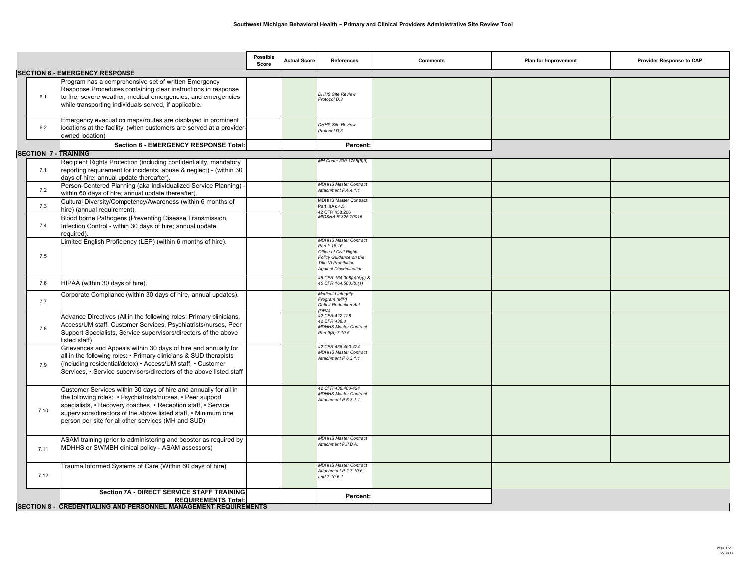**Southwest Michigan Behavioral Health ~ Primary and Clinical Providers Administrative Site Review Tool**

| | | Possible Score | Actual Score | References | Comments | Plan for Improvement | Provider Response to CAP |
|---|---|---|---|---|---|---|---|
| **SECTION 6 - EMERGENCY RESPONSE** | | | | | | | |
| 6.1 | Program has a comprehensive set of written Emergency Response Procedures containing clear instructions in response to fire, severe weather, medical emergencies, and emergencies while transporting individuals served, if applicable. | | | *DHHS Site Review Protocol D.3* | | | |
| 6.2 | Emergency evacuation maps/routes are displayed in prominent locations at the facility. (when customers are served at a provider-owned location) | | | *DHHS Site Review Protocol D.3* | | | |
| | **Section 6 - EMERGENCY RESPONSE Total:** | | | **Percent:** | | | |
| **SECTION 7 - TRAINING** | | | | | | | |
| 7.1 | Recipient Rights Protection (including confidentiality, mandatory reporting requirement for incidents, abuse & neglect) - (within 30 days of hire; annual update thereafter). | | | *MH Code: 330.1755(5)(f)* | | | |
| 7.2 | Person-Centered Planning (aka Individualized Service Planning) - within 60 days of hire; annual update thereafter). | | | *MDHHS Master Contract Attachment P.4.4.1.1* | | | |
| 7.3 | Cultural Diversity/Competency/Awareness (within 6 months of hire) (annual requirement). | | | MDHHS Master Contract Part II(A); 4.5 42 CFR 438.206 | | | |
| 7.4 | Blood borne Pathogens (Preventing Disease Transmission, Infection Control - within 30 days of hire; annual update required). | | | *MIOSHA R 325.70016* | | | |
| 7.5 | Limited English Proficiency (LEP) (within 6 months of hire). | | | *MDHHS Master Contract Part I; 18.16 Office of Civil Rights Policy Guidance on the Title VI Prohibition Against Discrimination* | | | |
| 7.6 | HIPAA (within 30 days of hire). | | | *45 CFR 164.308(a)(5)(i) & 45 CFR 164.503.(b)(1)* | | | |
| 7.7 | Corporate Compliance (within 30 days of hire, annual updates). | | | *Medicaid Integrity Program (MIP) Deficit Reduction Act (DRA)* | | | |
| 7.8 | Advance Directives (All in the following roles: Primary clinicians, Access/UM staff, Customer Services, Psychiatrists/nurses, Peer Support Specialists, Service supervisors/directors of the above listed staff) | | | *42 CFR 422.128 42 CFR 438.3 MDHHS Master Contract Part II(A) 7.10.5* | | | |
| 7.9 | Grievances and Appeals within 30 days of hire and annually for all in the following roles: • Primary clinicians & SUD therapists (including residential/detox) • Access/UM staff, • Customer Services, • Service supervisors/directors of the above listed staff | | | *42 CFR 438.400-424 MDHHS Master Contract Attachment P 6.3.1.1* | | | |
| 7.10 | Customer Services within 30 days of hire and annually for all in the following roles: • Psychiatrists/nurses, • Peer support specialists, • Recovery coaches, • Reception staff, • Service supervisors/directors of the above listed staff, • Minimum one person per site for all other services (MH and SUD) | | | *42 CFR 438.400-424 MDHHS Master Contract Attachment P 6.3.1.1* | | | |
| 7.11 | ASAM training (prior to administering and booster as required by MDHHS or SWMBH clinical policy - ASAM assessors) | | | *MDHHS Master Contract Attachment P.II.B.A.* | | | |
| 7.12 | Trauma Informed Systems of Care (Within 60 days of hire) | | | *MDHHS Master Contract Attachment P.2.7.10.6. and 7.10.6.1* | | | |
| | **Section 7A - DIRECT SERVICE STAFF TRAINING REQUIREMENTS Total:** | | | **Percent:** | | | |
| **SECTION 8 - CREDENTIALING AND PERSONNEL MANAGEMENT REQUIREMENTS** | | | | | | | |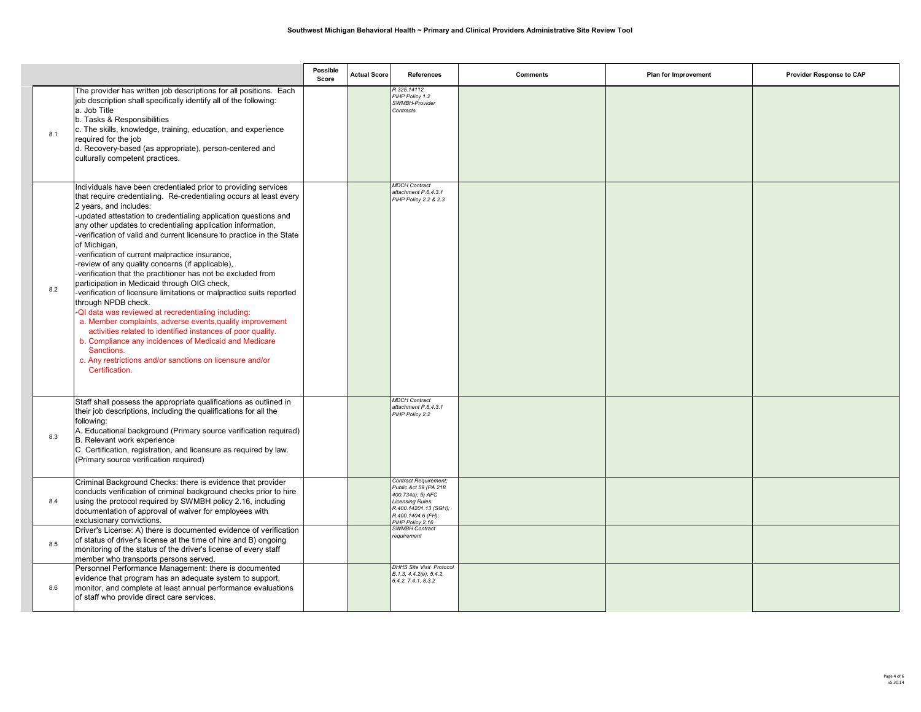**Southwest Michigan Behavioral Health ~ Primary and Clinical Providers Administrative Site Review Tool**

| | | Possible Score | Actual Score | References | Comments | Plan for Improvement | Provider Response to CAP |
|---|---|---|---|---|---|---|---|
| 8.1 | The provider has written job descriptions for all positions. Each job description shall specifically identify all of the following:<br>a. Job Title<br>b. Tasks & Responsibilities<br>c. The skills, knowledge, training, education, and experience required for the job<br>d. Recovery-based (as appropriate), person-centered and culturally competent practices. | | | *R 325.14112*<br>*PIHP Policy 1.2*<br>*SWMBH-Provider Contracts* | | | |
| 8.2 | Individuals have been credentialed prior to providing services that require credentialing. Re-credentialing occurs at least every 2 years, and includes:<br>-updated attestation to credentialing application questions and any other updates to credentialing application information,<br>-verification of valid and current licensure to practice in the State of Michigan,<br>-verification of current malpractice insurance,<br>-review of any quality concerns (if applicable),<br>-verification that the practitioner has not be excluded from participation in Medicaid through OIG check,<br>-verification of licensure limitations or malpractice suits reported through NPDB check.<br>-QI data was reviewed at recredentialing including:<br>a. Member complaints, adverse events,quality improvement activities related to identified instances of poor quality.<br>b. Compliance any incidences of Medicaid and Medicare Sanctions.<br>c. Any restrictions and/or sanctions on licensure and/or Certification. | | | *MDCH Contract attachment P.6.4.3.1*<br>*PIHP Policy 2.2 & 2.3* | | | |
| 8.3 | Staff shall possess the appropriate qualifications as outlined in their job descriptions, including the qualifications for all the following:<br>A. Educational background (Primary source verification required)<br>B. Relevant work experience<br>C. Certification, registration, and licensure as required by law. (Primary source verification required) | | | *MDCH Contract attachment P.6.4.3.1*<br>*PIHP Policy 2.2* | | | |
| 8.4 | Criminal Background Checks: there is evidence that provider conducts verification of criminal background checks prior to hire using the protocol required by SWMBH policy 2.16, including documentation of approval of waiver for employees with exclusionary convictions. | | | *Contract Requirement; Public Act 59 (PA 218 400.734a); 5) AFC Licensing Rules: R.400.14201.13 (SGH); R.400.1404.6 (FH); PIHP Policy 2.16* | | | |
| 8.5 | Driver's License: A) there is documented evidence of verification of status of driver's license at the time of hire and B) ongoing monitoring of the status of the driver's license of every staff member who transports persons served. | | | *SWMBH Contract requirement* | | | |
| 8.6 | Personnel Performance Management: there is documented evidence that program has an adequate system to support, monitor, and complete at least annual performance evaluations of staff who provide direct care services. | | | *DHHS Site Visit Protocol B.1.3, 4.4.2(e), 5.4.2, 6.4.2, 7.4.1, 8.3.2* | | | |

v5.30.14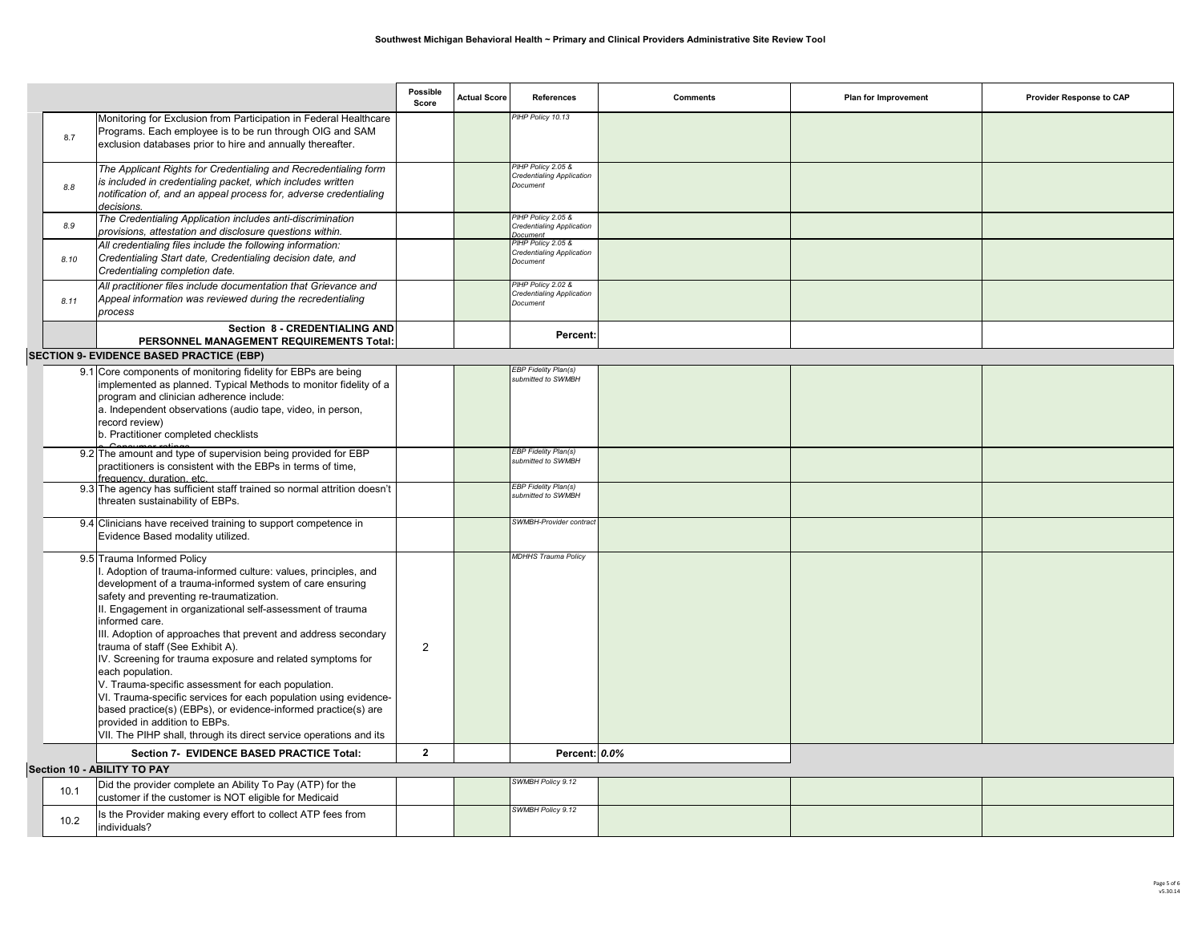**Southwest Michigan Behavioral Health ~ Primary and Clinical Providers Administrative Site Review Tool**

| | | Possible Score | Actual Score | References | Comments | Plan for Improvement | Provider Response to CAP |
|---|---|---|---|---|---|---|---|
| 8.7 | Monitoring for Exclusion from Participation in Federal Healthcare Programs. Each employee is to be run through OIG and SAM exclusion databases prior to hire and annually thereafter. | | | *PIHP Policy 10.13* | | | |
| *8.8* | *The Applicant Rights for Credentialing and Recredentialing form is included in credentialing packet, which includes written notification of, and an appeal process for, adverse credentialing decisions.* | | | *PIHP Policy 2.05 & Credentialing Application Document* | | | |
| *8.9* | *The Credentialing Application includes anti-discrimination provisions, attestation and disclosure questions within.* | | | *PIHP Policy 2.05 & Credentialing Application Document* | | | |
| *8.10* | *All credentialing files include the following information: Credentialing Start date, Credentialing decision date, and Credentialing completion date.* | | | *PIHP Policy 2.05 & Credentialing Application Document* | | | |
| *8.11* | *All practitioner files include documentation that Grievance and Appeal information was reviewed during the recredentialing process* | | | *PIHP Policy 2.02 & Credentialing Application Document* | | | |
| | **Section 8 - CREDENTIALING AND PERSONNEL MANAGEMENT REQUIREMENTS Total:** | | | **Percent:** | | | |
| **SECTION 9- EVIDENCE BASED PRACTICE (EBP)** | | | | | | | |
| 9.1 | Core components of monitoring fidelity for EBPs are being implemented as planned. Typical Methods to monitor fidelity of a program and clinician adherence include:<br>a. Independent observations (audio tape, video, in person, record review)<br>b. Practitioner completed checklists<br>c. Consumer ratings | | | *EBP Fidelity Plan(s) submitted to SWMBH* | | | |
| 9.2 | The amount and type of supervision being provided for EBP practitioners is consistent with the EBPs in terms of time, frequency, duration, etc. | | | *EBP Fidelity Plan(s) submitted to SWMBH* | | | |
| 9.3 | The agency has sufficient staff trained so normal attrition doesn't threaten sustainability of EBPs. | | | *EBP Fidelity Plan(s) submitted to SWMBH* | | | |
| 9.4 | Clinicians have received training to support competence in Evidence Based modality utilized. | | | *SWMBH-Provider contract* | | | |
| 9.5 | Trauma Informed Policy<br>I. Adoption of trauma-informed culture: values, principles, and development of a trauma-informed system of care ensuring safety and preventing re-traumatization.<br>II. Engagement in organizational self-assessment of trauma informed care.<br>III. Adoption of approaches that prevent and address secondary trauma of staff (See Exhibit A).<br>IV. Screening for trauma exposure and related symptoms for each population.<br>V. Trauma-specific assessment for each population.<br>VI. Trauma-specific services for each population using evidence-based practice(s) (EBPs), or evidence-informed practice(s) are provided in addition to EBPs.<br>VII. The PIHP shall, through its direct service operations and its | 2 | | *MDHHS Trauma Policy* | | | |
| | **Section 7- EVIDENCE BASED PRACTICE Total:** | **2** | | **Percent:** | ***0.0%*** | | |
| **Section 10 - ABILITY TO PAY** | | | | | | | |
| 10.1 | Did the provider complete an Ability To Pay (ATP) for the customer if the customer is NOT eligible for Medicaid | | | *SWMBH Policy 9.12* | | | |
| 10.2 | Is the Provider making every effort to collect ATP fees from individuals? | | | *SWMBH Policy 9.12* | | | |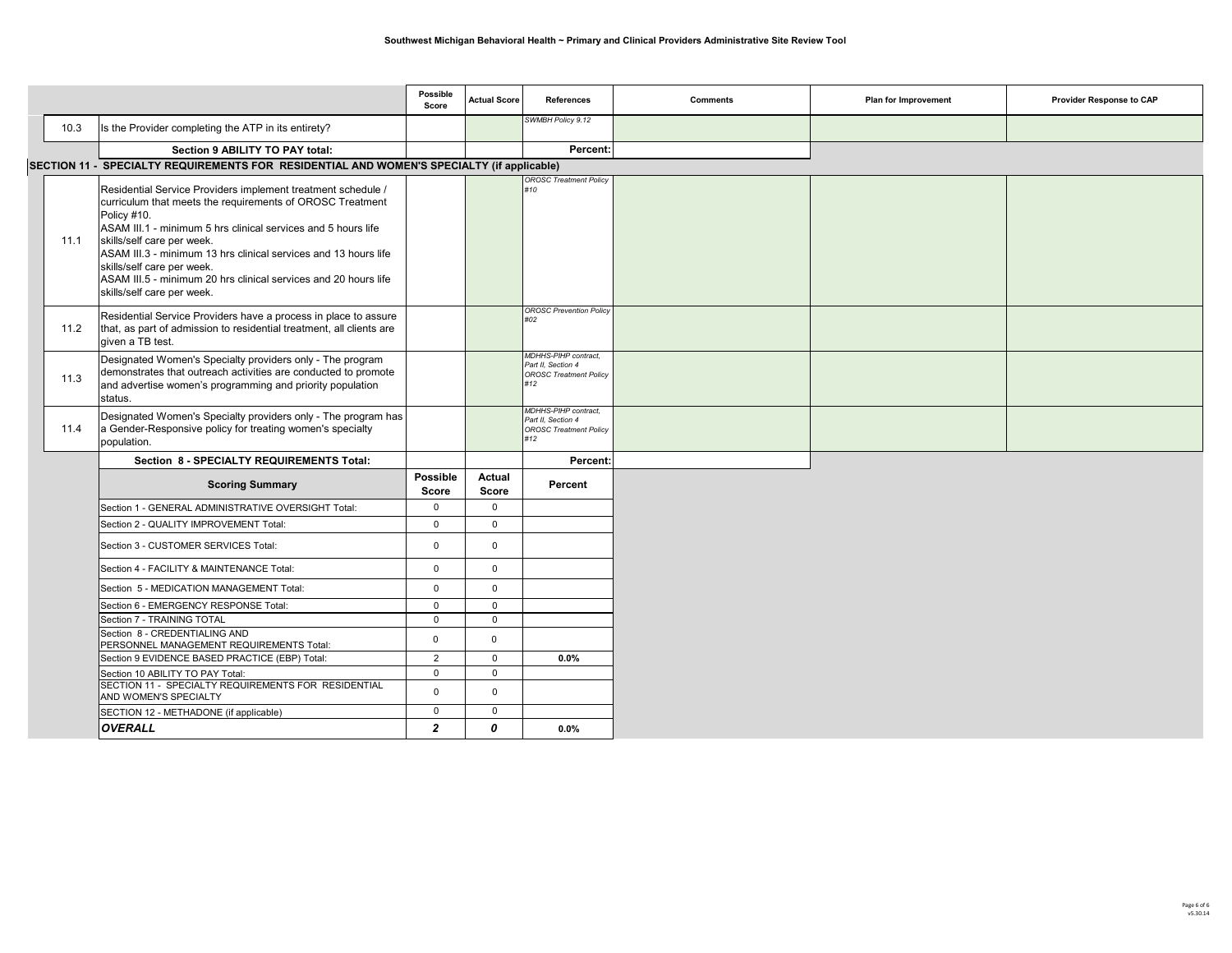| | | Possible Score | Actual Score | References | Comments | Plan for Improvement | Provider Response to CAP |
|---|---|---|---|---|---|---|---|
| 10.3 | Is the Provider completing the ATP in its entirety? | | | *SWMBH Policy 9.12* | | | |
| | **Section 9 ABILITY TO PAY total:** | | | **Percent:** | | | |
| **SECTION 11 - SPECIALTY REQUIREMENTS FOR RESIDENTIAL AND WOMEN'S SPECIALTY (if applicable)** | | | | | | | |
| 11.1 | Residential Service Providers implement treatment schedule / curriculum that meets the requirements of OROSC Treatment Policy #10.<br>ASAM III.1 - minimum 5 hrs clinical services and 5 hours life skills/self care per week.<br>ASAM III.3 - minimum 13 hrs clinical services and 13 hours life skills/self care per week.<br>ASAM III.5 - minimum 20 hrs clinical services and 20 hours life skills/self care per week. | | | *OROSC Treatment Policy #10* | | | |
| 11.2 | Residential Service Providers have a process in place to assure that, as part of admission to residential treatment, all clients are given a TB test. | | | *OROSC Prevention Policy #02* | | | |
| 11.3 | Designated Women's Specialty providers only - The program demonstrates that outreach activities are conducted to promote and advertise women's programming and priority population status. | | | *MDHHS-PIHP contract, Part II, Section 4 OROSC Treatment Policy #12* | | | |
| 11.4 | Designated Women's Specialty providers only - The program has a Gender-Responsive policy for treating women's specialty population. | | | *MDHHS-PIHP contract, Part II, Section 4 OROSC Treatment Policy #12* | | | |
| | **Section 8 - SPECIALTY REQUIREMENTS Total:** | | | **Percent:** | | | |

| Scoring Summary | Possible Score | Actual Score | Percent |
|---|---|---|---|
| Section 1 - GENERAL ADMINISTRATIVE OVERSIGHT Total: | 0 | 0 | |
| Section 2 - QUALITY IMPROVEMENT Total: | 0 | 0 | |
| Section 3 - CUSTOMER SERVICES Total: | 0 | 0 | |
| Section 4 - FACILITY & MAINTENANCE Total: | 0 | 0 | |
| Section 5 - MEDICATION MANAGEMENT Total: | 0 | 0 | |
| Section 6 - EMERGENCY RESPONSE Total: | 0 | 0 | |
| Section 7 - TRAINING TOTAL | 0 | 0 | |
| Section 8 - CREDENTIALING AND PERSONNEL MANAGEMENT REQUIREMENTS Total: | 0 | 0 | |
| Section 9 EVIDENCE BASED PRACTICE (EBP) Total: | 2 | 0 | **0.0%** |
| Section 10 ABILITY TO PAY Total: | 0 | 0 | |
| SECTION 11 - SPECIALTY REQUIREMENTS FOR RESIDENTIAL AND WOMEN'S SPECIALTY | 0 | 0 | |
| SECTION 12 - METHADONE (if applicable) | 0 | 0 | |
| ***OVERALL*** | ***2*** | ***0*** | **0.0%** |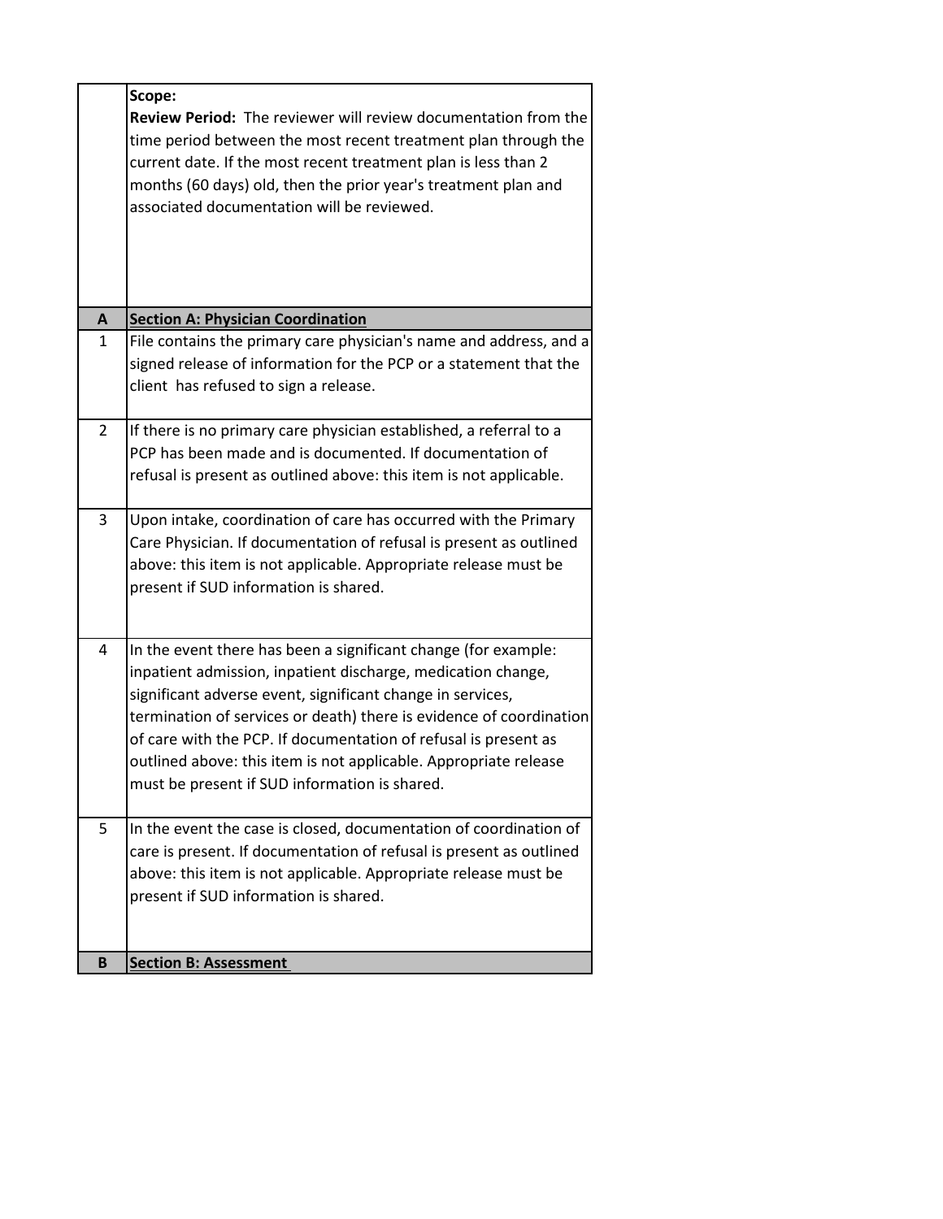| | |
|---|---|
| | **Scope:**<br>**Review Period:** The reviewer will review documentation from the time period between the most recent treatment plan through the current date. If the most recent treatment plan is less than 2 months (60 days) old, then the prior year's treatment plan and associated documentation will be reviewed. |
| **A** | **Section A: Physician Coordination** |
| 1 | File contains the primary care physician's name and address, and a signed release of information for the PCP or a statement that the client has refused to sign a release. |
| 2 | If there is no primary care physician established, a referral to a PCP has been made and is documented. If documentation of refusal is present as outlined above: this item is not applicable. |
| 3 | Upon intake, coordination of care has occurred with the Primary Care Physician. If documentation of refusal is present as outlined above: this item is not applicable. Appropriate release must be present if SUD information is shared. |
| 4 | In the event there has been a significant change (for example: inpatient admission, inpatient discharge, medication change, significant adverse event, significant change in services, termination of services or death) there is evidence of coordination of care with the PCP. If documentation of refusal is present as outlined above: this item is not applicable. Appropriate release must be present if SUD information is shared. |
| 5 | In the event the case is closed, documentation of coordination of care is present. If documentation of refusal is present as outlined above: this item is not applicable. Appropriate release must be present if SUD information is shared. |
| **B** | **Section B: Assessment** |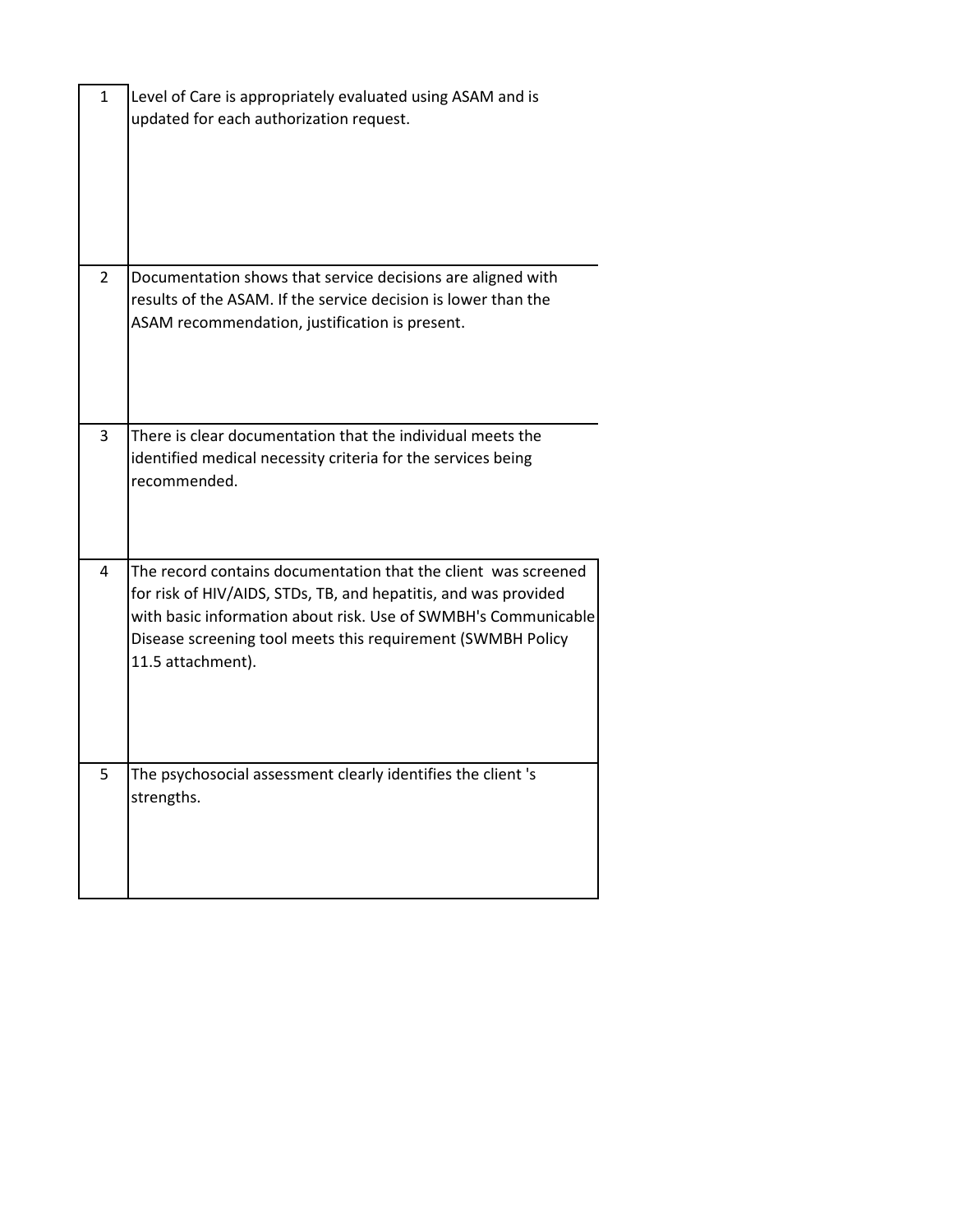| | |
|---|---|
| 1 | Level of Care is appropriately evaluated using ASAM and is updated for each authorization request. |
| 2 | Documentation shows that service decisions are aligned with results of the ASAM. If the service decision is lower than the ASAM recommendation, justification is present. |
| 3 | There is clear documentation that the individual meets the identified medical necessity criteria for the services being recommended. |
| 4 | The record contains documentation that the client was screened for risk of HIV/AIDS, STDs, TB, and hepatitis, and was provided with basic information about risk. Use of SWMBH's Communicable Disease screening tool meets this requirement (SWMBH Policy 11.5 attachment). |
| 5 | The psychosocial assessment clearly identifies the client 's strengths. |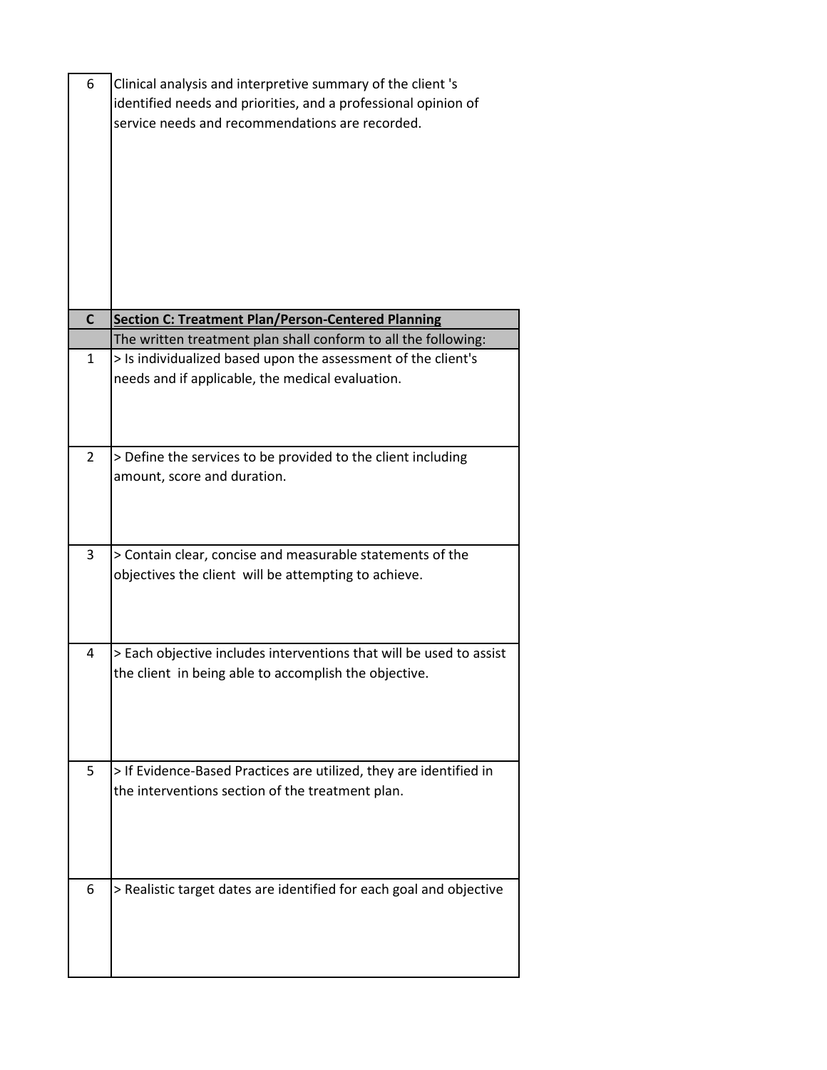| | |
|---|---|
| 6 | Clinical analysis and interpretive summary of the client 's identified needs and priorities, and a professional opinion of service needs and recommendations are recorded. |
| **C** | **Section C: Treatment Plan/Person-Centered Planning** |
| | The written treatment plan shall conform to all the following: |
| 1 | > Is individualized based upon the assessment of the client's needs and if applicable, the medical evaluation. |
| 2 | > Define the services to be provided to the client including amount, score and duration. |
| 3 | > Contain clear, concise and measurable statements of the objectives the client will be attempting to achieve. |
| 4 | > Each objective includes interventions that will be used to assist the client in being able to accomplish the objective. |
| 5 | > If Evidence-Based Practices are utilized, they are identified in the interventions section of the treatment plan. |
| 6 | > Realistic target dates are identified for each goal and objective |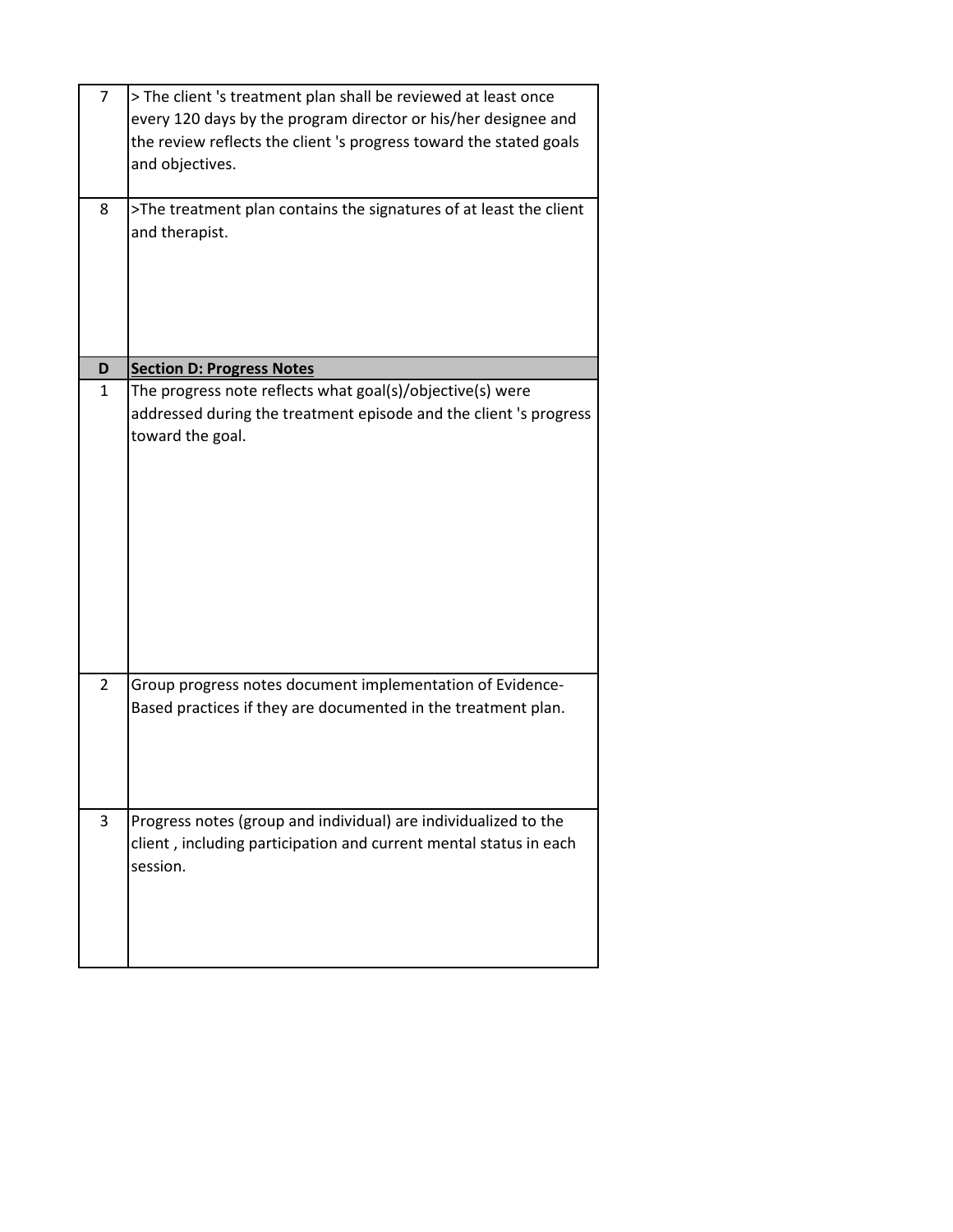| | |
|---|---|
| 7 | > The client 's treatment plan shall be reviewed at least once every 120 days by the program director or his/her designee and the review reflects the client 's progress toward the stated goals and objectives. |
| 8 | >The treatment plan contains the signatures of at least the client and therapist. |
| **D** | **Section D: Progress Notes** |
| 1 | The progress note reflects what goal(s)/objective(s) were addressed during the treatment episode and the client 's progress toward the goal. |
| 2 | Group progress notes document implementation of Evidence-Based practices if they are documented in the treatment plan. |
| 3 | Progress notes (group and individual) are individualized to the client , including participation and current mental status in each session. |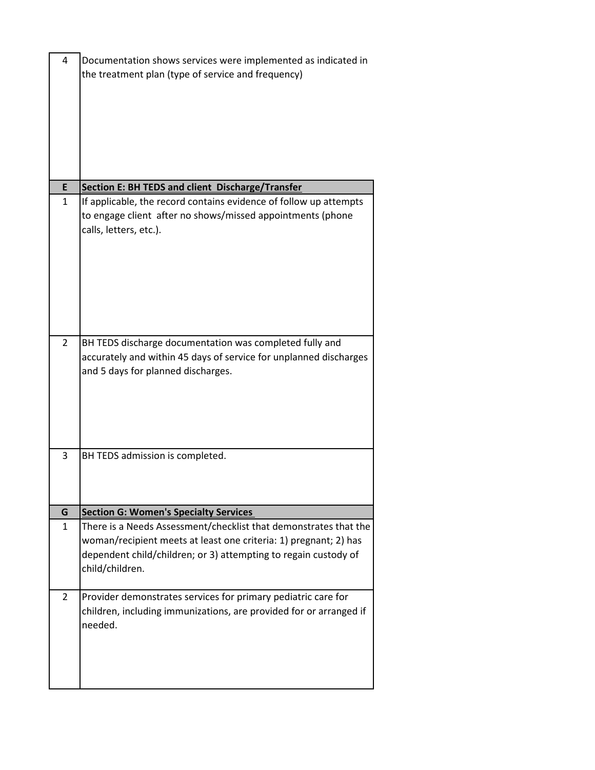| | |
|---|---|
| 4 | Documentation shows services were implemented as indicated in the treatment plan (type of service and frequency) |
| **E** | **Section E: BH TEDS and client Discharge/Transfer** |
| 1 | If applicable, the record contains evidence of follow up attempts to engage client after no shows/missed appointments (phone calls, letters, etc.). |
| 2 | BH TEDS discharge documentation was completed fully and accurately and within 45 days of service for unplanned discharges and 5 days for planned discharges. |
| 3 | BH TEDS admission is completed. |
| **G** | **Section G: Women's Specialty Services** |
| 1 | There is a Needs Assessment/checklist that demonstrates that the woman/recipient meets at least one criteria: 1) pregnant; 2) has dependent child/children; or 3) attempting to regain custody of child/children. |
| 2 | Provider demonstrates services for primary pediatric care for children, including immunizations, are provided for or arranged if needed. |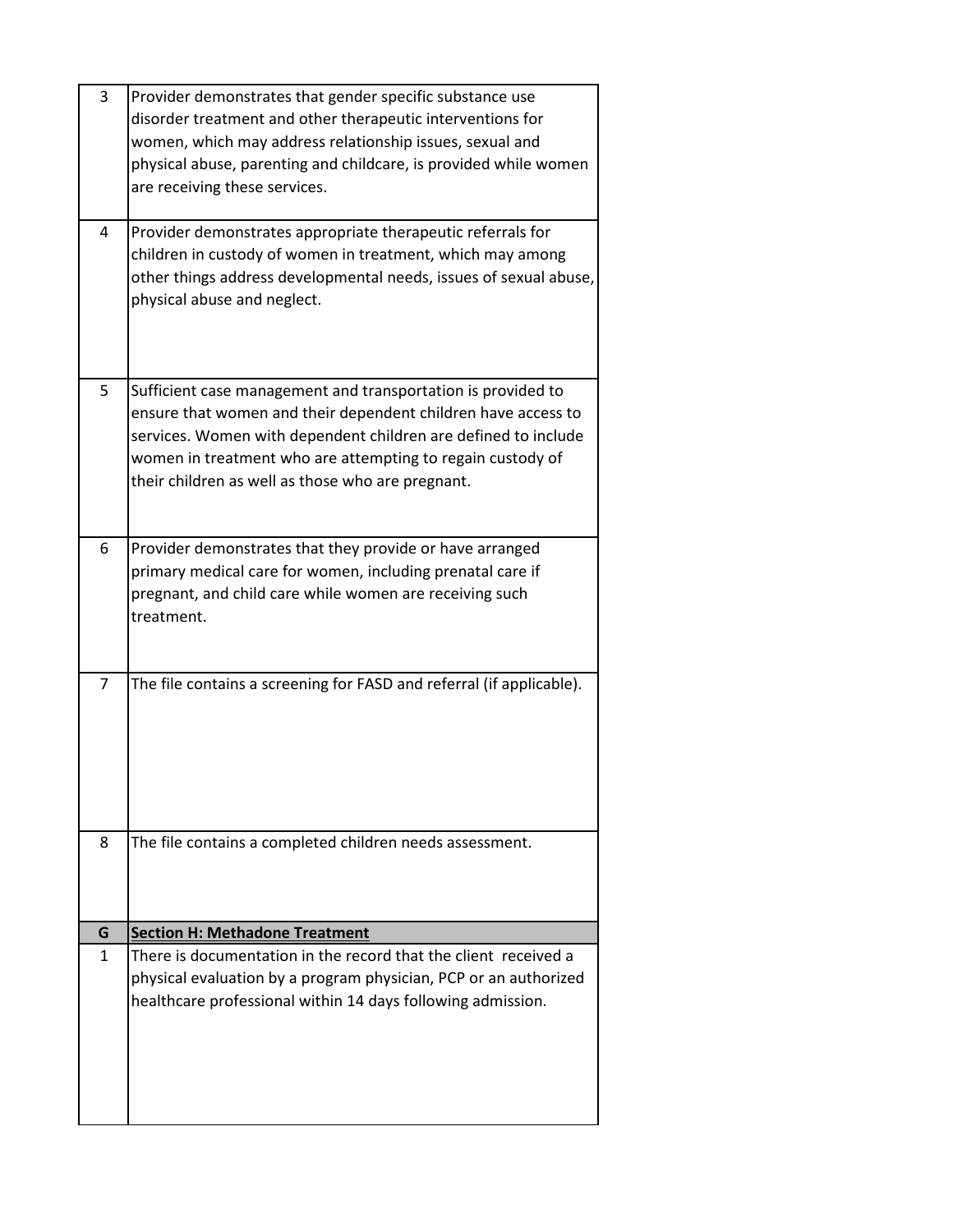| | |
|---|---|
| 3 | Provider demonstrates that gender specific substance use disorder treatment and other therapeutic interventions for women, which may address relationship issues, sexual and physical abuse, parenting and childcare, is provided while women are receiving these services. |
| 4 | Provider demonstrates appropriate therapeutic referrals for children in custody of women in treatment, which may among other things address developmental needs, issues of sexual abuse, physical abuse and neglect. |
| 5 | Sufficient case management and transportation is provided to ensure that women and their dependent children have access to services. Women with dependent children are defined to include women in treatment who are attempting to regain custody of their children as well as those who are pregnant. |
| 6 | Provider demonstrates that they provide or have arranged primary medical care for women, including prenatal care if pregnant, and child care while women are receiving such treatment. |
| 7 | The file contains a screening for FASD and referral (if applicable). |
| 8 | The file contains a completed children needs assessment. |
| **G** | **Section H: Methadone Treatment** |
| 1 | There is documentation in the record that the client received a physical evaluation by a program physician, PCP or an authorized healthcare professional within 14 days following admission. |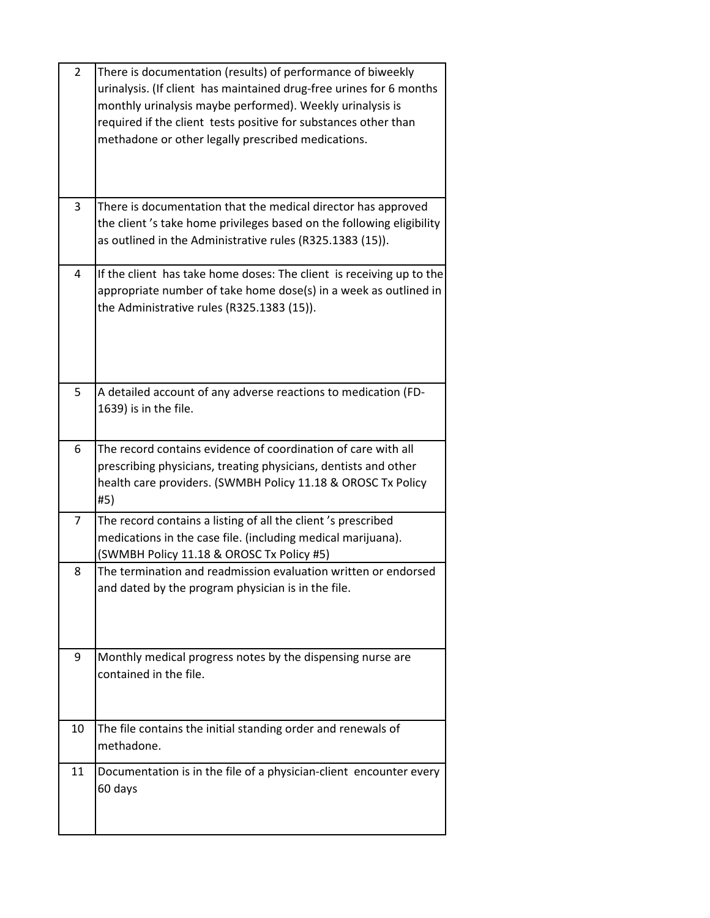| | |
|---|---|
| 2 | There is documentation (results) of performance of biweekly urinalysis. (If client has maintained drug-free urines for 6 months monthly urinalysis maybe performed). Weekly urinalysis is required if the client tests positive for substances other than methadone or other legally prescribed medications. |
| 3 | There is documentation that the medical director has approved the client 's take home privileges based on the following eligibility as outlined in the Administrative rules (R325.1383 (15)). |
| 4 | If the client has take home doses: The client is receiving up to the appropriate number of take home dose(s) in a week as outlined in the Administrative rules (R325.1383 (15)). |
| 5 | A detailed account of any adverse reactions to medication (FD-1639) is in the file. |
| 6 | The record contains evidence of coordination of care with all prescribing physicians, treating physicians, dentists and other health care providers. (SWMBH Policy 11.18 & OROSC Tx Policy #5) |
| 7 | The record contains a listing of all the client 's prescribed medications in the case file. (including medical marijuana). (SWMBH Policy 11.18 & OROSC Tx Policy #5) |
| 8 | The termination and readmission evaluation written or endorsed and dated by the program physician is in the file. |
| 9 | Monthly medical progress notes by the dispensing nurse are contained in the file. |
| 10 | The file contains the initial standing order and renewals of methadone. |
| 11 | Documentation is in the file of a physician-client encounter every 60 days |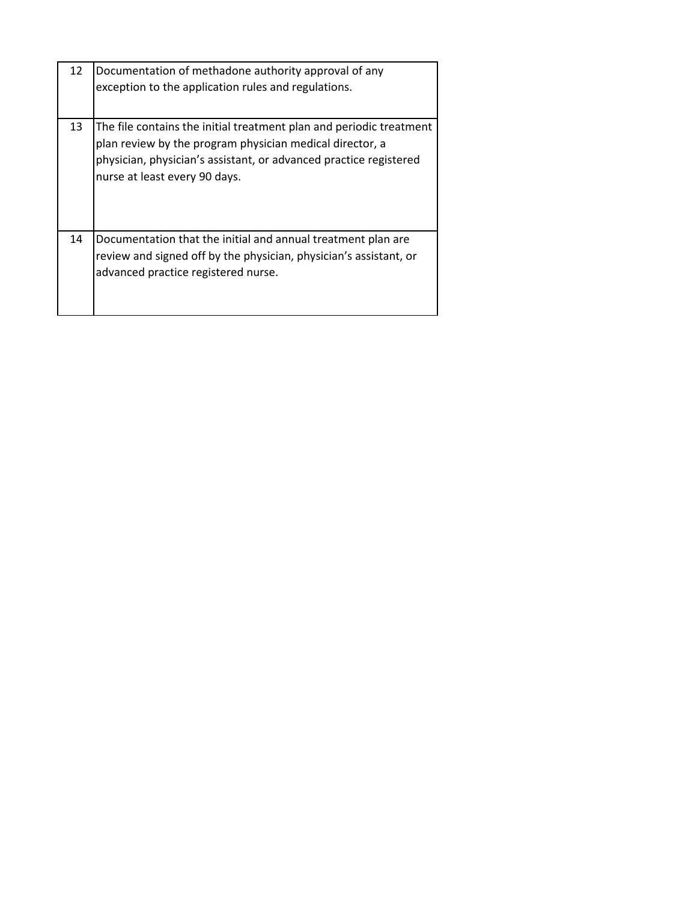| | |
|---|---|
| 12 | Documentation of methadone authority approval of any exception to the application rules and regulations. |
| 13 | The file contains the initial treatment plan and periodic treatment plan review by the program physician medical director, a physician, physician's assistant, or advanced practice registered nurse at least every 90 days. |
| 14 | Documentation that the initial and annual treatment plan are review and signed off by the physician, physician's assistant, or advanced practice registered nurse. |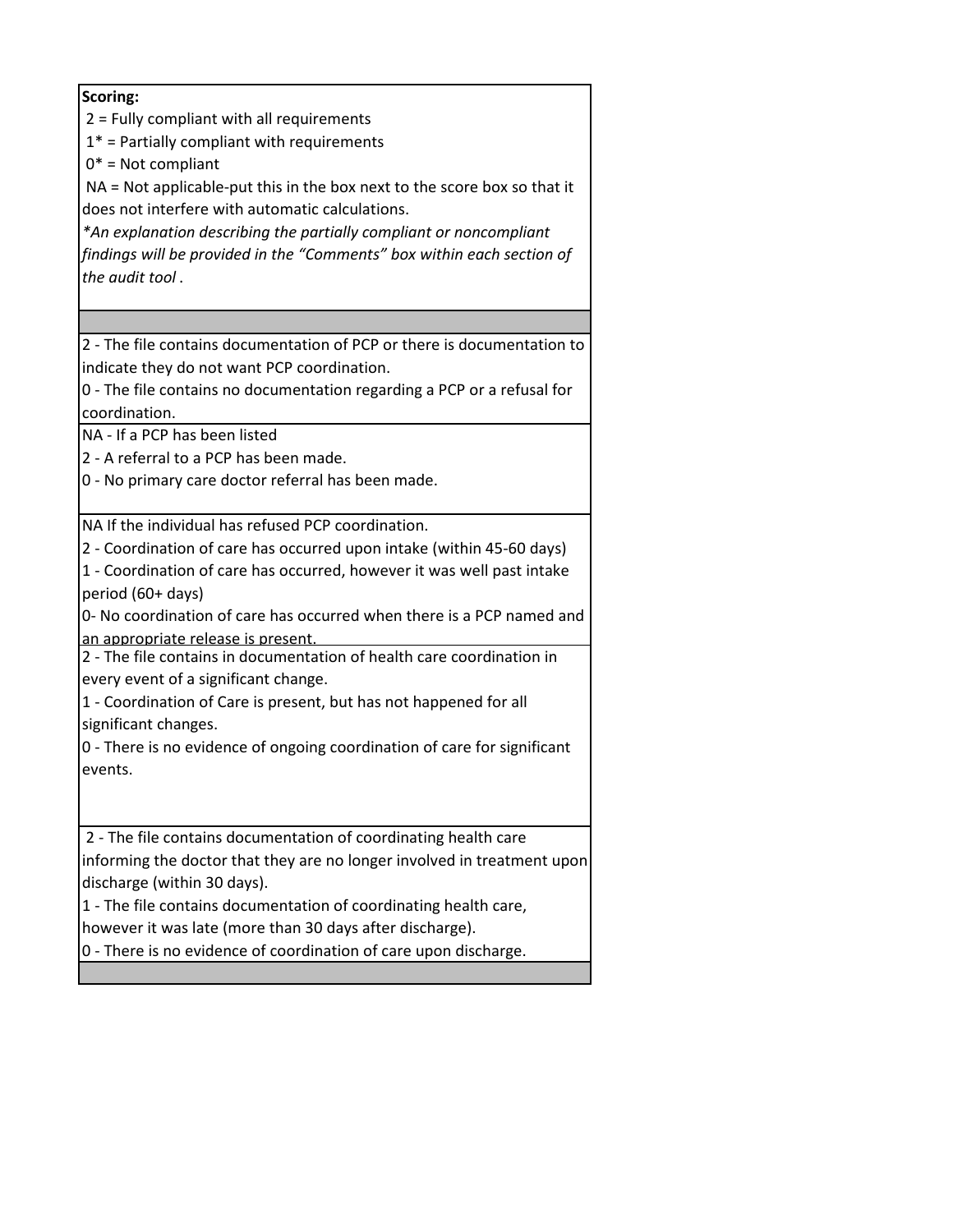| **Scoring:**<br>2 = Fully compliant with all requirements<br>1* = Partially compliant with requirements<br>0* = Not compliant<br>NA = Not applicable-put this in the box next to the score box so that it does not interfere with automatic calculations.<br>*An explanation describing the partially compliant or noncompliant findings will be provided in the "Comments" box within each section of the audit tool .* |
|---|
| |
| 2 - The file contains documentation of PCP or there is documentation to indicate they do not want PCP coordination.<br>0 - The file contains no documentation regarding a PCP or a refusal for coordination. |
| NA - If a PCP has been listed<br>2 - A referral to a PCP has been made.<br>0 - No primary care doctor referral has been made. |
| NA If the individual has refused PCP coordination.<br>2 - Coordination of care has occurred upon intake (within 45-60 days)<br>1 - Coordination of care has occurred, however it was well past intake period (60+ days)<br>0- No coordination of care has occurred when there is a PCP named and an appropriate release is present. |
| 2 - The file contains in documentation of health care coordination in every event of a significant change.<br>1 - Coordination of Care is present, but has not happened for all significant changes.<br>0 - There is no evidence of ongoing coordination of care for significant events. |
| 2 - The file contains documentation of coordinating health care informing the doctor that they are no longer involved in treatment upon discharge (within 30 days).<br>1 - The file contains documentation of coordinating health care, however it was late (more than 30 days after discharge).<br>0 - There is no evidence of coordination of care upon discharge. |
| |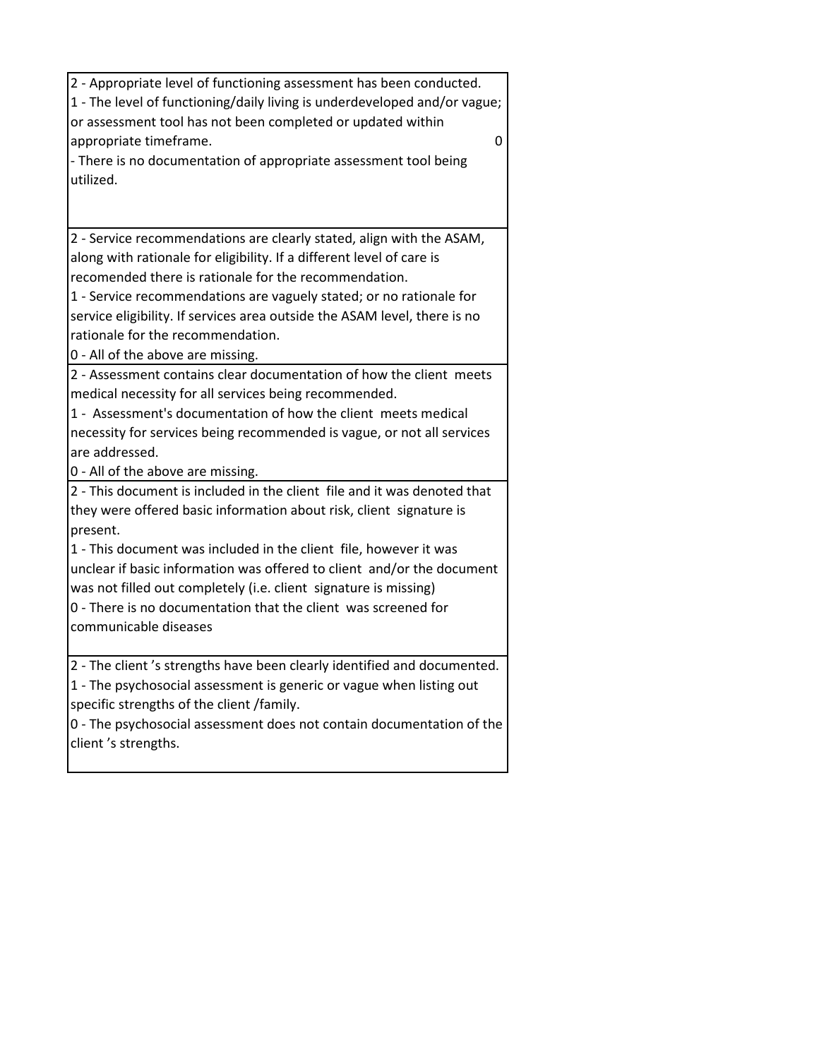| |
|---|
| 2 - Appropriate level of functioning assessment has been conducted.<br>1 - The level of functioning/daily living is underdeveloped and/or vague; or assessment tool has not been completed or updated within appropriate timeframe. 0<br>- There is no documentation of appropriate assessment tool being utilized. |
| 2 - Service recommendations are clearly stated, align with the ASAM, along with rationale for eligibility. If a different level of care is recomended there is rationale for the recommendation.<br>1 - Service recommendations are vaguely stated; or no rationale for service eligibility. If services area outside the ASAM level, there is no rationale for the recommendation.<br>0 - All of the above are missing. |
| 2 - Assessment contains clear documentation of how the client meets medical necessity for all services being recommended.<br>1 - Assessment's documentation of how the client meets medical necessity for services being recommended is vague, or not all services are addressed.<br>0 - All of the above are missing. |
| 2 - This document is included in the client file and it was denoted that they were offered basic information about risk, client signature is present.<br>1 - This document was included in the client file, however it was unclear if basic information was offered to client and/or the document was not filled out completely (i.e. client signature is missing)<br>0 - There is no documentation that the client was screened for communicable diseases |
| 2 - The client 's strengths have been clearly identified and documented.<br>1 - The psychosocial assessment is generic or vague when listing out specific strengths of the client /family.<br>0 - The psychosocial assessment does not contain documentation of the client 's strengths. |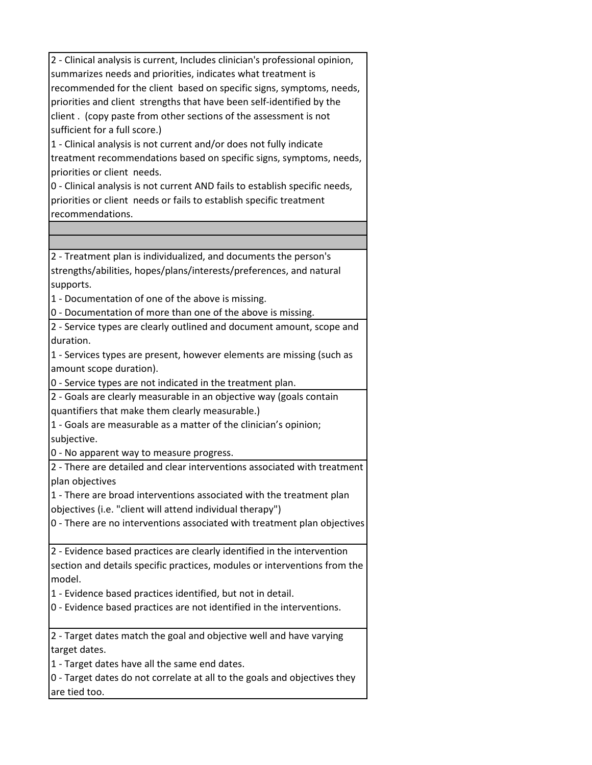| |
|---|
| 2 - Clinical analysis is current, Includes clinician's professional opinion, summarizes needs and priorities, indicates what treatment is recommended for the client based on specific signs, symptoms, needs, priorities and client strengths that have been self-identified by the client . (copy paste from other sections of the assessment is not sufficient for a full score.)<br>1 - Clinical analysis is not current and/or does not fully indicate treatment recommendations based on specific signs, symptoms, needs, priorities or client needs.<br>0 - Clinical analysis is not current AND fails to establish specific needs, priorities or client needs or fails to establish specific treatment recommendations. |
| |
| |
| 2 - Treatment plan is individualized, and documents the person's strengths/abilities, hopes/plans/interests/preferences, and natural supports.<br>1 - Documentation of one of the above is missing.<br>0 - Documentation of more than one of the above is missing. |
| 2 - Service types are clearly outlined and document amount, scope and duration.<br>1 - Services types are present, however elements are missing (such as amount scope duration).<br>0 - Service types are not indicated in the treatment plan. |
| 2 - Goals are clearly measurable in an objective way (goals contain quantifiers that make them clearly measurable.)<br>1 - Goals are measurable as a matter of the clinician's opinion; subjective.<br>0 - No apparent way to measure progress. |
| 2 - There are detailed and clear interventions associated with treatment plan objectives<br>1 - There are broad interventions associated with the treatment plan objectives (i.e. "client will attend individual therapy")<br>0 - There are no interventions associated with treatment plan objectives |
| 2 - Evidence based practices are clearly identified in the intervention section and details specific practices, modules or interventions from the model.<br>1 - Evidence based practices identified, but not in detail.<br>0 - Evidence based practices are not identified in the interventions. |
| 2 - Target dates match the goal and objective well and have varying target dates.<br>1 - Target dates have all the same end dates.<br>0 - Target dates do not correlate at all to the goals and objectives they are tied too. |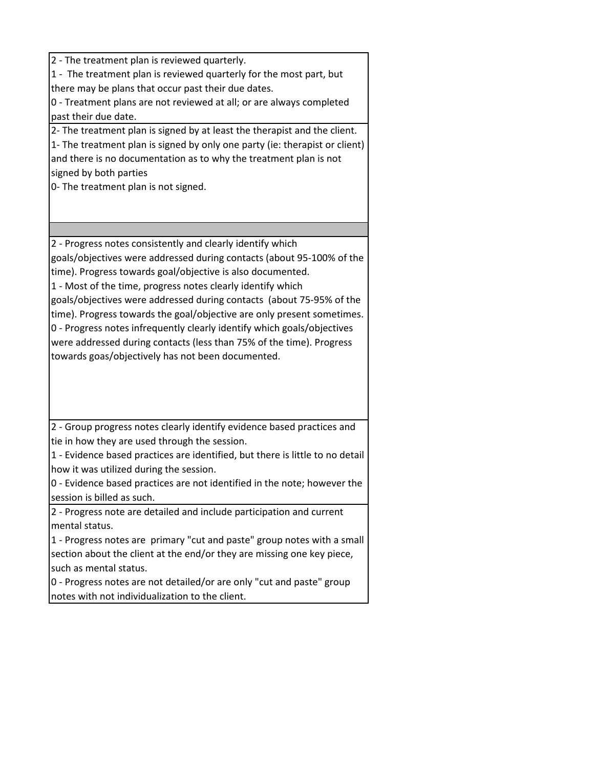| |
|---|
| 2 - The treatment plan is reviewed quarterly.<br>1 - The treatment plan is reviewed quarterly for the most part, but there may be plans that occur past their due dates.<br>0 - Treatment plans are not reviewed at all; or are always completed past their due date. |
| 2- The treatment plan is signed by at least the therapist and the client.<br>1- The treatment plan is signed by only one party (ie: therapist or client) and there is no documentation as to why the treatment plan is not signed by both parties<br>0- The treatment plan is not signed. |
| |
| 2 - Progress notes consistently and clearly identify which goals/objectives were addressed during contacts (about 95-100% of the time). Progress towards goal/objective is also documented.<br>1 - Most of the time, progress notes clearly identify which goals/objectives were addressed during contacts (about 75-95% of the time). Progress towards the goal/objective are only present sometimes.<br>0 - Progress notes infrequently clearly identify which goals/objectives were addressed during contacts (less than 75% of the time). Progress towards goas/objectively has not been documented. |
| 2 - Group progress notes clearly identify evidence based practices and tie in how they are used through the session.<br>1 - Evidence based practices are identified, but there is little to no detail how it was utilized during the session.<br>0 - Evidence based practices are not identified in the note; however the session is billed as such. |
| 2 - Progress note are detailed and include participation and current mental status.<br>1 - Progress notes are primary "cut and paste" group notes with a small section about the client at the end/or they are missing one key piece, such as mental status.<br>0 - Progress notes are not detailed/or are only "cut and paste" group notes with not individualization to the client. |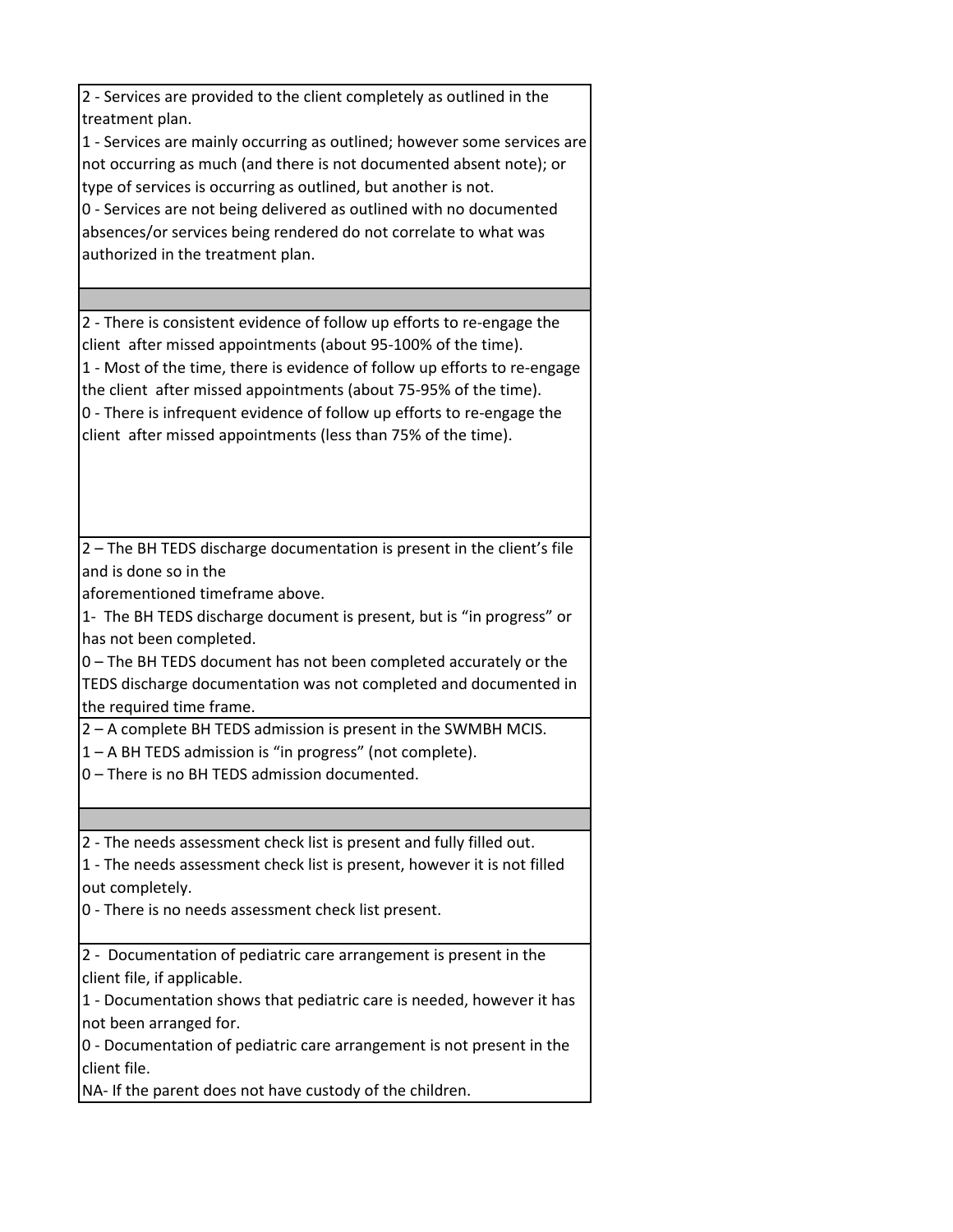| |
|---|
| 2 - Services are provided to the client completely as outlined in the treatment plan.<br>1 - Services are mainly occurring as outlined; however some services are not occurring as much (and there is not documented absent note); or type of services is occurring as outlined, but another is not.<br>0 - Services are not being delivered as outlined with no documented absences/or services being rendered do not correlate to what was authorized in the treatment plan. |
| |
| 2 - There is consistent evidence of follow up efforts to re-engage the client after missed appointments (about 95-100% of the time).<br>1 - Most of the time, there is evidence of follow up efforts to re-engage the client after missed appointments (about 75-95% of the time).<br>0 - There is infrequent evidence of follow up efforts to re-engage the client after missed appointments (less than 75% of the time). |
| 2 – The BH TEDS discharge documentation is present in the client's file and is done so in the aforementioned timeframe above.<br>1- The BH TEDS discharge document is present, but is "in progress" or has not been completed.<br>0 – The BH TEDS document has not been completed accurately or the TEDS discharge documentation was not completed and documented in the required time frame. |
| 2 – A complete BH TEDS admission is present in the SWMBH MCIS.<br>1 – A BH TEDS admission is "in progress" (not complete).<br>0 – There is no BH TEDS admission documented. |
| |
| 2 - The needs assessment check list is present and fully filled out.<br>1 - The needs assessment check list is present, however it is not filled out completely.<br>0 - There is no needs assessment check list present. |
| 2 - Documentation of pediatric care arrangement is present in the client file, if applicable.<br>1 - Documentation shows that pediatric care is needed, however it has not been arranged for.<br>0 - Documentation of pediatric care arrangement is not present in the client file.<br>NA- If the parent does not have custody of the children. |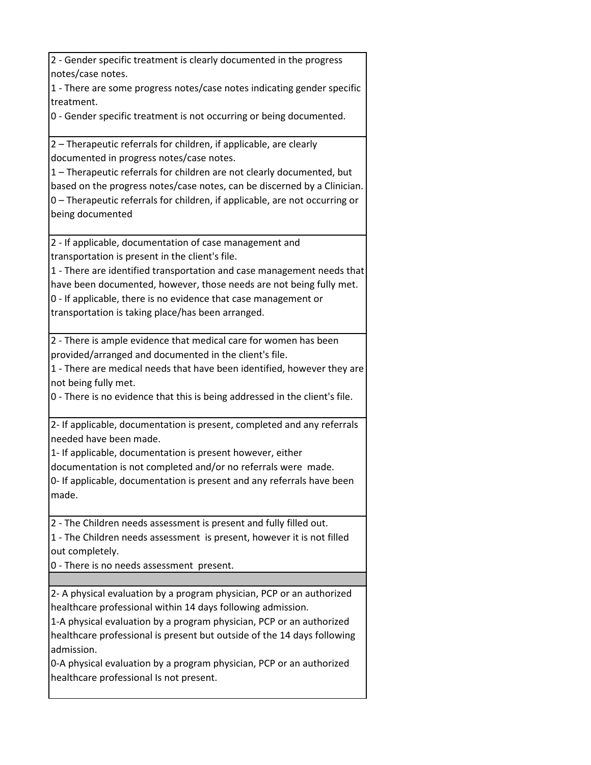| |
|---|
| 2 - Gender specific treatment is clearly documented in the progress notes/case notes.<br>1 - There are some progress notes/case notes indicating gender specific treatment.<br>0 - Gender specific treatment is not occurring or being documented. |
| 2 – Therapeutic referrals for children, if applicable, are clearly documented in progress notes/case notes.<br>1 – Therapeutic referrals for children are not clearly documented, but based on the progress notes/case notes, can be discerned by a Clinician.<br>0 – Therapeutic referrals for children, if applicable, are not occurring or being documented |
| 2 - If applicable, documentation of case management and transportation is present in the client's file.<br>1 - There are identified transportation and case management needs that have been documented, however, those needs are not being fully met.<br>0 - If applicable, there is no evidence that case management or transportation is taking place/has been arranged. |
| 2 - There is ample evidence that medical care for women has been provided/arranged and documented in the client's file.<br>1 - There are medical needs that have been identified, however they are not being fully met.<br>0 - There is no evidence that this is being addressed in the client's file. |
| 2- If applicable, documentation is present, completed and any referrals needed have been made.<br>1- If applicable, documentation is present however, either documentation is not completed and/or no referrals were made.<br>0- If applicable, documentation is present and any referrals have been made. |
| 2 - The Children needs assessment is present and fully filled out.<br>1 - The Children needs assessment is present, however it is not filled out completely.<br>0 - There is no needs assessment present. |
| |
| 2- A physical evaluation by a program physician, PCP or an authorized healthcare professional within 14 days following admission.<br>1-A physical evaluation by a program physician, PCP or an authorized healthcare professional is present but outside of the 14 days following admission.<br>0-A physical evaluation by a program physician, PCP or an authorized healthcare professional Is not present. |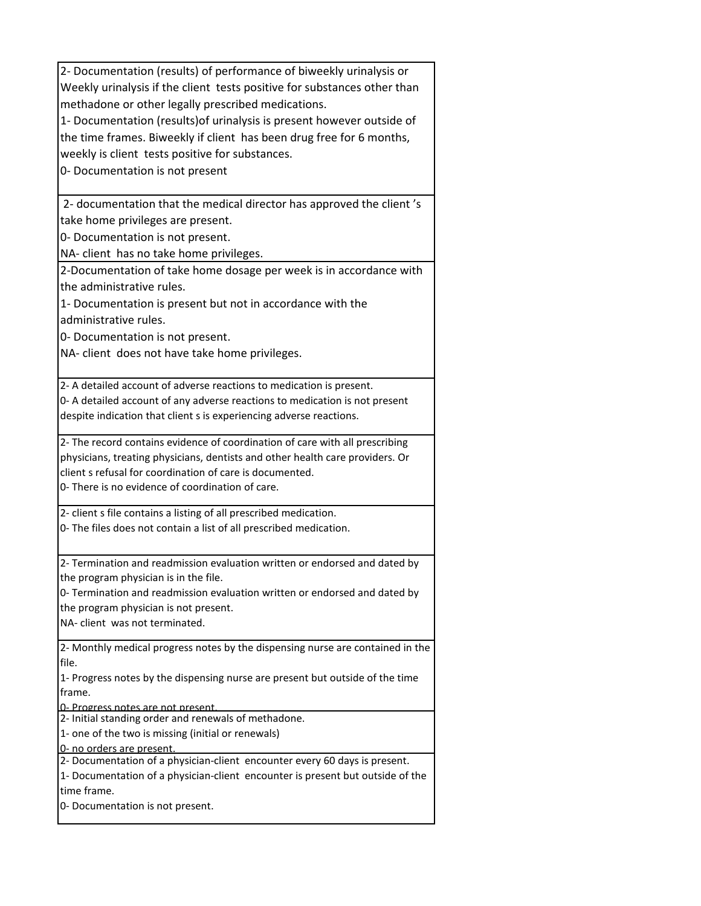| |
|---|
| 2- Documentation (results) of performance of biweekly urinalysis or Weekly urinalysis if the client tests positive for substances other than methadone or other legally prescribed medications.<br>1- Documentation (results)of urinalysis is present however outside of the time frames. Biweekly if client has been drug free for 6 months, weekly is client tests positive for substances.<br>0- Documentation is not present |
| 2- documentation that the medical director has approved the client 's take home privileges are present.<br>0- Documentation is not present.<br>NA- client has no take home privileges. |
| 2-Documentation of take home dosage per week is in accordance with the administrative rules.<br>1- Documentation is present but not in accordance with the administrative rules.<br>0- Documentation is not present.<br>NA- client does not have take home privileges. |
| 2- A detailed account of adverse reactions to medication is present.<br>0- A detailed account of any adverse reactions to medication is not present despite indication that client s is experiencing adverse reactions. |
| 2- The record contains evidence of coordination of care with all prescribing physicians, treating physicians, dentists and other health care providers. Or client s refusal for coordination of care is documented.<br>0- There is no evidence of coordination of care. |
| 2- client s file contains a listing of all prescribed medication.<br>0- The files does not contain a list of all prescribed medication. |
| 2- Termination and readmission evaluation written or endorsed and dated by the program physician is in the file.<br>0- Termination and readmission evaluation written or endorsed and dated by the program physician is not present.<br>NA- client was not terminated. |
| 2- Monthly medical progress notes by the dispensing nurse are contained in the file.<br>1- Progress notes by the dispensing nurse are present but outside of the time frame.<br>0- Progress notes are not present. |
| 2- Initial standing order and renewals of methadone.<br>1- one of the two is missing (initial or renewals)<br>0- no orders are present. |
| 2- Documentation of a physician-client encounter every 60 days is present.<br>1- Documentation of a physician-client encounter is present but outside of the time frame.<br>0- Documentation is not present. |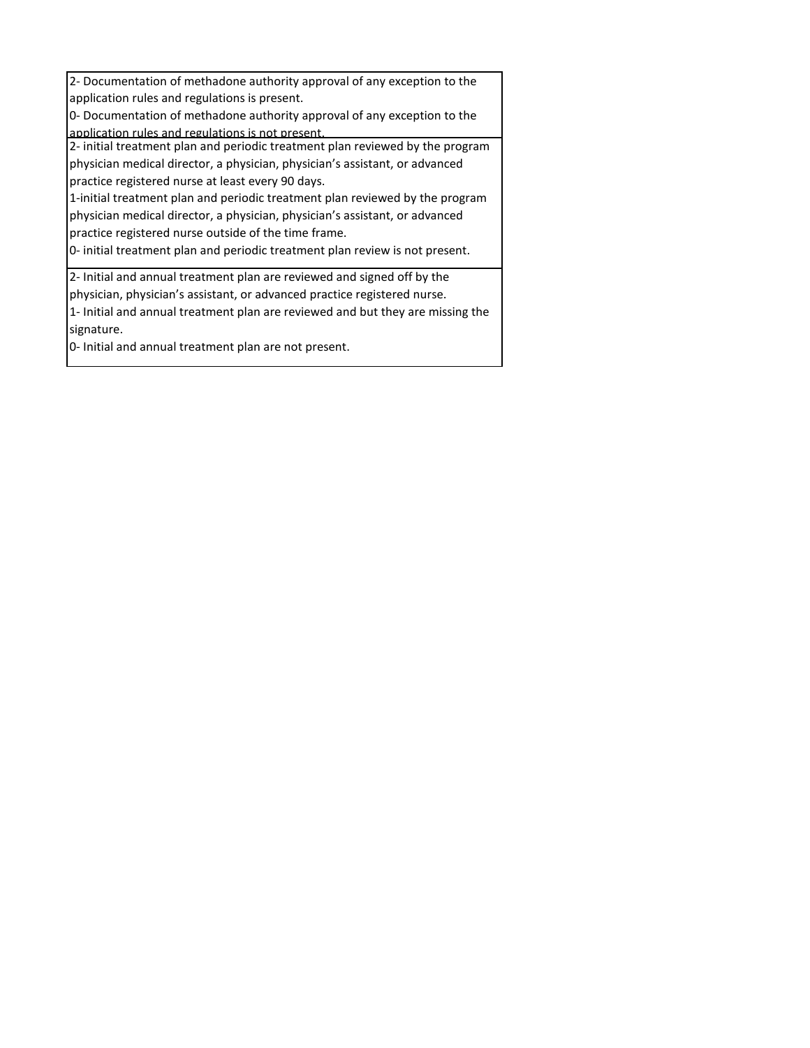| |
|---|
| 2- Documentation of methadone authority approval of any exception to the application rules and regulations is present.<br>0- Documentation of methadone authority approval of any exception to the application rules and regulations is not present. |
| 2- initial treatment plan and periodic treatment plan reviewed by the program physician medical director, a physician, physician's assistant, or advanced practice registered nurse at least every 90 days.<br>1-initial treatment plan and periodic treatment plan reviewed by the program physician medical director, a physician, physician's assistant, or advanced practice registered nurse outside of the time frame.<br>0- initial treatment plan and periodic treatment plan review is not present. |
| 2- Initial and annual treatment plan are reviewed and signed off by the physician, physician's assistant, or advanced practice registered nurse.<br>1- Initial and annual treatment plan are reviewed and but they are missing the signature.<br>0- Initial and annual treatment plan are not present. |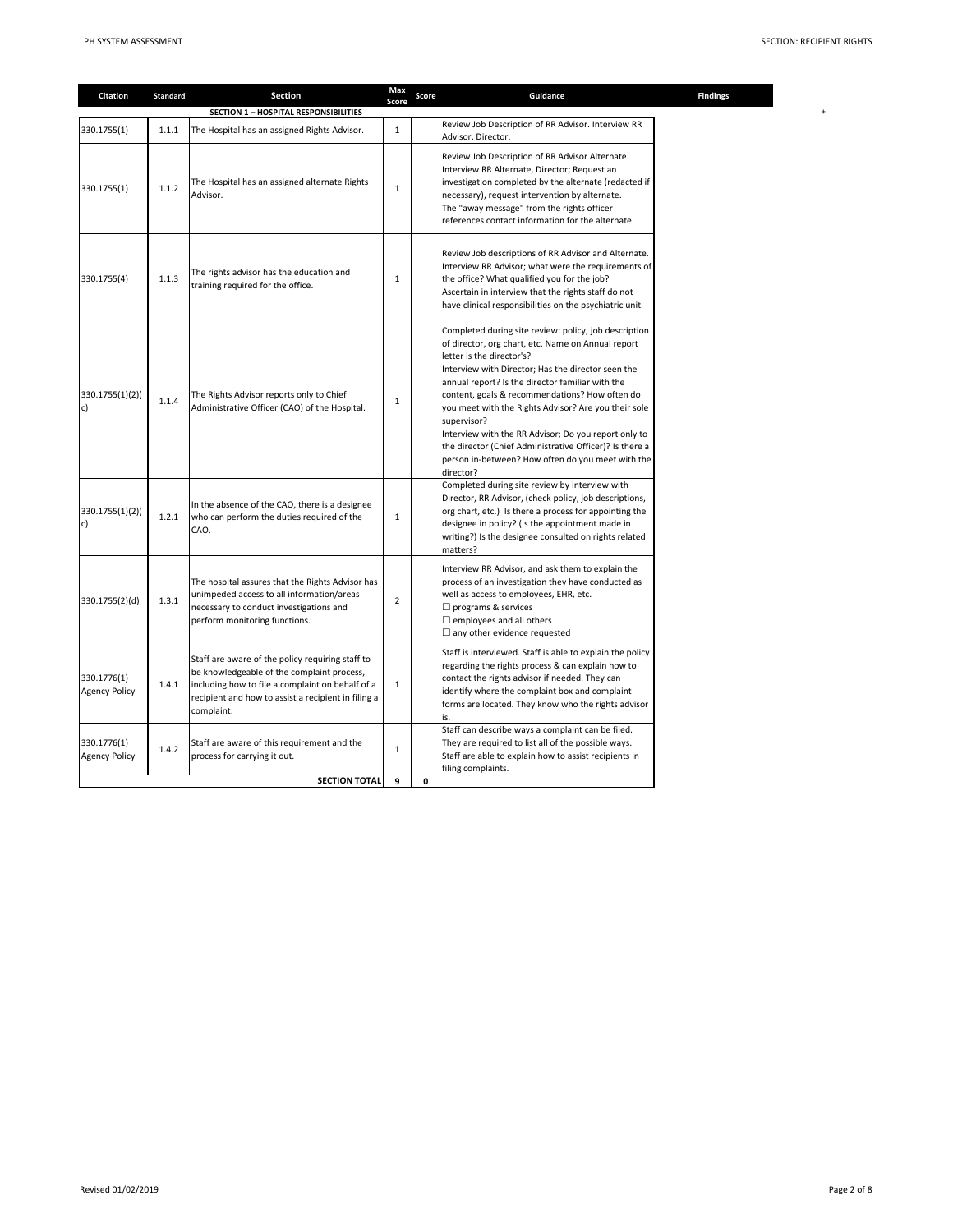| Citation | Standard | Section | Max Score | Score | Guidance | Findings |
|---|---|---|---|---|---|---|
| | | **SECTION 1 – HOSPITAL RESPONSIBILITIES** | | | | |
| 330.1755(1) | 1.1.1 | The Hospital has an assigned Rights Advisor. | 1 | | Review Job Description of RR Advisor. Interview RR Advisor, Director. | |
| 330.1755(1) | 1.1.2 | The Hospital has an assigned alternate Rights Advisor. | 1 | | Review Job Description of RR Advisor Alternate. Interview RR Alternate, Director; Request an investigation completed by the alternate (redacted if necessary), request intervention by alternate. The "away message" from the rights officer references contact information for the alternate. | |
| 330.1755(4) | 1.1.3 | The rights advisor has the education and training required for the office. | 1 | | Review Job descriptions of RR Advisor and Alternate. Interview RR Advisor; what were the requirements of the office? What qualified you for the job? Ascertain in interview that the rights staff do not have clinical responsibilities on the psychiatric unit. | |
| 330.1755(1)(2)(c) | 1.1.4 | The Rights Advisor reports only to Chief Administrative Officer (CAO) of the Hospital. | 1 | | Completed during site review: policy, job description of director, org chart, etc. Name on Annual report letter is the director's? Interview with Director; Has the director seen the annual report? Is the director familiar with the content, goals & recommendations? How often do you meet with the Rights Advisor? Are you their sole supervisor? Interview with the RR Advisor; Do you report only to the director (Chief Administrative Officer)? Is there a person in-between? How often do you meet with the director? | |
| 330.1755(1)(2)(c) | 1.2.1 | In the absence of the CAO, there is a designee who can perform the duties required of the CAO. | 1 | | Completed during site review by interview with Director, RR Advisor, (check policy, job descriptions, org chart, etc.) Is there a process for appointing the designee in policy? (Is the appointment made in writing?) Is the designee consulted on rights related matters? | |
| 330.1755(2)(d) | 1.3.1 | The hospital assures that the Rights Advisor has unimpeded access to all information/areas necessary to conduct investigations and perform monitoring functions. | 2 | | Interview RR Advisor, and ask them to explain the process of an investigation they have conducted as well as access to employees, EHR, etc.<br>☐ programs & services<br>☐ employees and all others<br>☐ any other evidence requested | |
| 330.1776(1) Agency Policy | 1.4.1 | Staff are aware of the policy requiring staff to be knowledgeable of the complaint process, including how to file a complaint on behalf of a recipient and how to assist a recipient in filing a complaint. | 1 | | Staff is interviewed. Staff is able to explain the policy regarding the rights process & can explain how to contact the rights advisor if needed. They can identify where the complaint box and complaint forms are located. They know who the rights advisor is. | |
| 330.1776(1) Agency Policy | 1.4.2 | Staff are aware of this requirement and the process for carrying it out. | 1 | | Staff can describe ways a complaint can be filed. They are required to list all of the possible ways. Staff are able to explain how to assist recipients in filing complaints. | |
| | | **SECTION TOTAL** | **9** | **0** | | |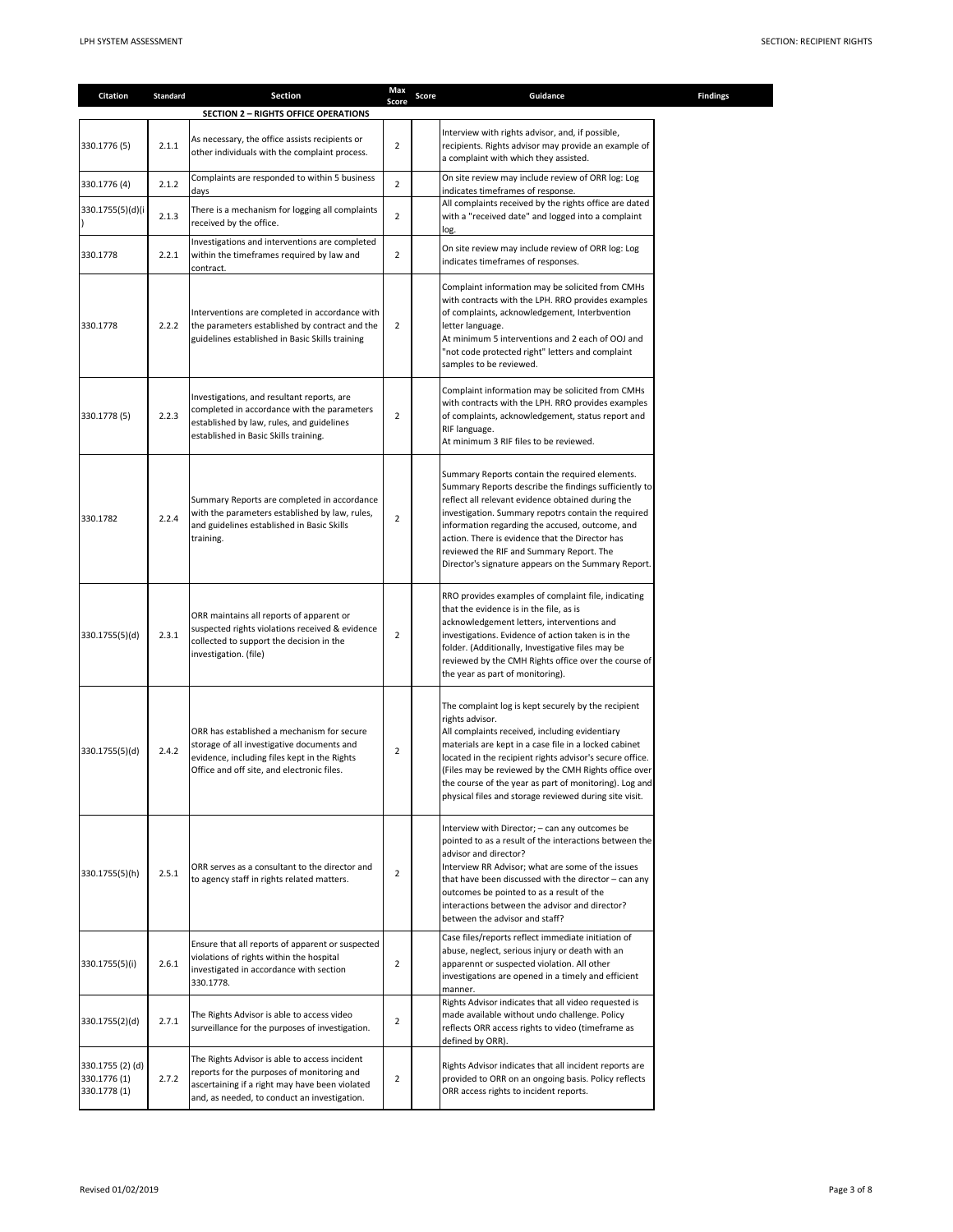| Citation | Standard | Section | Max Score | Score | Guidance | Findings |
|---|---|---|---|---|---|---|
| | | **SECTION 2 – RIGHTS OFFICE OPERATIONS** | | | | |
| 330.1776 (5) | 2.1.1 | As necessary, the office assists recipients or other individuals with the complaint process. | 2 | | Interview with rights advisor, and, if possible, recipients. Rights advisor may provide an example of a complaint with which they assisted. | |
| 330.1776 (4) | 2.1.2 | Complaints are responded to within 5 business days | 2 | | On site review may include review of ORR log: Log indicates timeframes of response. | |
| 330.1755(5)(d)(i) | 2.1.3 | There is a mechanism for logging all complaints received by the office. | 2 | | All complaints received by the rights office are dated with a "received date" and logged into a complaint log. | |
| 330.1778 | 2.2.1 | Investigations and interventions are completed within the timeframes required by law and contract. | 2 | | On site review may include review of ORR log: Log indicates timeframes of responses. | |
| 330.1778 | 2.2.2 | Interventions are completed in accordance with the parameters established by contract and the guidelines established in Basic Skills training | 2 | | Complaint information may be solicited from CMHs with contracts with the LPH. RRO provides examples of complaints, acknowledgement, Interbvention letter language.<br>At minimum 5 interventions and 2 each of OOJ and "not code protected right" letters and complaint samples to be reviewed. | |
| 330.1778 (5) | 2.2.3 | Investigations, and resultant reports, are completed in accordance with the parameters established by law, rules, and guidelines established in Basic Skills training. | 2 | | Complaint information may be solicited from CMHs with contracts with the LPH. RRO provides examples of complaints, acknowledgement, status report and RIF language.<br>At minimum 3 RIF files to be reviewed. | |
| 330.1782 | 2.2.4 | Summary Reports are completed in accordance with the parameters established by law, rules, and guidelines established in Basic Skills training. | 2 | | Summary Reports contain the required elements. Summary Reports describe the findings sufficiently to reflect all relevant evidence obtained during the investigation. Summary repotrs contain the required information regarding the accused, outcome, and action. There is evidence that the Director has reviewed the RIF and Summary Report. The Director's signature appears on the Summary Report. | |
| 330.1755(5)(d) | 2.3.1 | ORR maintains all reports of apparent or suspected rights violations received & evidence collected to support the decision in the investigation. (file) | 2 | | RRO provides examples of complaint file, indicating that the evidence is in the file, as is acknowledgement letters, interventions and investigations. Evidence of action taken is in the folder. (Additionally, Investigative files may be reviewed by the CMH Rights office over the course of the year as part of monitoring). | |
| 330.1755(5)(d) | 2.4.2 | ORR has established a mechanism for secure storage of all investigative documents and evidence, including files kept in the Rights Office and off site, and electronic files. | 2 | | The complaint log is kept securely by the recipient rights advisor.<br>All complaints received, including evidentiary materials are kept in a case file in a locked cabinet located in the recipient rights advisor's secure office. (Files may be reviewed by the CMH Rights office over the course of the year as part of monitoring). Log and physical files and storage reviewed during site visit. | |
| 330.1755(5)(h) | 2.5.1 | ORR serves as a consultant to the director and to agency staff in rights related matters. | 2 | | Interview with Director; – can any outcomes be pointed to as a result of the interactions between the advisor and director?<br>Interview RR Advisor; what are some of the issues that have been discussed with the director – can any outcomes be pointed to as a result of the interactions between the advisor and director? between the advisor and staff? | |
| 330.1755(5)(i) | 2.6.1 | Ensure that all reports of apparent or suspected violations of rights within the hospital investigated in accordance with section 330.1778. | 2 | | Case files/reports reflect immediate initiation of abuse, neglect, serious injury or death with an apparenent or suspected violation. All other investigations are opened in a timely and efficient manner. | |
| 330.1755(2)(d) | 2.7.1 | The Rights Advisor is able to access video surveillance for the purposes of investigation. | 2 | | Rights Advisor indicates that all video requested is made available without undo challenge. Policy reflects ORR access rights to video (timeframe as defined by ORR). | |
| 330.1755 (2) (d)<br>330.1776 (1)<br>330.1778 (1) | 2.7.2 | The Rights Advisor is able to access incident reports for the purposes of monitoring and ascertaining if a right may have been violated and, as needed, to conduct an investigation. | 2 | | Rights Advisor indicates that all incident reports are provided to ORR on an ongoing basis. Policy reflects ORR access rights to incident reports. | |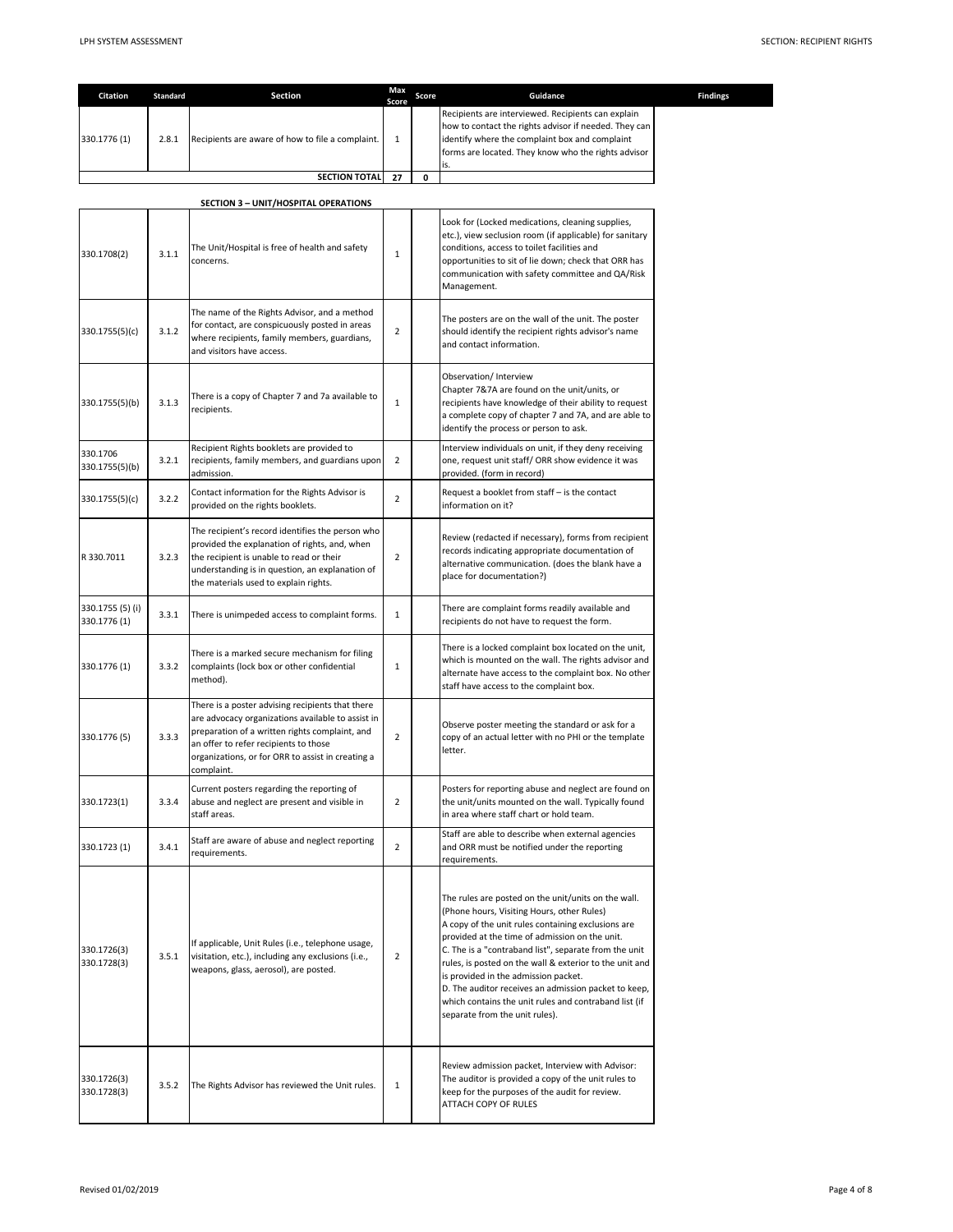| Citation | Standard | Section | Max Score | Score | Guidance | Findings |
|---|---|---|---|---|---|---|
| 330.1776 (1) | 2.8.1 | Recipients are aware of how to file a complaint. | 1 | | Recipients are interviewed. Recipients can explain how to contact the rights advisor if needed. They can identify where the complaint box and complaint forms are located. They know who the rights advisor is. | |
| | | **SECTION TOTAL** | **27** | **0** | | |

**SECTION 3 – UNIT/HOSPITAL OPERATIONS**

| Citation | Standard | Section | Max Score | Score | Guidance | Findings |
|---|---|---|---|---|---|---|
| 330.1708(2) | 3.1.1 | The Unit/Hospital is free of health and safety concerns. | 1 | | Look for (Locked medications, cleaning supplies, etc.), view seclusion room (if applicable) for sanitary conditions, access to toilet facilities and opportunities to sit of lie down; check that ORR has communication with safety committee and QA/Risk Management. | |
| 330.1755(5)(c) | 3.1.2 | The name of the Rights Advisor, and a method for contact, are conspicuously posted in areas where recipients, family members, guardians, and visitors have access. | 2 | | The posters are on the wall of the unit. The poster should identify the recipient rights advisor's name and contact information. | |
| 330.1755(5)(b) | 3.1.3 | There is a copy of Chapter 7 and 7a available to recipients. | 1 | | Observation/ Interview Chapter 7&7A are found on the unit/units, or recipients have knowledge of their ability to request a complete copy of chapter 7 and 7A, and are able to identify the process or person to ask. | |
| 330.1706 330.1755(5)(b) | 3.2.1 | Recipient Rights booklets are provided to recipients, family members, and guardians upon admission. | 2 | | Interview individuals on unit, if they deny receiving one, request unit staff/ ORR show evidence it was provided. (form in record) | |
| 330.1755(5)(c) | 3.2.2 | Contact information for the Rights Advisor is provided on the rights booklets. | 2 | | Request a booklet from staff – is the contact information on it? | |
| R 330.7011 | 3.2.3 | The recipient's record identifies the person who provided the explanation of rights, and, when the recipient is unable to read or their understanding is in question, an explanation of the materials used to explain rights. | 2 | | Review (redacted if necessary), forms from recipient records indicating appropriate documentation of alternative communication. (does the blank have a place for documentation?) | |
| 330.1755 (5) (i) 330.1776 (1) | 3.3.1 | There is unimpeded access to complaint forms. | 1 | | There are complaint forms readily available and recipients do not have to request the form. | |
| 330.1776 (1) | 3.3.2 | There is a marked secure mechanism for filing complaints (lock box or other confidential method). | 1 | | There is a locked complaint box located on the unit, which is mounted on the wall. The rights advisor and alternate have access to the complaint box. No other staff have access to the complaint box. | |
| 330.1776 (5) | 3.3.3 | There is a poster advising recipients that there are advocacy organizations available to assist in preparation of a written rights complaint, and an offer to refer recipients to those organizations, or for ORR to assist in creating a complaint. | 2 | | Observe poster meeting the standard or ask for a copy of an actual letter with no PHI or the template letter. | |
| 330.1723(1) | 3.3.4 | Current posters regarding the reporting of abuse and neglect are present and visible in staff areas. | 2 | | Posters for reporting abuse and neglect are found on the unit/units mounted on the wall. Typically found in area where staff chart or hold team. | |
| 330.1723 (1) | 3.4.1 | Staff are aware of abuse and neglect reporting requirements. | 2 | | Staff are able to describe when external agencies and ORR must be notified under the reporting requirements. | |
| 330.1726(3) 330.1728(3) | 3.5.1 | If applicable, Unit Rules (i.e., telephone usage, visitation, etc.), including any exclusions (i.e., weapons, glass, aerosol), are posted. | 2 | | The rules are posted on the unit/units on the wall. (Phone hours, Visiting Hours, other Rules) A copy of the unit rules containing exclusions are provided at the time of admission on the unit. C. The is a "contraband list", separate from the unit rules, is posted on the wall & exterior to the unit and is provided in the admission packet. D. The auditor receives an admission packet to keep, which contains the unit rules and contraband list (if separate from the unit rules). | |
| 330.1726(3) 330.1728(3) | 3.5.2 | The Rights Advisor has reviewed the Unit rules. | 1 | | Review admission packet, Interview with Advisor: The auditor is provided a copy of the unit rules to keep for the purposes of the audit for review. ATTACH COPY OF RULES | |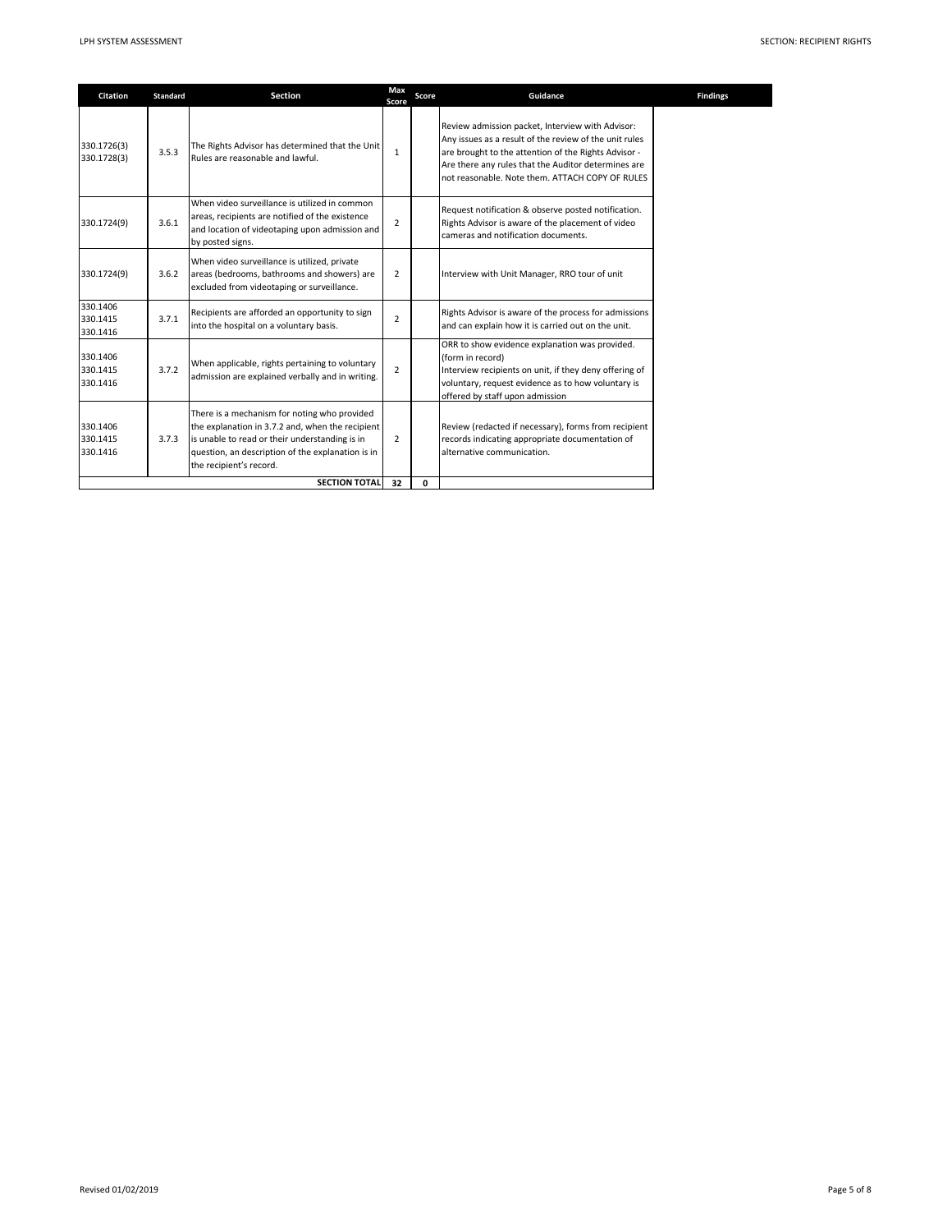| Citation | Standard | Section | Max Score | Score | Guidance | Findings |
|---|---|---|---|---|---|---|
| 330.1726(3) 330.1728(3) | 3.5.3 | The Rights Advisor has determined that the Unit Rules are reasonable and lawful. | 1 | | Review admission packet, Interview with Advisor: Any issues as a result of the review of the unit rules are brought to the attention of the Rights Advisor - Are there any rules that the Auditor determines are not reasonable. Note them. ATTACH COPY OF RULES | |
| 330.1724(9) | 3.6.1 | When video surveillance is utilized in common areas, recipients are notified of the existence and location of videotaping upon admission and by posted signs. | 2 | | Request notification & observe posted notification. Rights Advisor is aware of the placement of video cameras and notification documents. | |
| 330.1724(9) | 3.6.2 | When video surveillance is utilized, private areas (bedrooms, bathrooms and showers) are excluded from videotaping or surveillance. | 2 | | Interview with Unit Manager, RRO tour of unit | |
| 330.1406 330.1415 330.1416 | 3.7.1 | Recipients are afforded an opportunity to sign into the hospital on a voluntary basis. | 2 | | Rights Advisor is aware of the process for admissions and can explain how it is carried out on the unit. | |
| 330.1406 330.1415 330.1416 | 3.7.2 | When applicable, rights pertaining to voluntary admission are explained verbally and in writing. | 2 | | ORR to show evidence explanation was provided. (form in record) Interview recipients on unit, if they deny offering of voluntary, request evidence as to how voluntary is offered by staff upon admission | |
| 330.1406 330.1415 330.1416 | 3.7.3 | There is a mechanism for noting who provided the explanation in 3.7.2 and, when the recipient is unable to read or their understanding is in question, an description of the explanation is in the recipient's record. | 2 | | Review (redacted if necessary), forms from recipient records indicating appropriate documentation of alternative communication. | |
| | | **SECTION TOTAL** | **32** | **0** | | |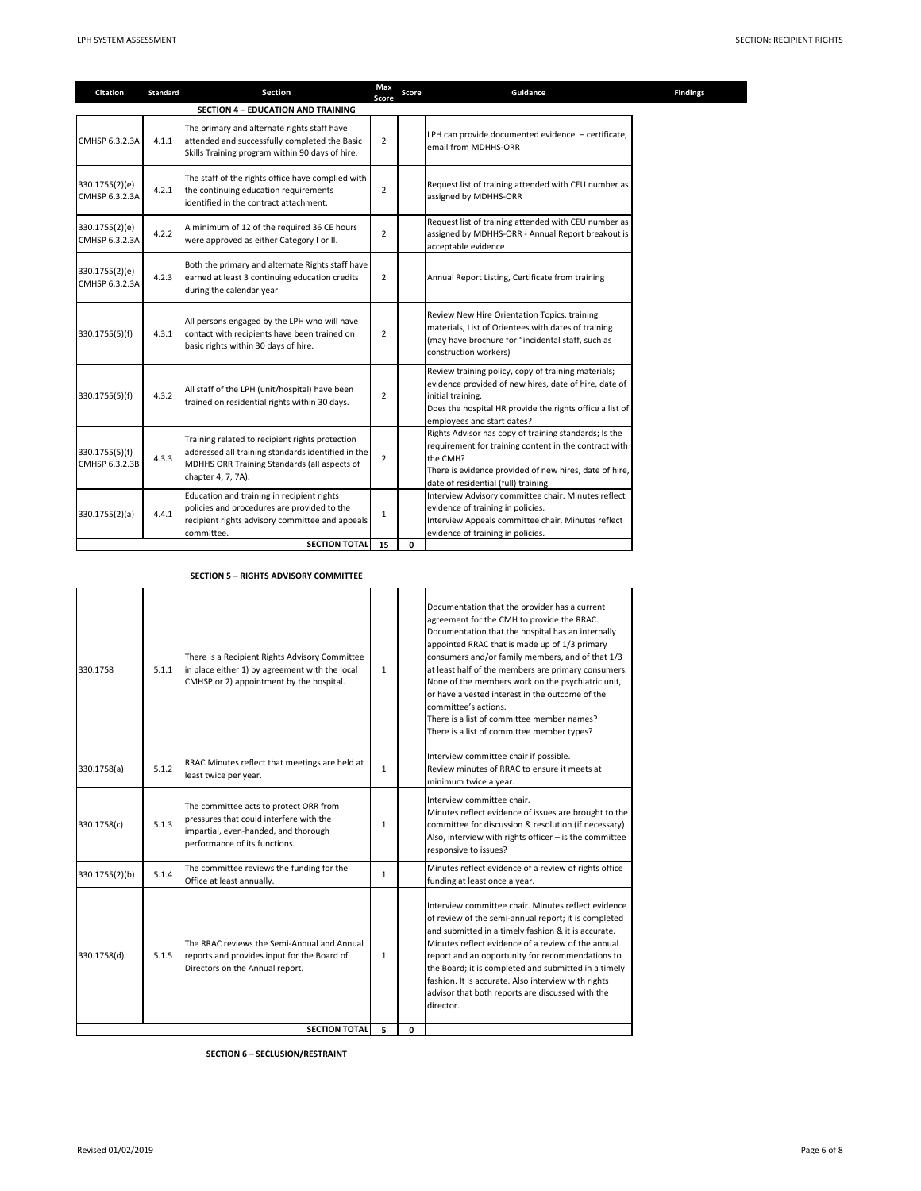| Citation | Standard | Section | Max Score | Score | Guidance | Findings |
|---|---|---|---|---|---|---|
| | | **SECTION 4 – EDUCATION AND TRAINING** | | | | |
| CMHSP 6.3.2.3A | 4.1.1 | The primary and alternate rights staff have attended and successfully completed the Basic Skills Training program within 90 days of hire. | 2 | | LPH can provide documented evidence. – certificate, email from MDHHS-ORR | |
| 330.1755(2)(e) CMHSP 6.3.2.3A | 4.2.1 | The staff of the rights office have complied with the continuing education requirements identified in the contract attachment. | 2 | | Request list of training attended with CEU number as assigned by MDHHS-ORR | |
| 330.1755(2)(e) CMHSP 6.3.2.3A | 4.2.2 | A minimum of 12 of the required 36 CE hours were approved as either Category I or II. | 2 | | Request list of training attended with CEU number as assigned by MDHHS-ORR - Annual Report breakout is acceptable evidence | |
| 330.1755(2)(e) CMHSP 6.3.2.3A | 4.2.3 | Both the primary and alternate Rights staff have earned at least 3 continuing education credits during the calendar year. | 2 | | Annual Report Listing, Certificate from training | |
| 330.1755(5)(f) | 4.3.1 | All persons engaged by the LPH who will have contact with recipients have been trained on basic rights within 30 days of hire. | 2 | | Review New Hire Orientation Topics, training materials, List of Orientees with dates of training (may have brochure for "incidental staff, such as construction workers) | |
| 330.1755(5)(f) | 4.3.2 | All staff of the LPH (unit/hospital) have been trained on residential rights within 30 days. | 2 | | Review training policy, copy of training materials; evidence provided of new hires, date of hire, date of initial training.<br>Does the hospital HR provide the rights office a list of employees and start dates? | |
| 330.1755(5)(f) CMHSP 6.3.2.3B | 4.3.3 | Training related to recipient rights protection addressed all training standards identified in the MDHHS ORR Training Standards (all aspects of chapter 4, 7, 7A). | 2 | | Rights Advisor has copy of training standards; Is the requirement for training content in the contract with the CMH?<br>There is evidence provided of new hires, date of hire, date of residential (full) training. | |
| 330.1755(2)(a) | 4.4.1 | Education and training in recipient rights policies and procedures are provided to the recipient rights advisory committee and appeals committee. | 1 | | Interview Advisory committee chair. Minutes reflect evidence of training in policies.<br>Interview Appeals committee chair. Minutes reflect evidence of training in policies. | |
| | | **SECTION TOTAL** | **15** | **0** | | |

**SECTION 5 – RIGHTS ADVISORY COMMITTEE**

| Citation | Standard | Section | Max Score | Score | Guidance | Findings |
|---|---|---|---|---|---|---|
| 330.1758 | 5.1.1 | There is a Recipient Rights Advisory Committee in place either 1) by agreement with the local CMHSP or 2) appointment by the hospital. | 1 | | Documentation that the provider has a current agreement for the CMH to provide the RRAC.<br>Documentation that the hospital has an internally appointed RRAC that is made up of 1/3 primary consumers and/or family members, and of that 1/3 at least half of the members are primary consumers. None of the members work on the psychiatric unit, or have a vested interest in the outcome of the committee's actions.<br>There is a list of committee member names?<br>There is a list of committee member types? | |
| 330.1758(a) | 5.1.2 | RRAC Minutes reflect that meetings are held at least twice per year. | 1 | | Interview committee chair if possible.<br>Review minutes of RRAC to ensure it meets at minimum twice a year. | |
| 330.1758(c) | 5.1.3 | The committee acts to protect ORR from pressures that could interfere with the impartial, even-handed, and thorough performance of its functions. | 1 | | Interview committee chair.<br>Minutes reflect evidence of issues are brought to the committee for discussion & resolution (if necessary)<br>Also, interview with rights officer – is the committee responsive to issues? | |
| 330.1755(2)(b) | 5.1.4 | The committee reviews the funding for the Office at least annually. | 1 | | Minutes reflect evidence of a review of rights office funding at least once a year. | |
| 330.1758(d) | 5.1.5 | The RRAC reviews the Semi-Annual and Annual reports and provides input for the Board of Directors on the Annual report. | 1 | | Interview committee chair. Minutes reflect evidence of review of the semi-annual report; it is completed and submitted in a timely fashion & it is accurate.<br>Minutes reflect evidence of a review of the annual report and an opportunity for recommendations to the Board; it is completed and submitted in a timely fashion. It is accurate. Also interview with rights advisor that both reports are discussed with the director. | |
| | | **SECTION TOTAL** | **5** | **0** | | |

**SECTION 6 – SECLUSION/RESTRAINT**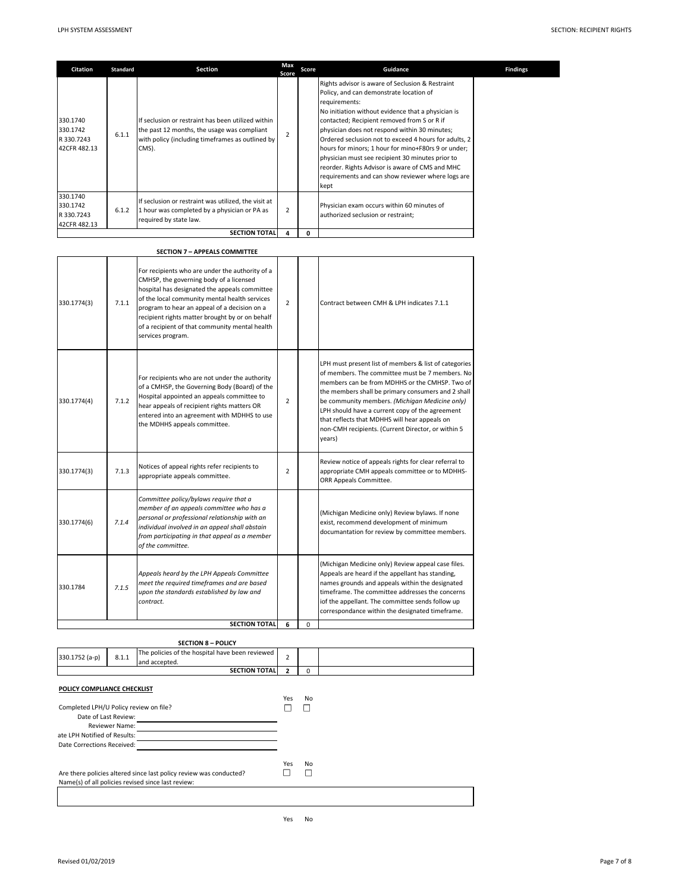| Citation | Standard | Section | Max Score | Score | Guidance | Findings |
|---|---|---|---|---|---|---|
| 330.1740<br>330.1742<br>R 330.7243<br>42CFR 482.13 | 6.1.1 | If seclusion or restraint has been utilized within the past 12 months, the usage was compliant with policy (including timeframes as outlined by CMS). | 2 | | Rights advisor is aware of Seclusion & Restraint Policy, and can demonstrate location of requirements:<br>No initiation without evidence that a physician is contacted; Recipient removed from S or R if physician does not respond within 30 minutes; Ordered seclusion not to exceed 4 hours for adults, 2 hours for minors; 1 hour for mino+F80rs 9 or under; physician must see recipient 30 minutes prior to reorder. Rights Advisor is aware of CMS and MHC requirements and can show reviewer where logs are kept | |
| 330.1740<br>330.1742<br>R 330.7243<br>42CFR 482.13 | 6.1.2 | If seclusion or restraint was utilized, the visit at 1 hour was completed by a physician or PA as required by state law. | 2 | | Physician exam occurs within 60 minutes of authorized seclusion or restraint; | |
| | | **SECTION TOTAL** | **4** | **0** | | |

**SECTION 7 – APPEALS COMMITTEE**

| Citation | Standard | Section | Max Score | Score | Guidance |
|---|---|---|---|---|---|
| 330.1774(3) | 7.1.1 | For recipients who are under the authority of a CMHSP, the governing body of a licensed hospital has designated the appeals committee of the local community mental health services program to hear an appeal of a decision on a recipient rights matter brought by or on behalf of a recipient of that community mental health services program. | 2 | | Contract between CMH & LPH indicates 7.1.1 |
| 330.1774(4) | 7.1.2 | For recipients who are not under the authority of a CMHSP, the Governing Body (Board) of the Hospital appointed an appeals committee to hear appeals of recipient rights matters OR entered into an agreement with MDHHS to use the MDHHS appeals committee. | 2 | | LPH must present list of members & list of categories of members. The committee must be 7 members. No members can be from MDHHS or the CMHSP. Two of the members shall be primary consumers and 2 shall be community members. *(Michigan Medicine only)* LPH should have a current copy of the agreement that reflects that MDHHS will hear appeals on non-CMH recipients. (Current Director, or within 5 years) |
| 330.1774(3) | 7.1.3 | Notices of appeal rights refer recipients to appropriate appeals committee. | 2 | | Review notice of appeals rights for clear referral to appropriate CMH appeals committee or to MDHHS-ORR Appeals Committee. |
| 330.1774(6) | *7.1.4* | *Committee policy/bylaws require that a member of an appeals committee who has a personal or professional relationship with an individual involved in an appeal shall abstain from participating in that appeal as a member of the committee.* | | | (Michigan Medicine only) Review bylaws. If none exist, recommend development of minimum documantation for review by committee members. |
| 330.1784 | *7.1.5* | *Appeals heard by the LPH Appeals Committee meet the required timeframes and are based upon the standards established by law and contract.* | | | (Michigan Medicine only) Review appeal case files. Appeals are heard if the appellant has standing, names grounds and appeals within the designated timeframe. The committee addresses the concerns iof the appellant. The committee sends follow up correspondance within the designated timeframe. |
| | | **SECTION TOTAL** | **6** | 0 | |

**SECTION 8 – POLICY**

| Citation | Standard | Section | Max Score | Score | Guidance |
|---|---|---|---|---|---|
| 330.1752 (a-p) | 8.1.1 | The policies of the hospital have been reviewed and accepted. | 2 | | |
| | | **SECTION TOTAL** | **2** | 0 | |

**POLICY COMPLIANCE CHECKLIST**

| | Yes | No |
|---|---|---|
| Completed LPH/U Policy review on file? | ☐ | ☐ |

Date of Last Review: ______________________

Reviewer Name: ______________________

ate LPH Notified of Results: ______________________

Date Corrections Received: ______________________

| | Yes | No |
|---|---|---|
| Are there policies altered since last policy review was conducted? | ☐ | ☐ |

Name(s) of all policies revised since last review:

| |
|---|
| |

Yes No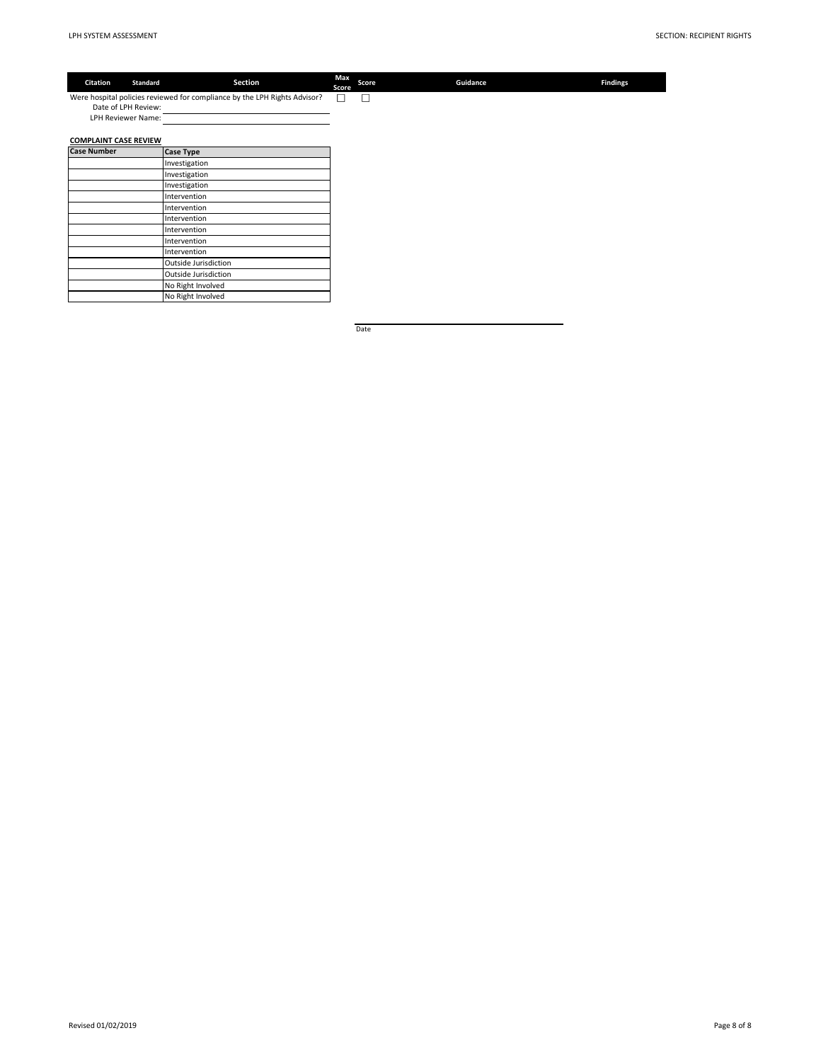| Citation | Standard | Section | Max Score | Score | Guidance | Findings |
|---|---|---|---|---|---|---|
| | | Were hospital policies reviewed for compliance by the LPH Rights Advisor? | ☐ | ☐ | | |

Date of LPH Review: ______________________

LPH Reviewer Name: ______________________

**COMPLAINT CASE REVIEW**

| Case Number | Case Type |
|---|---|
| | Investigation |
| | Investigation |
| | Investigation |
| | Intervention |
| | Intervention |
| | Intervention |
| | Intervention |
| | Intervention |
| | Intervention |
| | Outside Jurisdiction |
| | Outside Jurisdiction |
| | No Right Involved |
| | No Right Involved |

______________________

Date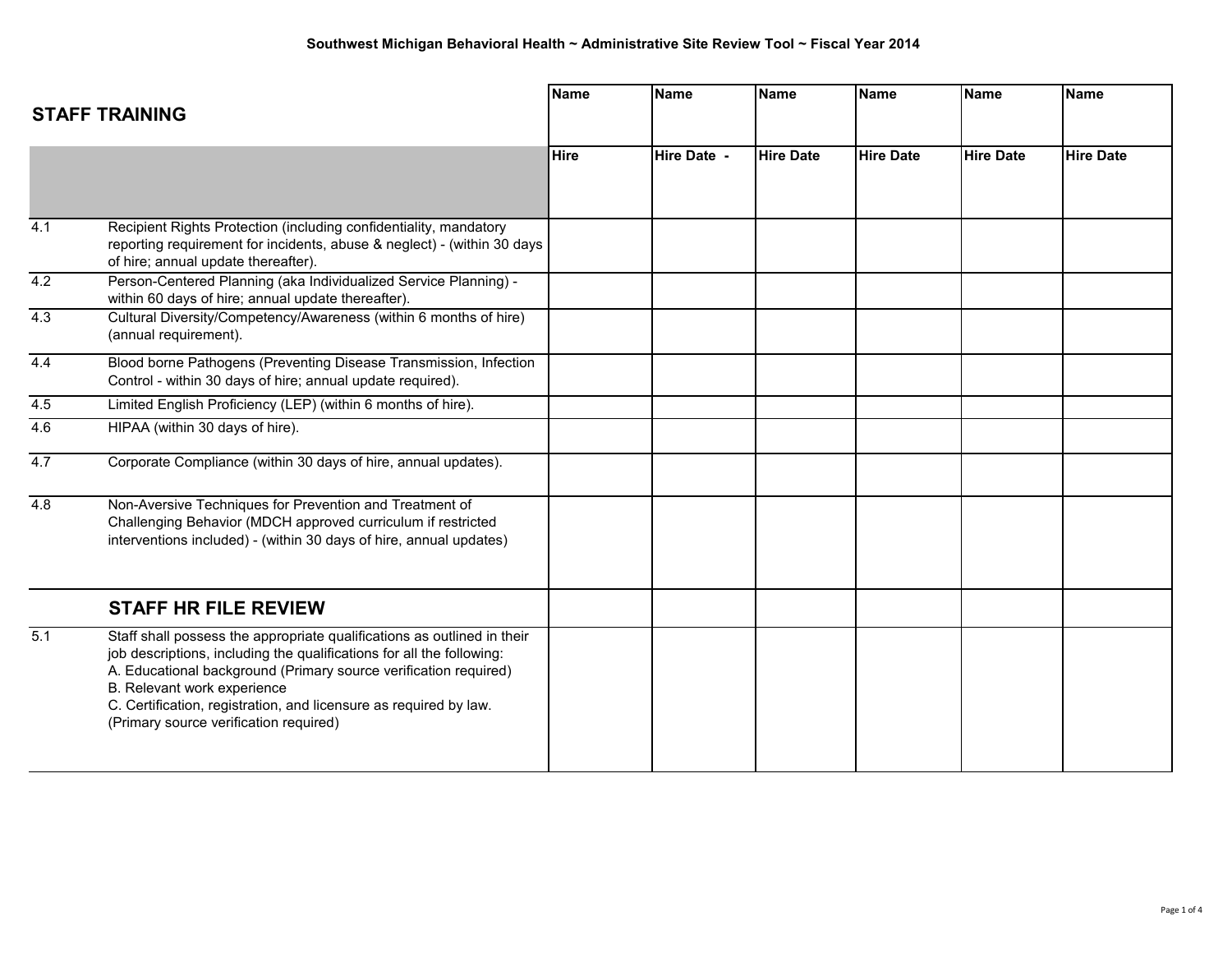Southwest Michigan Behavioral Health ~ Administrative Site Review Tool ~ Fiscal Year 2014

| **STAFF TRAINING** | | Name | Name | Name | Name | Name | Name |
|---|---|---|---|---|---|---|---|
| | | Hire | Hire Date - | Hire Date | Hire Date | Hire Date | Hire Date |
| 4.1 | Recipient Rights Protection (including confidentiality, mandatory reporting requirement for incidents, abuse & neglect) - (within 30 days of hire; annual update thereafter). | | | | | | |
| 4.2 | Person-Centered Planning (aka Individualized Service Planning) - within 60 days of hire; annual update thereafter). | | | | | | |
| 4.3 | Cultural Diversity/Competency/Awareness (within 6 months of hire) (annual requirement). | | | | | | |
| 4.4 | Blood borne Pathogens (Preventing Disease Transmission, Infection Control - within 30 days of hire; annual update required). | | | | | | |
| 4.5 | Limited English Proficiency (LEP) (within 6 months of hire). | | | | | | |
| 4.6 | HIPAA (within 30 days of hire). | | | | | | |
| 4.7 | Corporate Compliance (within 30 days of hire, annual updates). | | | | | | |
| 4.8 | Non-Aversive Techniques for Prevention and Treatment of Challenging Behavior (MDCH approved curriculum if restricted interventions included) - (within 30 days of hire, annual updates) | | | | | | |
| | **STAFF HR FILE REVIEW** | | | | | | |
| 5.1 | Staff shall possess the appropriate qualifications as outlined in their job descriptions, including the qualifications for all the following:<br>A. Educational background (Primary source verification required)<br>B. Relevant work experience<br>C. Certification, registration, and licensure as required by law. (Primary source verification required) | | | | | | |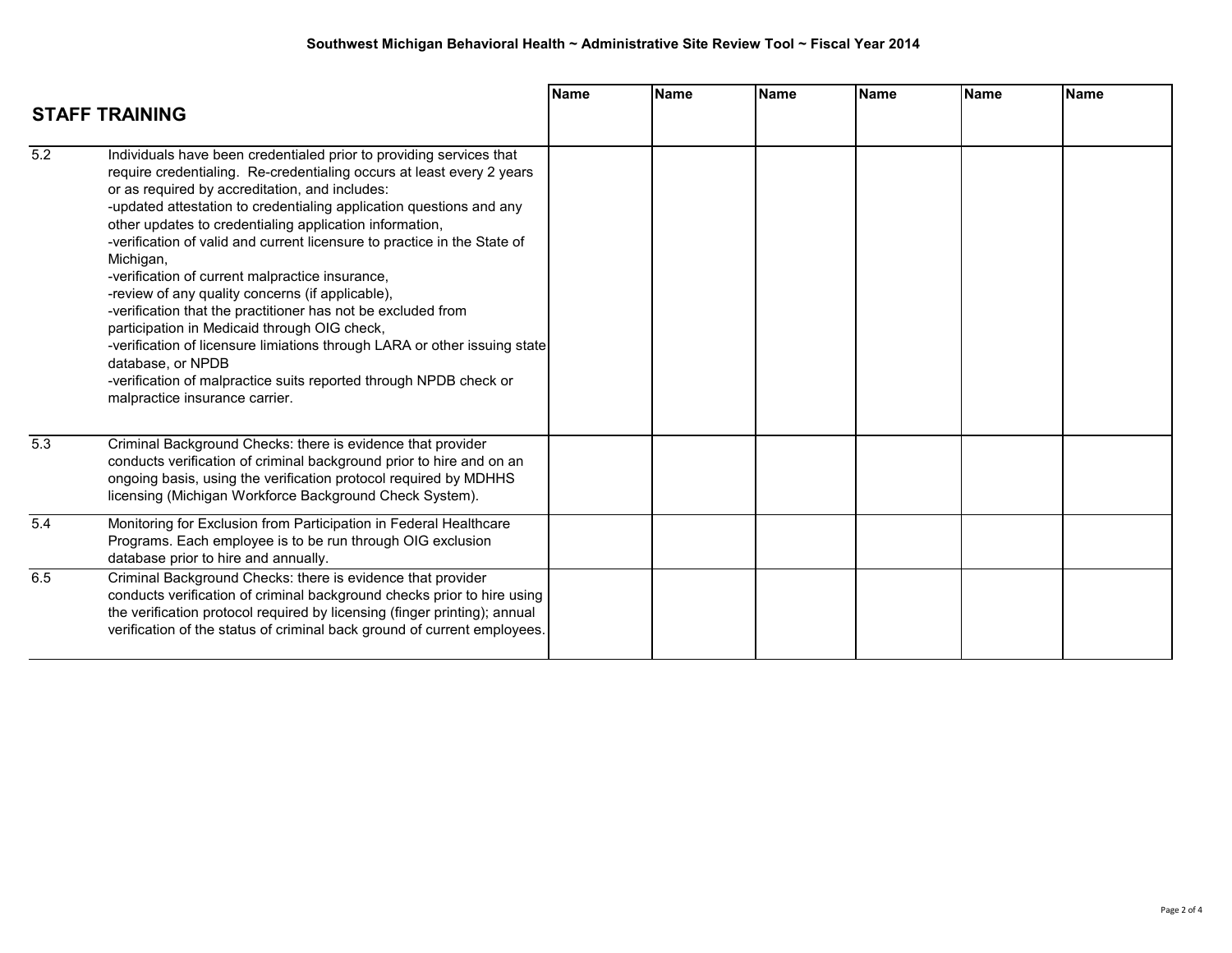Southwest Michigan Behavioral Health ~ Administrative Site Review Tool ~ Fiscal Year 2014

| STAFF TRAINING | | Name | Name | Name | Name | Name | Name |
|---|---|---|---|---|---|---|---|
| 5.2 | Individuals have been credentialed prior to providing services that require credentialing. Re-credentialing occurs at least every 2 years or as required by accreditation, and includes:<br>-updated attestation to credentialing application questions and any other updates to credentialing application information,<br>-verification of valid and current licensure to practice in the State of Michigan,<br>-verification of current malpractice insurance,<br>-review of any quality concerns (if applicable),<br>-verification that the practitioner has not be excluded from participation in Medicaid through OIG check,<br>-verification of licensure limiations through LARA or other issuing state database, or NPDB<br>-verification of malpractice suits reported through NPDB check or malpractice insurance carrier. | | | | | | |
| 5.3 | Criminal Background Checks: there is evidence that provider conducts verification of criminal background prior to hire and on an ongoing basis, using the verification protocol required by MDHHS licensing (Michigan Workforce Background Check System). | | | | | | |
| 5.4 | Monitoring for Exclusion from Participation in Federal Healthcare Programs. Each employee is to be run through OIG exclusion database prior to hire and annually. | | | | | | |
| 6.5 | Criminal Background Checks: there is evidence that provider conducts verification of criminal background checks prior to hire using the verification protocol required by licensing (finger printing); annual verification of the status of criminal back ground of current employees. | | | | | | |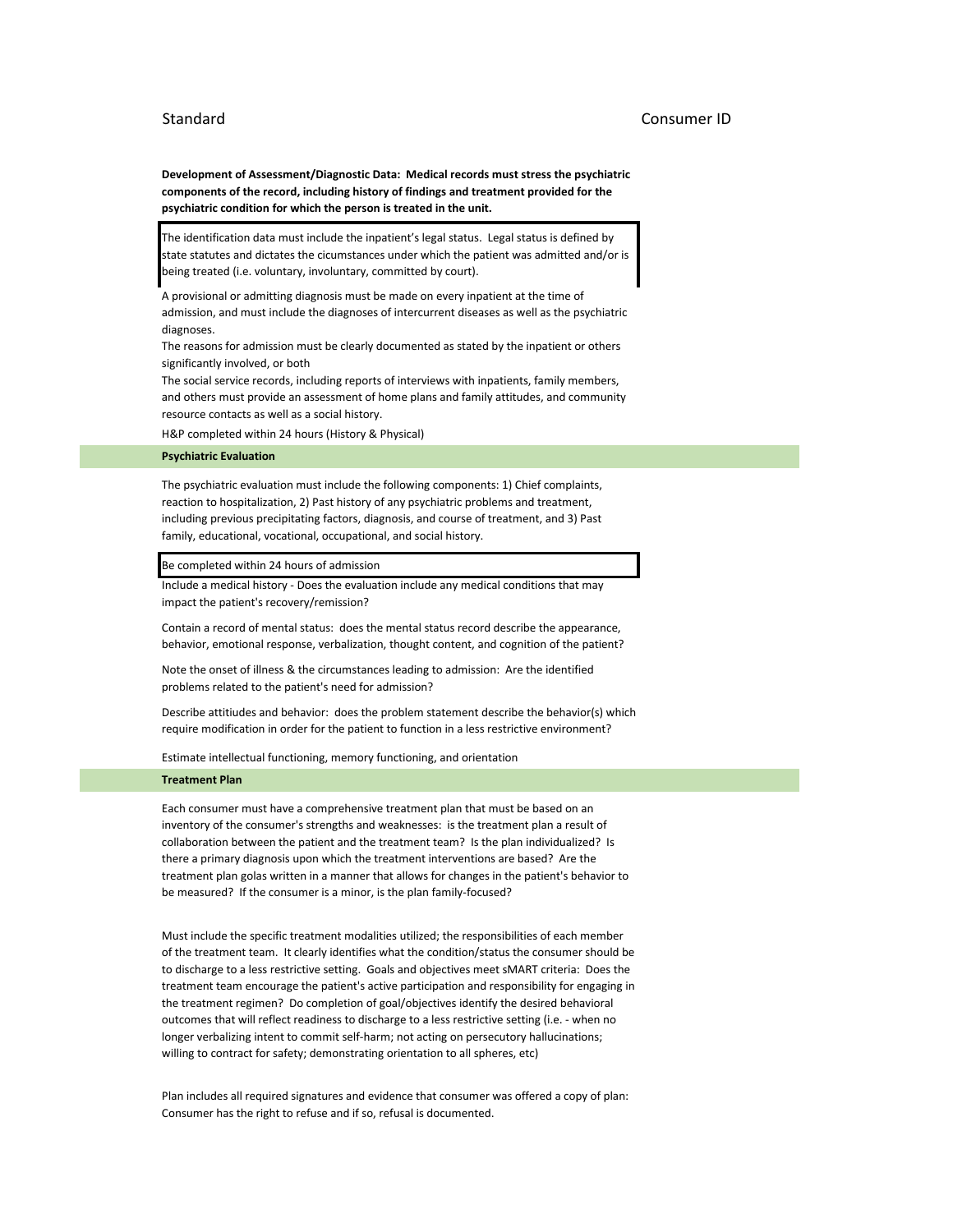| Standard | Consumer ID |
| --- | --- |
| **Development of Assessment/Diagnostic Data: Medical records must stress the psychiatric components of the record, including history of findings and treatment provided for the psychiatric condition for which the person is treated in the unit.** | |
| The identification data must include the inpatient's legal status. Legal status is defined by state statutes and dictates the cicumstances under which the patient was admitted and/or is being treated (i.e. voluntary, involuntary, committed by court). | |
| A provisional or admitting diagnosis must be made on every inpatient at the time of admission, and must include the diagnoses of intercurrent diseases as well as the psychiatric diagnoses. | |
| The reasons for admission must be clearly documented as stated by the inpatient or others significantly involved, or both | |
| The social service records, including reports of interviews with inpatients, family members, and others must provide an assessment of home plans and family attitudes, and community resource contacts as well as a social history. | |
| H&P completed within 24 hours (History & Physical) | |
| **Psychiatric Evaluation** | |
| The psychiatric evaluation must include the following components: 1) Chief complaints, reaction to hospitalization, 2) Past history of any psychiatric problems and treatment, including previous precipitating factors, diagnosis, and course of treatment, and 3) Past family, educational, vocational, occupational, and social history. | |
| Be completed within 24 hours of admission | |
| Include a medical history - Does the evaluation include any medical conditions that may impact the patient's recovery/remission? | |
| Contain a record of mental status: does the mental status record describe the appearance, behavior, emotional response, verbalization, thought content, and cognition of the patient? | |
| Note the onset of illness & the circumstances leading to admission: Are the identified problems related to the patient's need for admission? | |
| Describe attitiudes and behavior: does the problem statement describe the behavior(s) which require modification in order for the patient to function in a less restrictive environment? | |
| Estimate intellectual functioning, memory functioning, and orientation | |
| **Treatment Plan** | |
| Each consumer must have a comprehensive treatment plan that must be based on an inventory of the consumer's strengths and weaknesses: is the treatment plan a result of collaboration between the patient and the treatment team? Is the plan individualized? Is there a primary diagnosis upon which the treatment interventions are based? Are the treatment plan golas written in a manner that allows for changes in the patient's behavior to be measured? If the consumer is a minor, is the plan family-focused? | |
| Must include the specific treatment modalities utilized; the responsibilities of each member of the treatment team. It clearly identifies what the condition/status the consumer should be to discharge to a less restrictive setting. Goals and objectives meet sMART criteria: Does the treatment team encourage the patient's active participation and responsibility for engaging in the treatment regimen? Do completion of goal/objectives identify the desired behavioral outcomes that will reflect readiness to discharge to a less restrictive setting (i.e. - when no longer verbalizing intent to commit self-harm; not acting on persecutory hallucinations; willing to contract for safety; demonstrating orientation to all spheres, etc) | |
| Plan includes all required signatures and evidence that consumer was offered a copy of plan: Consumer has the right to refuse and if so, refusal is documented. | |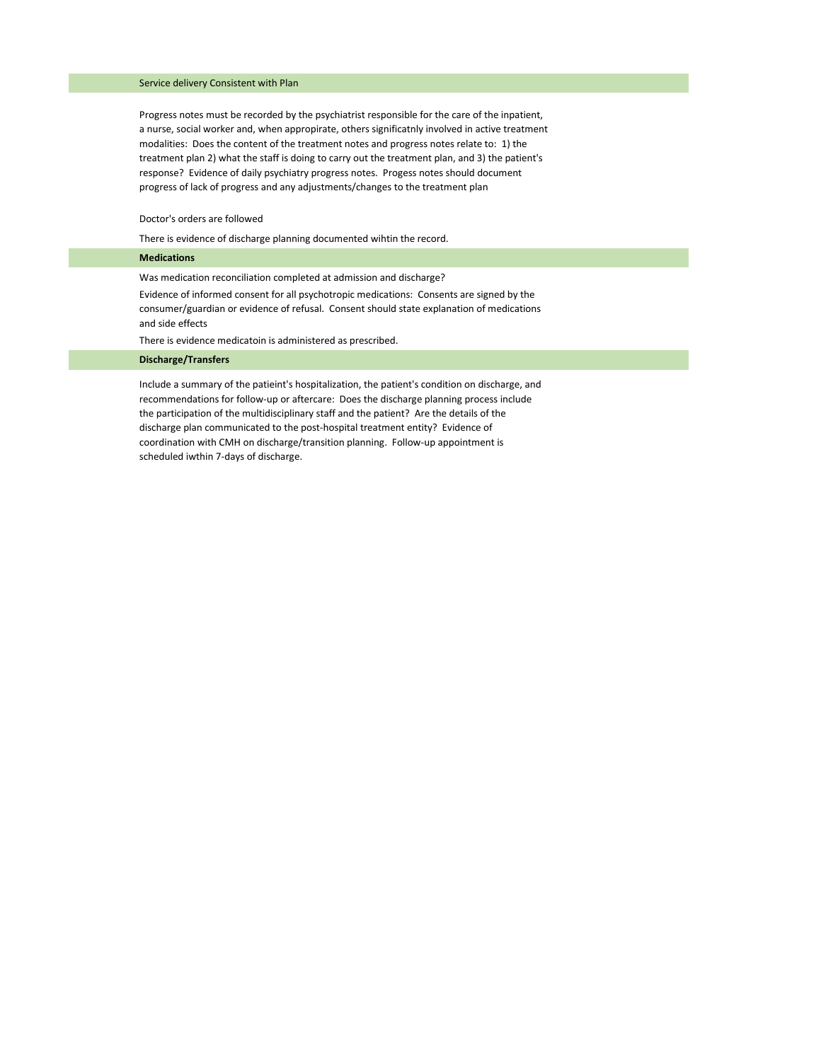## Service delivery Consistent with Plan

Progress notes must be recorded by the psychiatrist responsible for the care of the inpatient, a nurse, social worker and, when appropirate, others significatnly involved in active treatment modalities: Does the content of the treatment notes and progress notes relate to: 1) the treatment plan 2) what the staff is doing to carry out the treatment plan, and 3) the patient's response? Evidence of daily psychiatry progress notes. Progess notes should document progress of lack of progress and any adjustments/changes to the treatment plan

Doctor's orders are followed

There is evidence of discharge planning documented wihtin the record.

## **Medications**

Was medication reconciliation completed at admission and discharge?

Evidence of informed consent for all psychotropic medications: Consents are signed by the consumer/guardian or evidence of refusal. Consent should state explanation of medications and side effects

There is evidence medicatoin is administered as prescribed.

## **Discharge/Transfers**

Include a summary of the patieint's hospitalization, the patient's condition on discharge, and recommendations for follow-up or aftercare: Does the discharge planning process include the participation of the multidisciplinary staff and the patient? Are the details of the discharge plan communicated to the post-hospital treatment entity? Evidence of coordination with CMH on discharge/transition planning. Follow-up appointment is scheduled iwthin 7-days of discharge.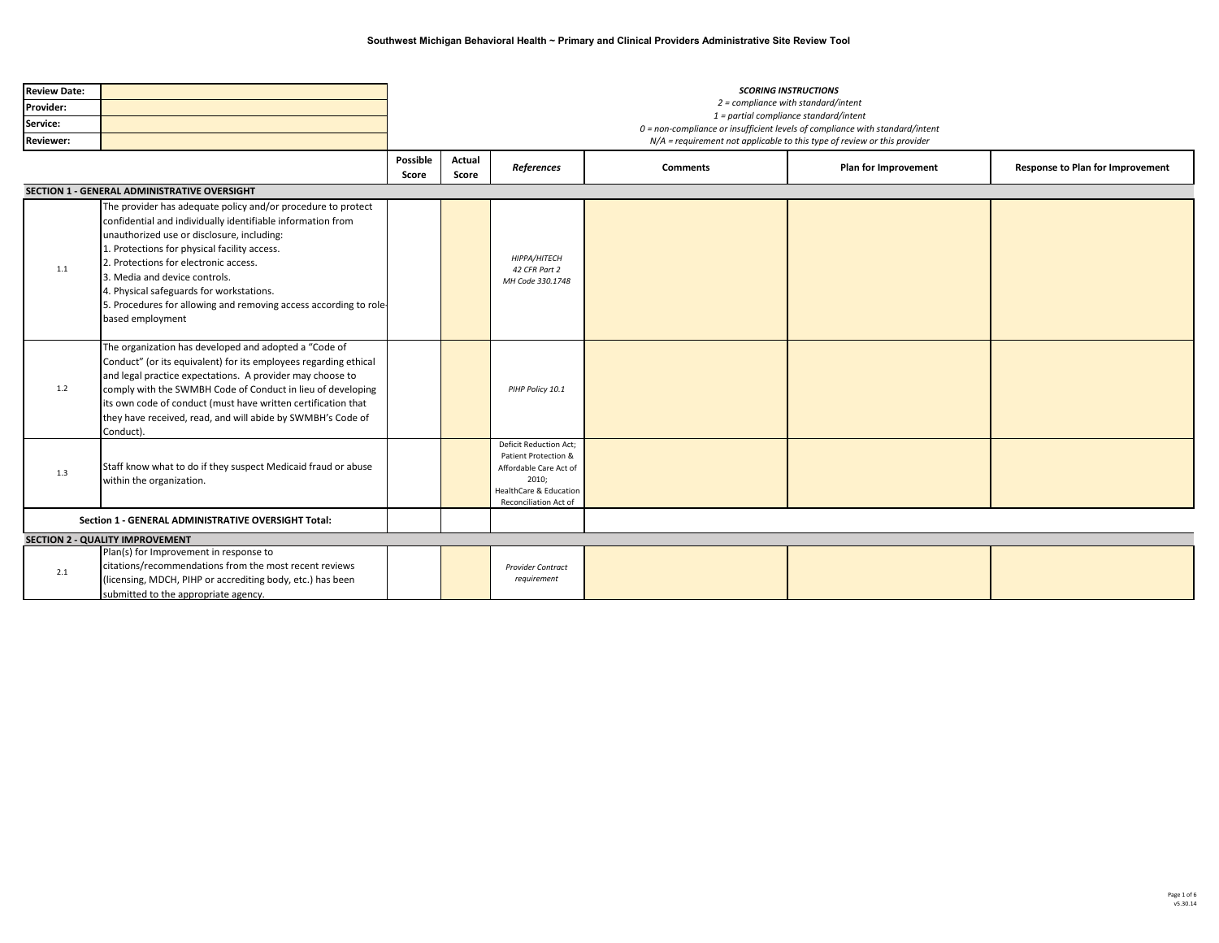## Southwest Michigan Behavioral Health ~ Primary and Clinical Providers Administrative Site Review Tool

| | |
|---|---|
| **Review Date:** | |
| **Provider:** | |
| **Service:** | |
| **Reviewer:** | |

***SCORING INSTRUCTIONS***

*2 = compliance with standard/intent*

*1 = partial compliance standard/intent*

*0 = non-compliance or insufficient levels of compliance with standard/intent*

*N/A = requirement not applicable to this type of review or this provider*

| | | Possible Score | Actual Score | *References* | Comments | Plan for Improvement | Response to Plan for Improvement |
|---|---|---|---|---|---|---|---|
| **SECTION 1 - GENERAL ADMINISTRATIVE OVERSIGHT** | | | | | | | |
| 1.1 | The provider has adequate policy and/or procedure to protect confidential and individually identifiable information from unauthorized use or disclosure, including:<br>1. Protections for physical facility access.<br>2. Protections for electronic access.<br>3. Media and device controls.<br>4. Physical safeguards for workstations.<br>5. Procedures for allowing and removing access according to role-based employment | | | *HIPPA/HITECH<br>42 CFR Part 2<br>MH Code 330.1748* | | | |
| 1.2 | The organization has developed and adopted a "Code of Conduct" (or its equivalent) for its employees regarding ethical and legal practice expectations. A provider may choose to comply with the SWMBH Code of Conduct in lieu of developing its own code of conduct (must have written certification that they have received, read, and will abide by SWMBH's Code of Conduct). | | | *PIHP Policy 10.1* | | | |
| 1.3 | Staff know what to do if they suspect Medicaid fraud or abuse within the organization. | | | Deficit Reduction Act; Patient Protection & Affordable Care Act of 2010; HealthCare & Education Reconciliation Act of | | | |
| **Section 1 - GENERAL ADMINISTRATIVE OVERSIGHT Total:** | | | | | | | |
| **SECTION 2 - QUALITY IMPROVEMENT** | | | | | | | |
| 2.1 | Plan(s) for Improvement in response to citations/recommendations from the most recent reviews (licensing, MDCH, PIHP or accrediting body, etc.) has been submitted to the appropriate agency. | | | *Provider Contract requirement* | | | |

v5.30.14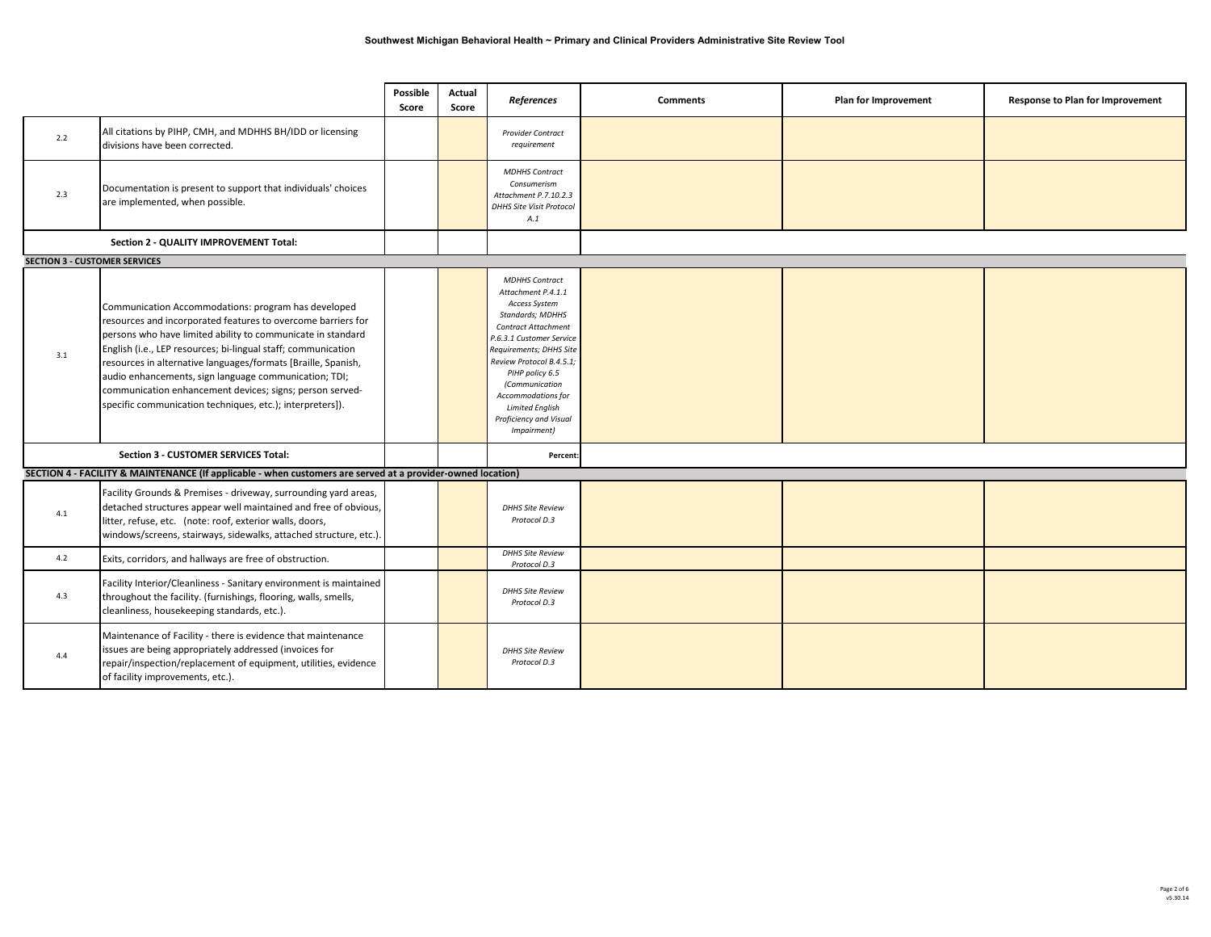**Southwest Michigan Behavioral Health ~ Primary and Clinical Providers Administrative Site Review Tool**

| | | Possible Score | Actual Score | *References* | Comments | Plan for Improvement | Response to Plan for Improvement |
|---|---|---|---|---|---|---|---|
| 2.2 | All citations by PIHP, CMH, and MDHHS BH/IDD or licensing divisions have been corrected. | | | *Provider Contract requirement* | | | |
| 2.3 | Documentation is present to support that individuals' choices are implemented, when possible. | | | *MDHHS Contract Consumerism Attachment P.7.10.2.3 DHHS Site Visit Protocol A.1* | | | |
| | **Section 2 - QUALITY IMPROVEMENT Total:** | | | | | | |
| **SECTION 3 - CUSTOMER SERVICES** | | | | | | | |
| 3.1 | Communication Accommodations: program has developed resources and incorporated features to overcome barriers for persons who have limited ability to communicate in standard English (i.e., LEP resources; bi-lingual staff; communication resources in alternative languages/formats [Braille, Spanish, audio enhancements, sign language communication; TDI; communication enhancement devices; signs; person served-specific communication techniques, etc.); interpreters]). | | | *MDHHS Contract Attachment P.4.1.1 Access System Standards; MDHHS Contract Attachment P.6.3.1 Customer Service Requirements; DHHS Site Review Protocol B.4.5.1; PIHP policy 6.5 (Communication Accommodations for Limited English Proficiency and Visual Impairment)* | | | |
| | **Section 3 - CUSTOMER SERVICES Total:** | | | **Percent:** | | | |
| **SECTION 4 - FACILITY & MAINTENANCE (If applicable - when customers are served at a provider-owned location)** | | | | | | | |
| 4.1 | Facility Grounds & Premises - driveway, surrounding yard areas, detached structures appear well maintained and free of obvious, litter, refuse, etc. (note: roof, exterior walls, doors, windows/screens, stairways, sidewalks, attached structure, etc.). | | | *DHHS Site Review Protocol D.3* | | | |
| 4.2 | Exits, corridors, and hallways are free of obstruction. | | | *DHHS Site Review Protocol D.3* | | | |
| 4.3 | Facility Interior/Cleanliness - Sanitary environment is maintained throughout the facility. (furnishings, flooring, walls, smells, cleanliness, housekeeping standards, etc.). | | | *DHHS Site Review Protocol D.3* | | | |
| 4.4 | Maintenance of Facility - there is evidence that maintenance issues are being appropriately addressed (invoices for repair/inspection/replacement of equipment, utilities, evidence of facility improvements, etc.). | | | *DHHS Site Review Protocol D.3* | | | |

v5.30.14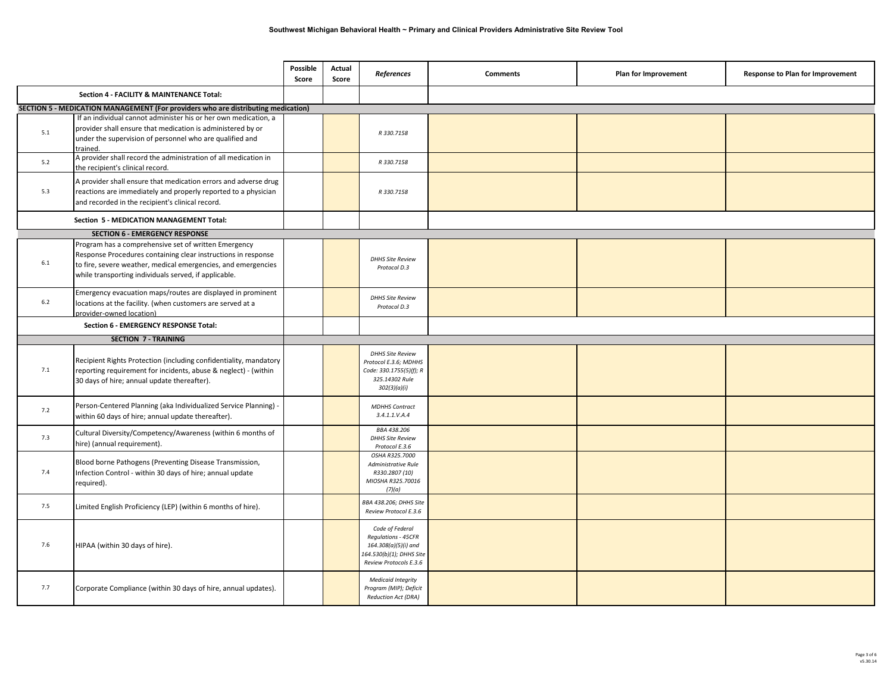**Southwest Michigan Behavioral Health ~ Primary and Clinical Providers Administrative Site Review Tool**

| | | Possible Score | Actual Score | *References* | Comments | Plan for Improvement | Response to Plan for Improvement |
|---|---|---|---|---|---|---|---|
| | **Section 4 - FACILITY & MAINTENANCE Total:** | | | | | | |
| **SECTION 5 - MEDICATION MANAGEMENT (For providers who are distributing medication)** | | | | | | | |
| 5.1 | If an individual cannot administer his or her own medication, a provider shall ensure that medication is administered by or under the supervision of personnel who are qualified and trained. | | | *R 330.7158* | | | |
| 5.2 | A provider shall record the administration of all medication in the recipient's clinical record. | | | *R 330.7158* | | | |
| 5.3 | A provider shall ensure that medication errors and adverse drug reactions are immediately and properly reported to a physician and recorded in the recipient's clinical record. | | | *R 330.7158* | | | |
| | **Section 5 - MEDICATION MANAGEMENT Total:** | | | | | | |
| | **SECTION 6 - EMERGENCY RESPONSE** | | | | | | |
| 6.1 | Program has a comprehensive set of written Emergency Response Procedures containing clear instructions in response to fire, severe weather, medical emergencies, and emergencies while transporting individuals served, if applicable. | | | *DHHS Site Review Protocol D.3* | | | |
| 6.2 | Emergency evacuation maps/routes are displayed in prominent locations at the facility. (when customers are served at a provider-owned location) | | | *DHHS Site Review Protocol D.3* | | | |
| | **Section 6 - EMERGENCY RESPONSE Total:** | | | | | | |
| | **SECTION 7 - TRAINING** | | | | | | |
| 7.1 | Recipient Rights Protection (including confidentiality, mandatory reporting requirement for incidents, abuse & neglect) - (within 30 days of hire; annual update thereafter). | | | *DHHS Site Review Protocol E.3.6; MDHHS Code: 330.1755(5)(f); R 325.14302 Rule 302(3)(a)(i)* | | | |
| 7.2 | Person-Centered Planning (aka Individualized Service Planning) - within 60 days of hire; annual update thereafter). | | | *MDHHS Contract 3.4.1.1.V.A.4* | | | |
| 7.3 | Cultural Diversity/Competency/Awareness (within 6 months of hire) (annual requirement). | | | *BBA 438.206 DHHS Site Review Protocol E.3.6* | | | |
| 7.4 | Blood borne Pathogens (Preventing Disease Transmission, Infection Control - within 30 days of hire; annual update required). | | | *OSHA R325.7000 Administrative Rule R330.2807 (10) MIOSHA R325.70016 (7)(a)* | | | |
| 7.5 | Limited English Proficiency (LEP) (within 6 months of hire). | | | *BBA 438.206; DHHS Site Review Protocol E.3.6* | | | |
| 7.6 | HIPAA (within 30 days of hire). | | | *Code of Federal Regulations - 45CFR 164.308(a)(5)(i) and 164.530(b)(1); DHHS Site Review Protocols E.3.6* | | | |
| 7.7 | Corporate Compliance (within 30 days of hire, annual updates). | | | *Medicaid Integrity Program (MIP); Deficit Reduction Act (DRA)* | | | |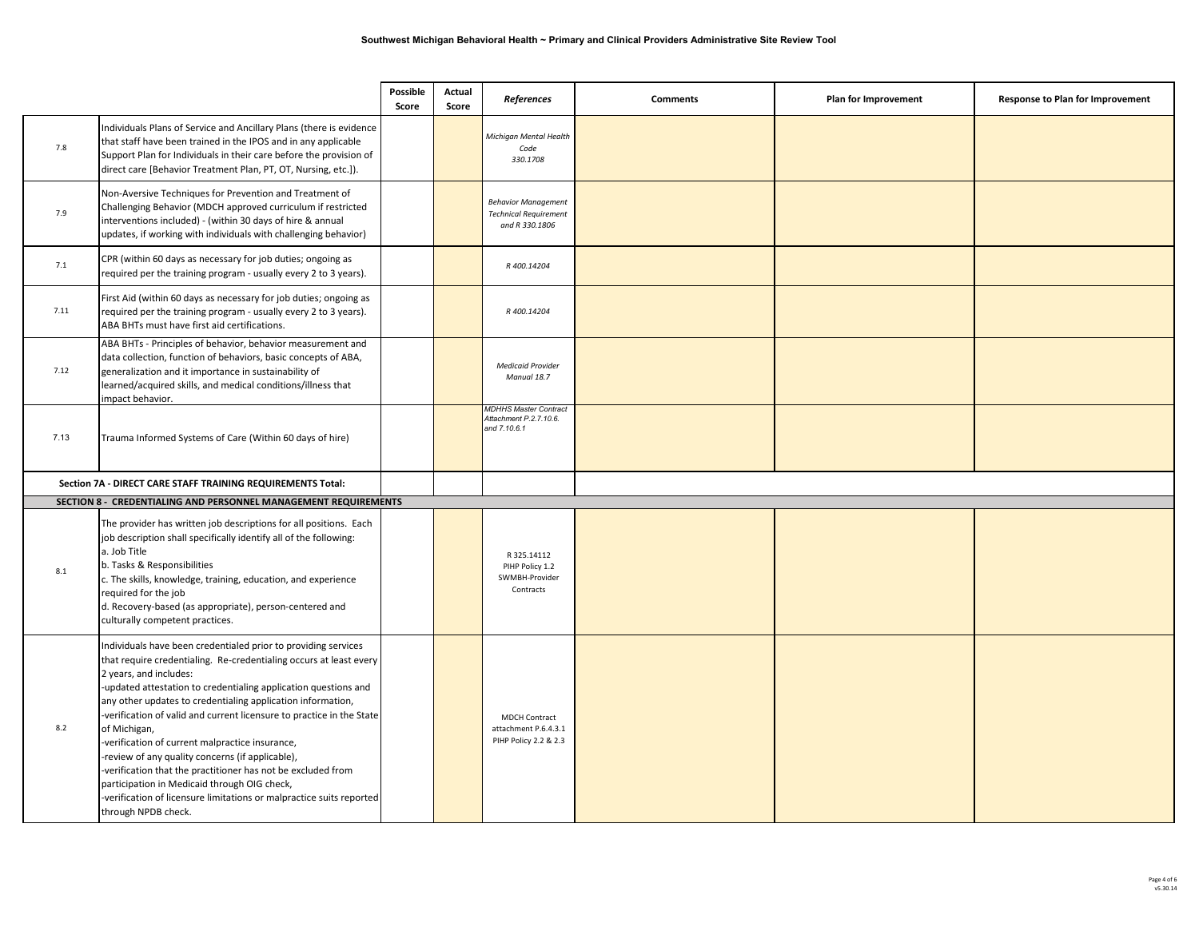**Southwest Michigan Behavioral Health ~ Primary and Clinical Providers Administrative Site Review Tool**

| | | Possible Score | Actual Score | *References* | Comments | Plan for Improvement | Response to Plan for Improvement |
|---|---|---|---|---|---|---|---|
| 7.8 | Individuals Plans of Service and Ancillary Plans (there is evidence that staff have been trained in the IPOS and in any applicable Support Plan for Individuals in their care before the provision of direct care [Behavior Treatment Plan, PT, OT, Nursing, etc.]). | | | *Michigan Mental Health Code 330.1708* | | | |
| 7.9 | Non-Aversive Techniques for Prevention and Treatment of Challenging Behavior (MDCH approved curriculum if restricted interventions included) - (within 30 days of hire & annual updates, if working with individuals with challenging behavior) | | | *Behavior Management Technical Requirement and R 330.1806* | | | |
| 7.1 | CPR (within 60 days as necessary for job duties; ongoing as required per the training program - usually every 2 to 3 years). | | | *R 400.14204* | | | |
| 7.11 | First Aid (within 60 days as necessary for job duties; ongoing as required per the training program - usually every 2 to 3 years). ABA BHTs must have first aid certifications. | | | *R 400.14204* | | | |
| 7.12 | ABA BHTs - Principles of behavior, behavior measurement and data collection, function of behaviors, basic concepts of ABA, generalization and it importance in sustainability of learned/acquired skills, and medical conditions/illness that impact behavior. | | | *Medicaid Provider Manual 18.7* | | | |
| 7.13 | Trauma Informed Systems of Care (Within 60 days of hire) | | | *MDHHS Master Contract Attachment P.2.7.10.6. and 7.10.6.1* | | | |
| **Section 7A - DIRECT CARE STAFF TRAINING REQUIREMENTS Total:** | | | | | | | |
| **SECTION 8 - CREDENTIALING AND PERSONNEL MANAGEMENT REQUIREMENTS** | | | | | | | |
| 8.1 | The provider has written job descriptions for all positions. Each job description shall specifically identify all of the following:<br>a. Job Title<br>b. Tasks & Responsibilities<br>c. The skills, knowledge, training, education, and experience required for the job<br>d. Recovery-based (as appropriate), person-centered and culturally competent practices. | | | R 325.14112<br>PIHP Policy 1.2<br>SWMBH-Provider Contracts | | | |
| 8.2 | Individuals have been credentialed prior to providing services that require credentialing. Re-credentialing occurs at least every 2 years, and includes:<br>-updated attestation to credentialing application questions and any other updates to credentialing application information,<br>-verification of valid and current licensure to practice in the State of Michigan,<br>-verification of current malpractice insurance,<br>-review of any quality concerns (if applicable),<br>-verification that the practitioner has not be excluded from participation in Medicaid through OIG check,<br>-verification of licensure limitations or malpractice suits reported through NPDB check. | | | MDCH Contract attachment P.6.4.3.1<br>PIHP Policy 2.2 & 2.3 | | | |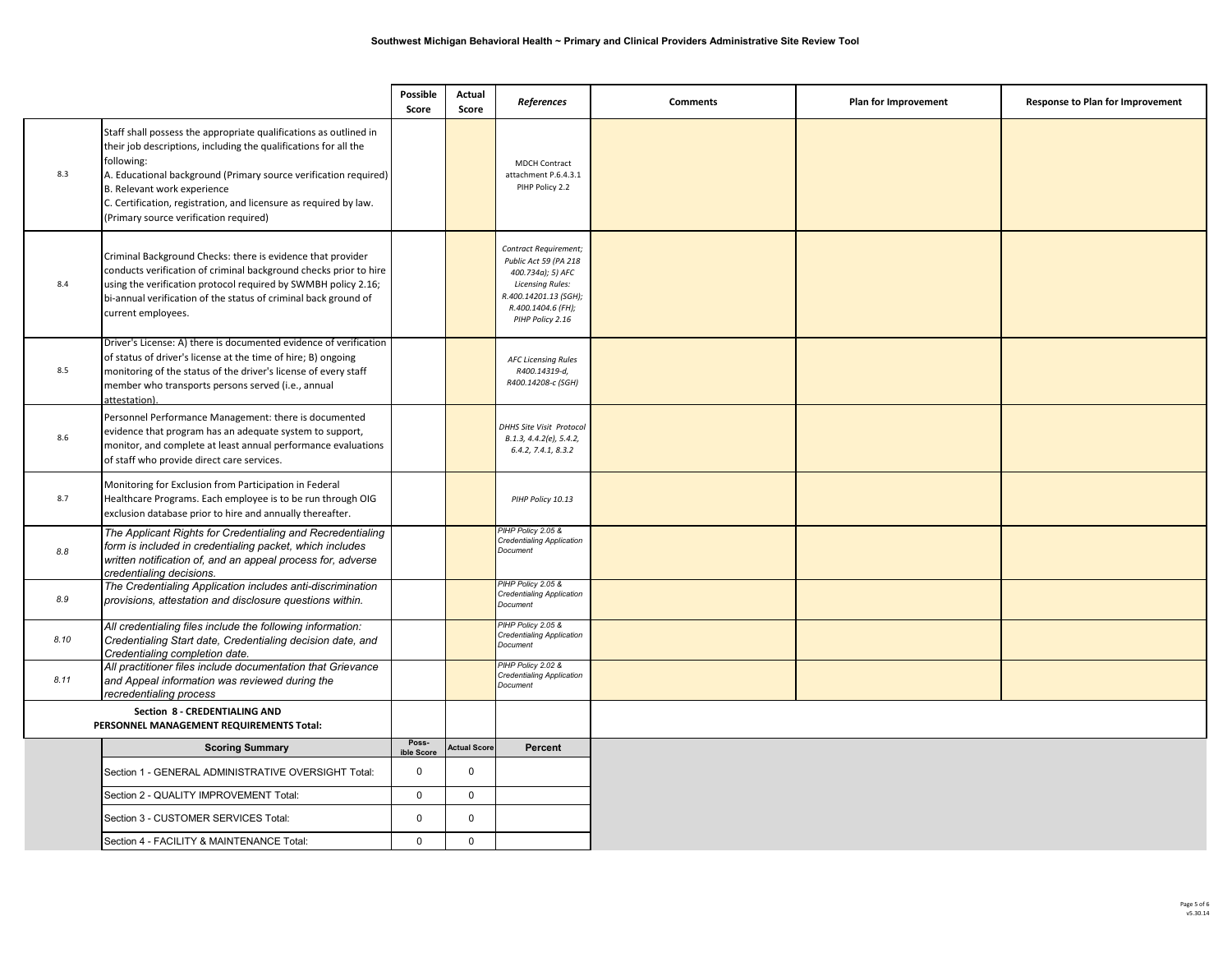# Southwest Michigan Behavioral Health ~ Primary and Clinical Providers Administrative Site Review Tool

| | | Possible Score | Actual Score | *References* | Comments | Plan for Improvement | Response to Plan for Improvement |
|---|---|---|---|---|---|---|---|
| 8.3 | Staff shall possess the appropriate qualifications as outlined in their job descriptions, including the qualifications for all the following:<br>A. Educational background (Primary source verification required)<br>B. Relevant work experience<br>C. Certification, registration, and licensure as required by law. (Primary source verification required) | | | MDCH Contract attachment P.6.4.3.1<br>PIHP Policy 2.2 | | | |
| 8.4 | Criminal Background Checks: there is evidence that provider conducts verification of criminal background checks prior to hire using the verification protocol required by SWMBH policy 2.16; bi-annual verification of the status of criminal back ground of current employees. | | | *Contract Requirement; Public Act 59 (PA 218 400.734a); 5) AFC Licensing Rules: R.400.14201.13 (SGH); R.400.1404.6 (FH); PIHP Policy 2.16* | | | |
| 8.5 | Driver's License: A) there is documented evidence of verification of status of driver's license at the time of hire; B) ongoing monitoring of the status of the driver's license of every staff member who transports persons served (i.e., annual attestation). | | | *AFC Licensing Rules R400.14319-d, R400.14208-c (SGH)* | | | |
| 8.6 | Personnel Performance Management: there is documented evidence that program has an adequate system to support, monitor, and complete at least annual performance evaluations of staff who provide direct care services. | | | *DHHS Site Visit Protocol B.1.3, 4.4.2(e), 5.4.2, 6.4.2, 7.4.1, 8.3.2* | | | |
| 8.7 | Monitoring for Exclusion from Participation in Federal Healthcare Programs. Each employee is to be run through OIG exclusion database prior to hire and annually thereafter. | | | *PIHP Policy 10.13* | | | |
| *8.8* | *The Applicant Rights for Credentialing and Recredentialing form is included in credentialing packet, which includes written notification of, and an appeal process for, adverse credentialing decisions.* | | | *PIHP Policy 2.05 & Credentialing Application Document* | | | |
| *8.9* | *The Credentialing Application includes anti-discrimination provisions, attestation and disclosure questions within.* | | | *PIHP Policy 2.05 & Credentialing Application Document* | | | |
| *8.10* | *All credentialing files include the following information: Credentialing Start date, Credentialing decision date, and Credentialing completion date.* | | | *PIHP Policy 2.05 & Credentialing Application Document* | | | |
| *8.11* | *All practitioner files include documentation that Grievance and Appeal information was reviewed during the recredentialing process* | | | *PIHP Policy 2.02 & Credentialing Application Document* | | | |
| | **Section 8 - CREDENTIALING AND PERSONNEL MANAGEMENT REQUIREMENTS Total:** | | | | | | |

| Scoring Summary | Possible Score | Actual Score | Percent |
|---|---|---|---|
| Section 1 - GENERAL ADMINISTRATIVE OVERSIGHT Total: | 0 | 0 | |
| Section 2 - QUALITY IMPROVEMENT Total: | 0 | 0 | |
| Section 3 - CUSTOMER SERVICES Total: | 0 | 0 | |
| Section 4 - FACILITY & MAINTENANCE Total: | 0 | 0 | |

v5.30.14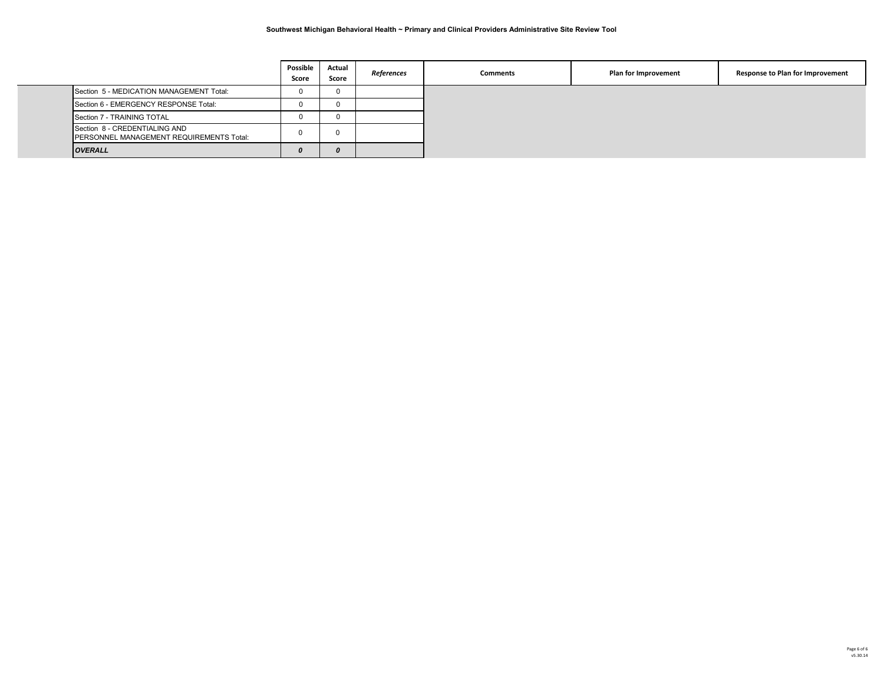Southwest Michigan Behavioral Health ~ Primary and Clinical Providers Administrative Site Review Tool

| | Possible Score | Actual Score | *References* | Comments | Plan for Improvement | Response to Plan for Improvement |
|---|---|---|---|---|---|---|
| Section 5 - MEDICATION MANAGEMENT Total: | 0 | 0 | | | | |
| Section 6 - EMERGENCY RESPONSE Total: | 0 | 0 | | | | |
| Section 7 - TRAINING TOTAL | 0 | 0 | | | | |
| Section 8 - CREDENTIALING AND PERSONNEL MANAGEMENT REQUIREMENTS Total: | 0 | 0 | | | | |
| ***OVERALL*** | ***0*** | ***0*** | | | | |

v5.30.14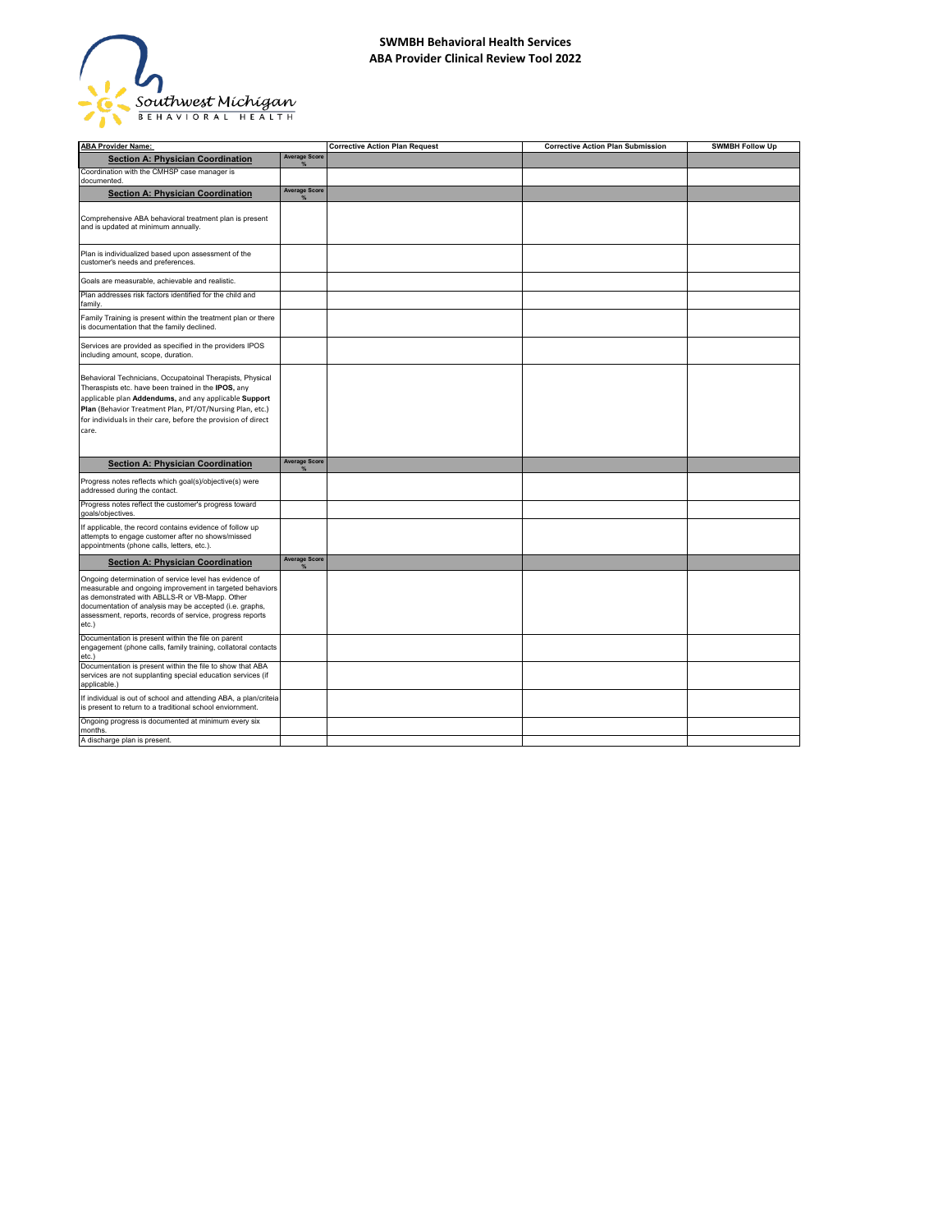**SWMBH Behavioral Health Services**
**ABA Provider Clinical Review Tool 2022**

Southwest Michigan BEHAVIORAL HEALTH

| ABA Provider Name: | | Corrective Action Plan Request | Corrective Action Plan Submission | SWMBH Follow Up |
|---|---|---|---|---|
| **Section A: Physician Coordination** | Average Score % | | | |
| Coordination with the CMHSP case manager is documented. | | | | |
| **Section A: Physician Coordination** | Average Score % | | | |
| Comprehensive ABA behavioral treatment plan is present and is updated at minimum annually. | | | | |
| Plan is individualized based upon assessment of the customer's needs and preferences. | | | | |
| Goals are measurable, achievable and realistic. | | | | |
| Plan addresses risk factors identified for the child and family. | | | | |
| Family Training is present within the treatment plan or there is documentation that the family declined. | | | | |
| Services are provided as specified in the providers IPOS including amount, scope, duration. | | | | |
| Behavioral Technicians, Occupatoinal Therapists, Physical Therasipsts etc. have been trained in the **IPOS**, any applicable plan **Addendums,** and any applicable **Support Plan** (Behavior Treatment Plan, PT/OT/Nursing Plan, etc.) for individuals in their care, before the provision of direct care. | | | | |
| **Section A: Physician Coordination** | Average Score % | | | |
| Progress notes reflects which goal(s)/objective(s) were addressed during the contact. | | | | |
| Progress notes reflect the customer's progress toward goals/objectives. | | | | |
| If applicable, the record contains evidence of follow up attempts to engage customer after no shows/missed appointments (phone calls, letters, etc.). | | | | |
| **Section A: Physician Coordination** | Average Score % | | | |
| Ongoing determination of service level has evidence of measurable and ongoing improvement in targeted behaviors as demonstrated with ABLLS-R or VB-Mapp. Other documentation of analysis may be accepted (i.e. graphs, assessment, reports, records of service, progress reports etc.) | | | | |
| Documentation is present within the file on parent engagement (phone calls, family training, collatoral contacts etc.) | | | | |
| Documentation is present within the file to show that ABA services are not supplanting special education services (if applicable.) | | | | |
| If individual is out of school and attending ABA, a plan/criteia is present to return to a traditional school enviornment. | | | | |
| Ongoing progress is documented at minimum every six months. | | | | |
| A discharge plan is present. | | | | |